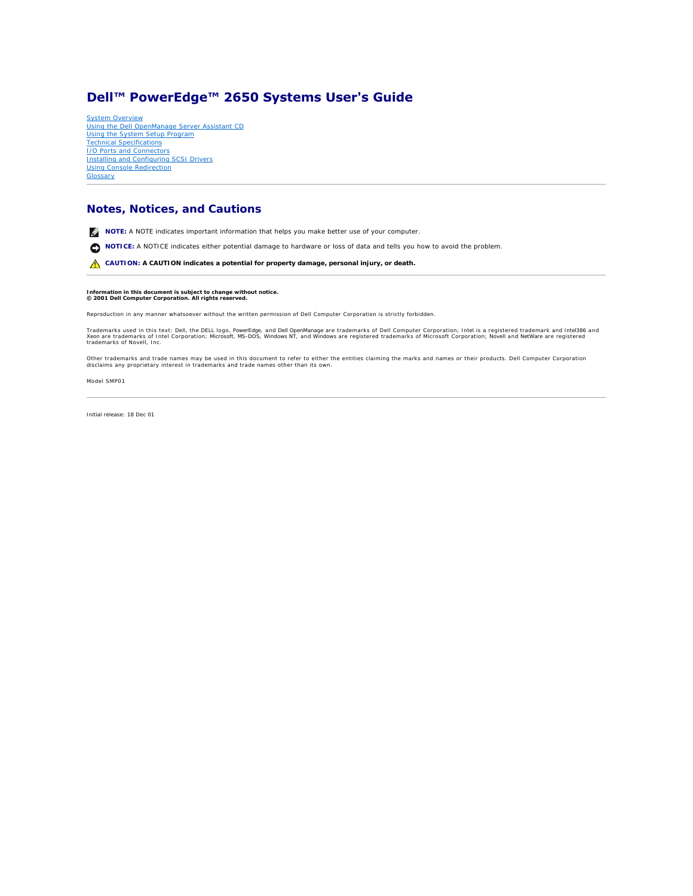# Dell™ PowerEdge™ 2650 Systems User's Guide

[System Overview](#)
[Using the Dell OpenManage Server Assistant CD](#)
[Using the System Setup Program](#)
[Technical Specifications](#)
[I/O Ports and Connectors](#)
[Installing and Configuring SCSI Drivers](#)
[Using Console Redirection](#)
[Glossary](#)

---

## Notes, Notices, and Cautions

**NOTE:** A NOTE indicates important information that helps you make better use of your computer.

**NOTICE:** A NOTICE indicates either potential damage to hardware or loss of data and tells you how to avoid the problem.

**CAUTION: A CAUTION indicates a potential for property damage, personal injury, or death.**

---

**Information in this document is subject to change without notice.**
**© 2001 Dell Computer Corporation. All rights reserved.**

Reproduction in any manner whatsoever without the written permission of Dell Computer Corporation is strictly forbidden.

Trademarks used in this text: Dell, the DELL logo, PowerEdge, and Dell OpenManage are trademarks of Dell Computer Corporation; Intel is a registered trademark and Intel386 and Xeon are trademarks of Intel Corporation; Microsoft, MS-DOS, Windows NT, and Windows are registered trademarks of Microsoft Corporation; Novell and NetWare are registered trademarks of Novell, Inc.

Other trademarks and trade names may be used in this document to refer to either the entities claiming the marks and names or their products. Dell Computer Corporation disclaims any proprietary interest in trademarks and trade names other than its own.

Model SMP01

---

Initial release: 18 Dec 01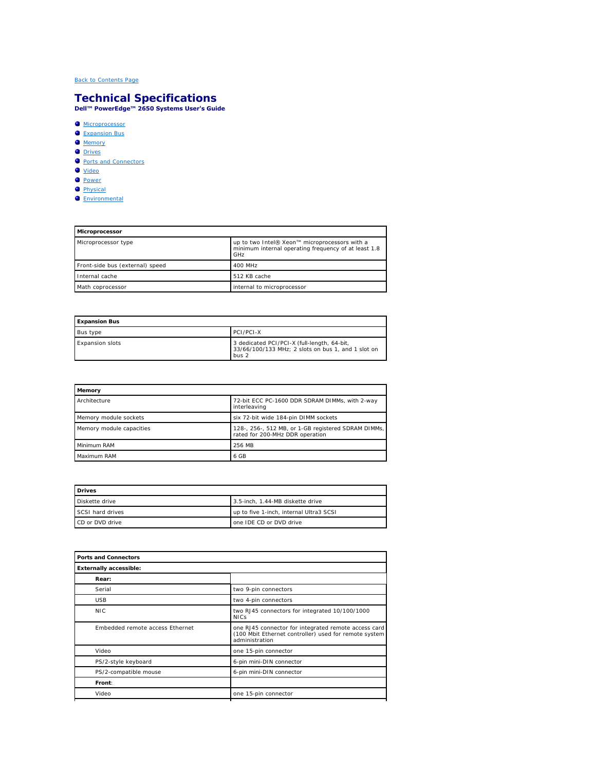[Back to Contents Page](#)

# Technical Specifications

**Dell™ PowerEdge™ 2650 Systems User's Guide**

- [Microprocessor](#)
- [Expansion Bus](#)
- [Memory](#)
- [Drives](#)
- [Ports and Connectors](#)
- [Video](#)
- [Power](#)
- [Physical](#)
- [Environmental](#)

| Microprocessor | |
|---|---|
| Microprocessor type | up to two Intel® Xeon™ microprocessors with a minimum internal operating frequency of at least 1.8 GHz |
| Front-side bus (external) speed | 400 MHz |
| Internal cache | 512 KB cache |
| Math coprocessor | internal to microprocessor |

| Expansion Bus | |
|---|---|
| Bus type | PCI/PCI-X |
| Expansion slots | 3 dedicated PCI/PCI-X (full-length, 64-bit, 33/66/100/133 MHz; 2 slots on bus 1, and 1 slot on bus 2 |

| Memory | |
|---|---|
| Architecture | 72-bit ECC PC-1600 DDR SDRAM DIMMs, with 2-way interleaving |
| Memory module sockets | six 72-bit wide 184-pin DIMM sockets |
| Memory module capacities | 128-, 256-, 512 MB, or 1-GB registered SDRAM DIMMs, rated for 200-MHz DDR operation |
| Minimum RAM | 256 MB |
| Maximum RAM | 6 GB |

| Drives | |
|---|---|
| Diskette drive | 3.5-inch, 1.44-MB diskette drive |
| SCSI hard drives | up to five 1-inch, internal Ultra3 SCSI |
| CD or DVD drive | one IDE CD or DVD drive |

| Ports and Connectors | |
|---|---|
| **Externally accessible:** | |
| **Rear:** | |
| Serial | two 9-pin connectors |
| USB | two 4-pin connectors |
| NIC | two RJ45 connectors for integrated 10/100/1000 NICs |
| Embedded remote access Ethernet | one RJ45 connector for integrated remote access card (100 Mbit Ethernet controller) used for remote system administration |
| Video | one 15-pin connector |
| PS/2-style keyboard | 6-pin mini-DIN connector |
| PS/2-compatible mouse | 6-pin mini-DIN connector |
| **Front**: | |
| Video | one 15-pin connector |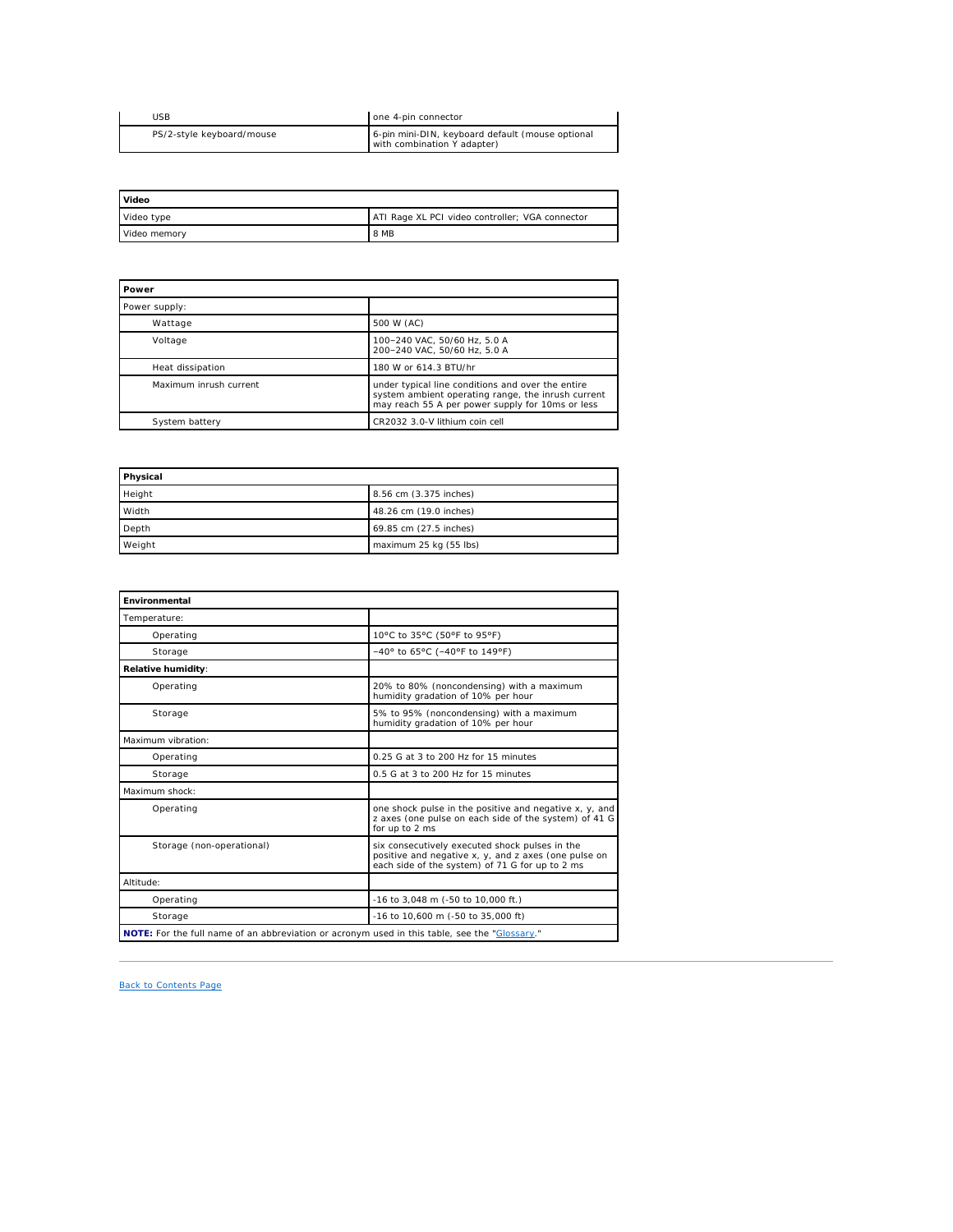| | |
|---|---|
| USB | one 4-pin connector |
| PS/2-style keyboard/mouse | 6-pin mini-DIN, keyboard default (mouse optional with combination Y adapter) |

| **Video** | |
|---|---|
| Video type | ATI Rage XL PCI video controller; VGA connector |
| Video memory | 8 MB |

| **Power** | |
|---|---|
| Power supply: | |
| Wattage | 500 W (AC) |
| Voltage | 100–240 VAC, 50/60 Hz, 5.0 A<br>200–240 VAC, 50/60 Hz, 5.0 A |
| Heat dissipation | 180 W or 614.3 BTU/hr |
| Maximum inrush current | under typical line conditions and over the entire system ambient operating range, the inrush current may reach 55 A per power supply for 10ms or less |
| System battery | CR2032 3.0-V lithium coin cell |

| **Physical** | |
|---|---|
| Height | 8.56 cm (3.375 inches) |
| Width | 48.26 cm (19.0 inches) |
| Depth | 69.85 cm (27.5 inches) |
| Weight | maximum 25 kg (55 lbs) |

| **Environmental** | |
|---|---|
| Temperature: | |
| Operating | 10°C to 35°C (50°F to 95°F) |
| Storage | –40° to 65°C (–40°F to 149°F) |
| **Relative humidity**: | |
| Operating | 20% to 80% (noncondensing) with a maximum humidity gradation of 10% per hour |
| Storage | 5% to 95% (noncondensing) with a maximum humidity gradation of 10% per hour |
| Maximum vibration: | |
| Operating | 0.25 G at 3 to 200 Hz for 15 minutes |
| Storage | 0.5 G at 3 to 200 Hz for 15 minutes |
| Maximum shock: | |
| Operating | one shock pulse in the positive and negative x, y, and z axes (one pulse on each side of the system) of 41 G for up to 2 ms |
| Storage (non-operational) | six consecutively executed shock pulses in the positive and negative x, y, and z axes (one pulse on each side of the system) of 71 G for up to 2 ms |
| Altitude: | |
| Operating | -16 to 3,048 m (-50 to 10,000 ft.) |
| Storage | -16 to 10,600 m (-50 to 35,000 ft) |
| **NOTE:** For the full name of an abbreviation or acronym used in this table, see the "Glossary." | |

---

Back to Contents Page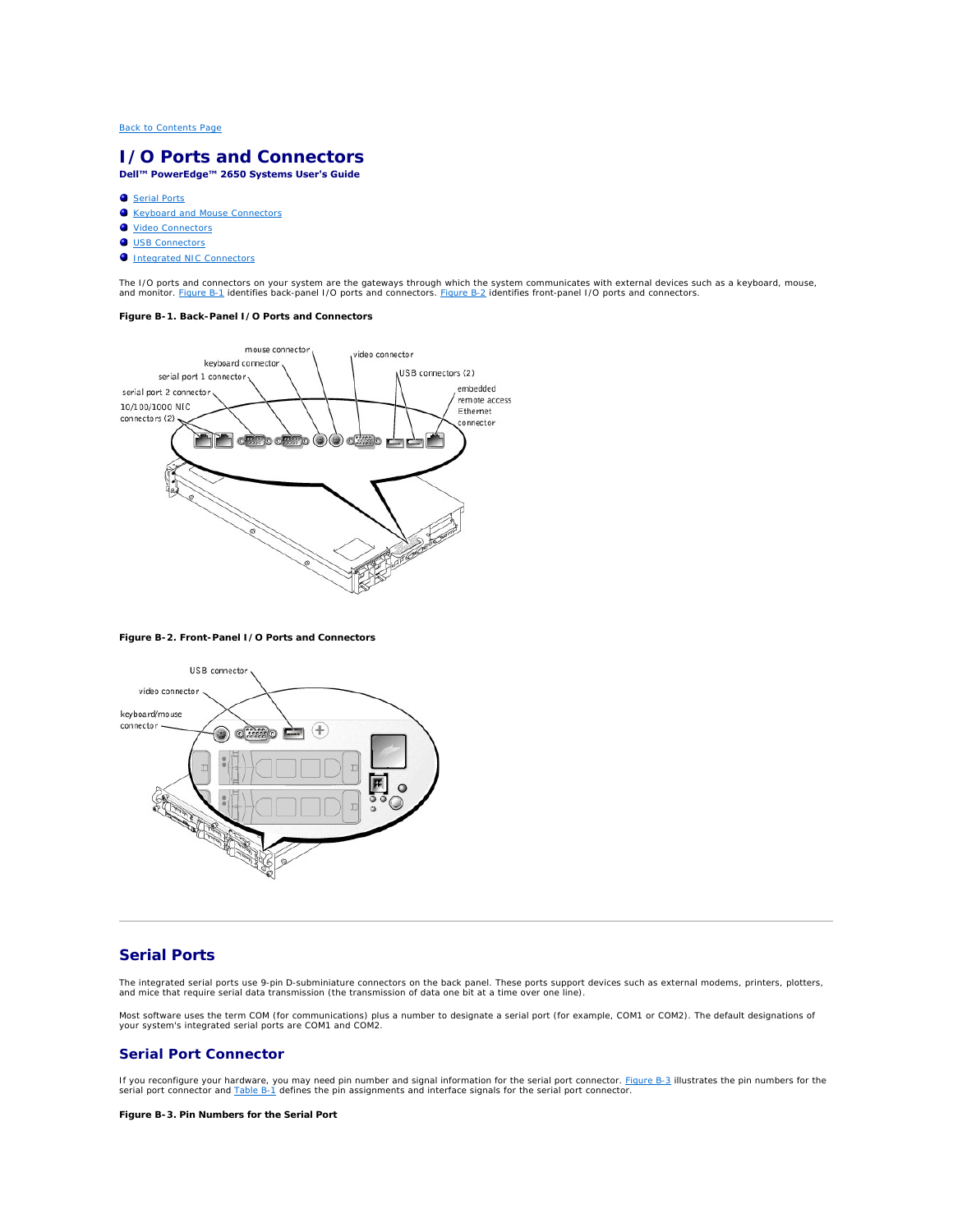[Back to Contents Page](#)

# I/O Ports and Connectors

**Dell™ PowerEdge™ 2650 Systems User's Guide**

- [Serial Ports](#)
- [Keyboard and Mouse Connectors](#)
- [Video Connectors](#)
- [USB Connectors](#)
- [Integrated NIC Connectors](#)

The I/O ports and connectors on your system are the gateways through which the system communicates with external devices such as a keyboard, mouse, and monitor. [Figure B-1](#) identifies back-panel I/O ports and connectors. [Figure B-2](#) identifies front-panel I/O ports and connectors.

**Figure B-1. Back-Panel I/O Ports and Connectors**

mouse connector, keyboard connector, serial port 1 connector, serial port 2 connector, 10/100/1000 NIC connectors (2), video connector, USB connectors (2), embedded remote access Ethernet connector

**Figure B-2. Front-Panel I/O Ports and Connectors**

USB connector, video connector, keyboard/mouse connector

## Serial Ports

The integrated serial ports use 9-pin D-subminiature connectors on the back panel. These ports support devices such as external modems, printers, plotters, and mice that require serial data transmission (the transmission of data one bit at a time over one line).

Most software uses the term COM (for communications) plus a number to designate a serial port (for example, COM1 or COM2). The default designations of your system's integrated serial ports are COM1 and COM2.

### Serial Port Connector

If you reconfigure your hardware, you may need pin number and signal information for the serial port connector. [Figure B-3](#) illustrates the pin numbers for the serial port connector and [Table B-1](#) defines the pin assignments and interface signals for the serial port connector.

**Figure B-3. Pin Numbers for the Serial Port**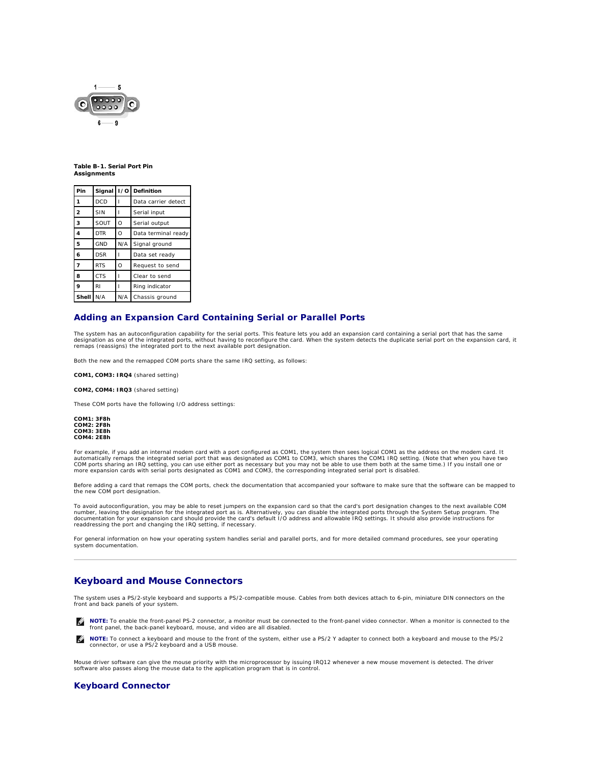**Table B-1. Serial Port Pin Assignments**

| Pin | Signal | I/O | Definition |
|---|---|---|---|
| **1** | DCD | I | Data carrier detect |
| **2** | SIN | I | Serial input |
| **3** | SOUT | O | Serial output |
| **4** | DTR | O | Data terminal ready |
| **5** | GND | N/A | Signal ground |
| **6** | DSR | I | Data set ready |
| **7** | RTS | O | Request to send |
| **8** | CTS | I | Clear to send |
| **9** | RI | I | Ring indicator |
| **Shell** | N/A | N/A | Chassis ground |

## Adding an Expansion Card Containing Serial or Parallel Ports

The system has an autoconfiguration capability for the serial ports. This feature lets you add an expansion card containing a serial port that has the same designation as one of the integrated ports, without having to reconfigure the card. When the system detects the duplicate serial port on the expansion card, it remaps (reassigns) the integrated port to the next available port designation.

Both the new and the remapped COM ports share the same IRQ setting, as follows:

**COM1, COM3: IRQ4** (shared setting)

**COM2, COM4: IRQ3** (shared setting)

These COM ports have the following I/O address settings:

**COM1: 3F8h**
**COM2: 2F8h**
**COM3: 3E8h**
**COM4: 2E8h**

For example, if you add an internal modem card with a port configured as COM1, the system then sees logical COM1 as the address on the modem card. It automatically remaps the integrated serial port that was designated as COM1 to COM3, which shares the COM1 IRQ setting. (Note that when you have two COM ports sharing an IRQ setting, you can use either port as necessary but you may not be able to use them both at the same time.) If you install one or more expansion cards with serial ports designated as COM1 and COM3, the corresponding integrated serial port is disabled.

Before adding a card that remaps the COM ports, check the documentation that accompanied your software to make sure that the software can be mapped to the new COM port designation.

To avoid autoconfiguration, you may be able to reset jumpers on the expansion card so that the card's port designation changes to the next available COM number, leaving the designation for the integrated port as is. Alternatively, you can disable the integrated ports through the System Setup program. The documentation for your expansion card should provide the card's default I/O address and allowable IRQ settings. It should also provide instructions for readdressing the port and changing the IRQ setting, if necessary.

For general information on how your operating system handles serial and parallel ports, and for more detailed command procedures, see your operating system documentation.

## Keyboard and Mouse Connectors

The system uses a PS/2-style keyboard and supports a PS/2-compatible mouse. Cables from both devices attach to 6-pin, miniature DIN connectors on the front and back panels of your system.

**NOTE:** To enable the front-panel PS-2 connector, a monitor must be connected to the front-panel video connector. When a monitor is connected to the front panel, the back-panel keyboard, mouse, and video are all disabled.

**NOTE:** To connect a keyboard and mouse to the front of the system, either use a PS/2 Y adapter to connect both a keyboard and mouse to the PS/2 connector, or use a PS/2 keyboard and a USB mouse.

Mouse driver software can give the mouse priority with the microprocessor by issuing IRQ12 whenever a new mouse movement is detected. The driver software also passes along the mouse data to the application program that is in control.

## Keyboard Connector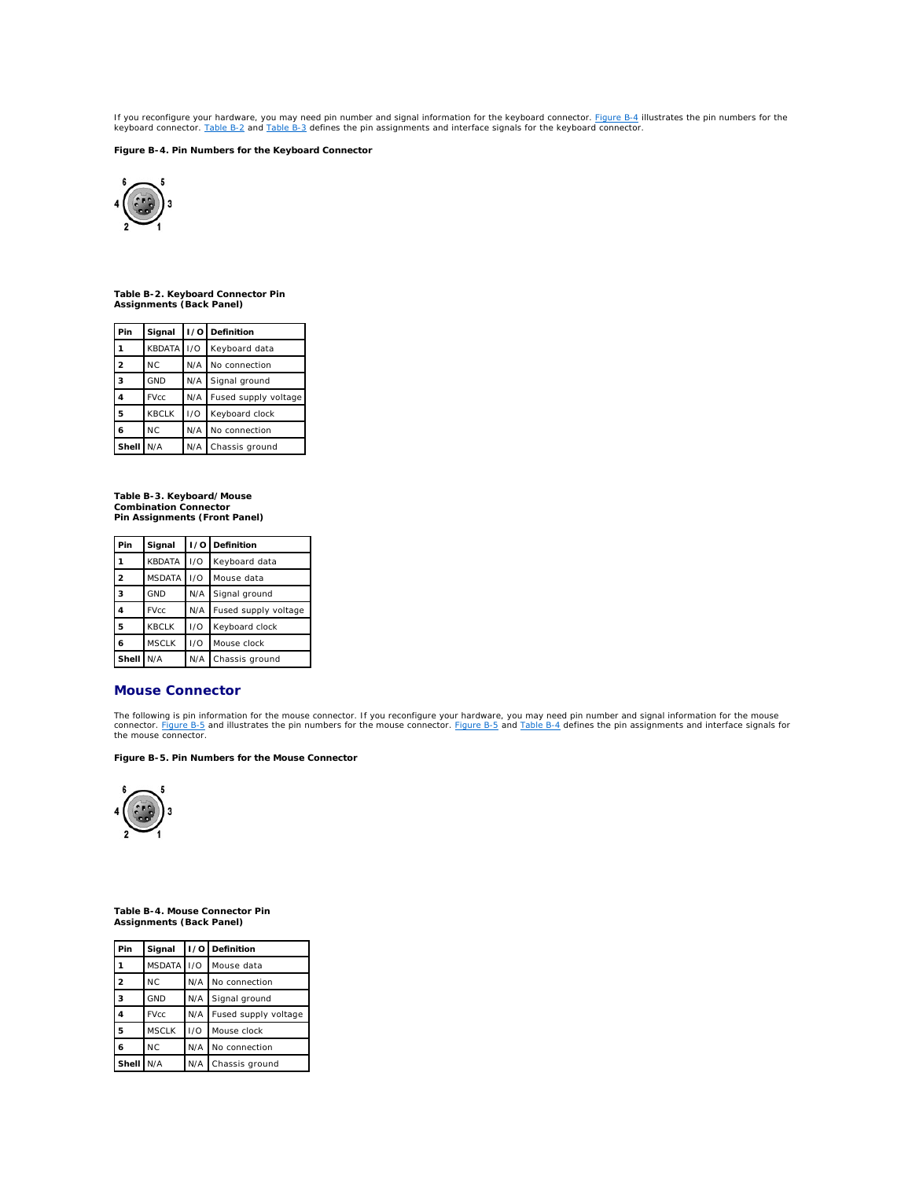If you reconfigure your hardware, you may need pin number and signal information for the keyboard connector. Figure B-4 illustrates the pin numbers for the keyboard connector. Table B-2 and Table B-3 defines the pin assignments and interface signals for the keyboard connector.

**Figure B-4. Pin Numbers for the Keyboard Connector**

**Table B-2. Keyboard Connector Pin Assignments (Back Panel)**

| Pin | Signal | I/O | Definition |
|---|---|---|---|
| **1** | KBDATA | I/O | Keyboard data |
| **2** | NC | N/A | No connection |
| **3** | GND | N/A | Signal ground |
| **4** | FVcc | N/A | Fused supply voltage |
| **5** | KBCLK | I/O | Keyboard clock |
| **6** | NC | N/A | No connection |
| **Shell** | N/A | N/A | Chassis ground |

**Table B-3. Keyboard/Mouse Combination Connector Pin Assignments (Front Panel)**

| Pin | Signal | I/O | Definition |
|---|---|---|---|
| **1** | KBDATA | I/O | Keyboard data |
| **2** | MSDATA | I/O | Mouse data |
| **3** | GND | N/A | Signal ground |
| **4** | FVcc | N/A | Fused supply voltage |
| **5** | KBCLK | I/O | Keyboard clock |
| **6** | MSCLK | I/O | Mouse clock |
| **Shell** | N/A | N/A | Chassis ground |

## Mouse Connector

The following is pin information for the mouse connector. If you reconfigure your hardware, you may need pin number and signal information for the mouse connector. Figure B-5 and illustrates the pin numbers for the mouse connector. Figure B-5 and Table B-4 defines the pin assignments and interface signals for the mouse connector.

**Figure B-5. Pin Numbers for the Mouse Connector**

**Table B-4. Mouse Connector Pin Assignments (Back Panel)**

| Pin | Signal | I/O | Definition |
|---|---|---|---|
| **1** | MSDATA | I/O | Mouse data |
| **2** | NC | N/A | No connection |
| **3** | GND | N/A | Signal ground |
| **4** | FVcc | N/A | Fused supply voltage |
| **5** | MSCLK | I/O | Mouse clock |
| **6** | NC | N/A | No connection |
| **Shell** | N/A | N/A | Chassis ground |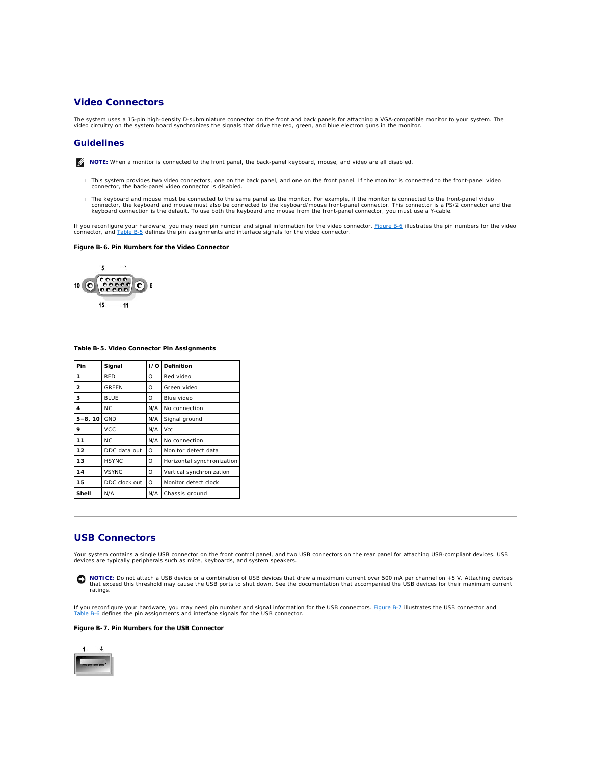## Video Connectors

The system uses a 15-pin high-density D-subminiature connector on the front and back panels for attaching a VGA-compatible monitor to your system. The video circuitry on the system board synchronizes the signals that drive the red, green, and blue electron guns in the monitor.

### Guidelines

**NOTE:** When a monitor is connected to the front panel, the back-panel keyboard, mouse, and video are all disabled.

- This system provides two video connectors, one on the back panel, and one on the front panel. If the monitor is connected to the front-panel video connector, the back-panel video connector is disabled.
- The keyboard and mouse must be connected to the same panel as the monitor. For example, if the monitor is connected to the front-panel video connector, the keyboard and mouse must also be connected to the keyboard/mouse front-panel connector. This connector is a PS/2 connector and the keyboard connection is the default. To use both the keyboard and mouse from the front-panel connector, you must use a Y-cable.

If you reconfigure your hardware, you may need pin number and signal information for the video connector. Figure B-6 illustrates the pin numbers for the video connector, and Table B-5 defines the pin assignments and interface signals for the video connector.

**Figure B-6. Pin Numbers for the Video Connector**

**Table B-5. Video Connector Pin Assignments**

| Pin | Signal | I/O | Definition |
|---|---|---|---|
| 1 | RED | O | Red video |
| 2 | GREEN | O | Green video |
| 3 | BLUE | O | Blue video |
| 4 | NC | N/A | No connection |
| 5–8, 10 | GND | N/A | Signal ground |
| 9 | VCC | N/A | Vcc |
| 11 | NC | N/A | No connection |
| 12 | DDC data out | O | Monitor detect data |
| 13 | HSYNC | O | Horizontal synchronization |
| 14 | VSYNC | O | Vertical synchronization |
| 15 | DDC clock out | O | Monitor detect clock |
| Shell | N/A | N/A | Chassis ground |

## USB Connectors

Your system contains a single USB connector on the front control panel, and two USB connectors on the rear panel for attaching USB-compliant devices. USB devices are typically peripherals such as mice, keyboards, and system speakers.

**NOTICE:** Do not attach a USB device or a combination of USB devices that draw a maximum current over 500 mA per channel on +5 V. Attaching devices that exceed this threshold may cause the USB ports to shut down. See the documentation that accompanied the USB devices for their maximum current ratings.

If you reconfigure your hardware, you may need pin number and signal information for the USB connectors. Figure B-7 illustrates the USB connector and Table B-6 defines the pin assignments and interface signals for the USB connector.

**Figure B-7. Pin Numbers for the USB Connector**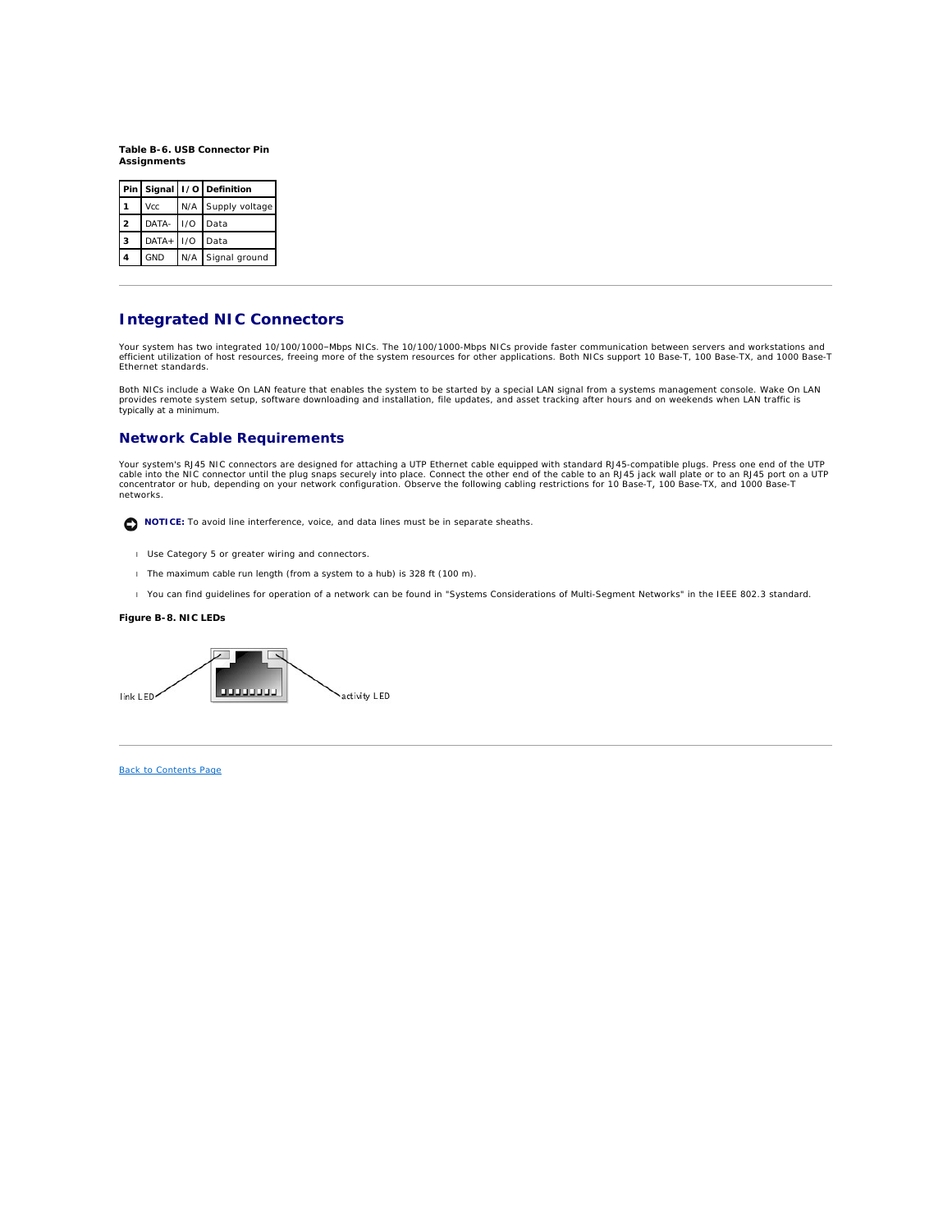**Table B-6. USB Connector Pin Assignments**

| Pin | Signal | I/O | Definition |
|---|---|---|---|
| 1 | Vcc | N/A | Supply voltage |
| 2 | DATA- | I/O | Data |
| 3 | DATA+ | I/O | Data |
| 4 | GND | N/A | Signal ground |

---

## Integrated NIC Connectors

Your system has two integrated 10/100/1000–Mbps NICs. The 10/100/1000-Mbps NICs provide faster communication between servers and workstations and efficient utilization of host resources, freeing more of the system resources for other applications. Both NICs support 10 Base-T, 100 Base-TX, and 1000 Base-T Ethernet standards.

Both NICs include a Wake On LAN feature that enables the system to be started by a special LAN signal from a systems management console. Wake On LAN provides remote system setup, software downloading and installation, file updates, and asset tracking after hours and on weekends when LAN traffic is typically at a minimum.

### Network Cable Requirements

Your system's RJ45 NIC connectors are designed for attaching a UTP Ethernet cable equipped with standard RJ45-compatible plugs. Press one end of the UTP cable into the NIC connector until the plug snaps securely into place. Connect the other end of the cable to an RJ45 jack wall plate or to an RJ45 port on a UTP concentrator or hub, depending on your network configuration. Observe the following cabling restrictions for 10 Base-T, 100 Base-TX, and 1000 Base-T networks.

**NOTICE:** To avoid line interference, voice, and data lines must be in separate sheaths.

- Use Category 5 or greater wiring and connectors.
- The maximum cable run length (from a system to a hub) is 328 ft (100 m).
- You can find guidelines for operation of a network can be found in "Systems Considerations of Multi-Segment Networks" in the IEEE 802.3 standard.

**Figure B-8. NIC LEDs**

link LED

activity LED

---

Back to Contents Page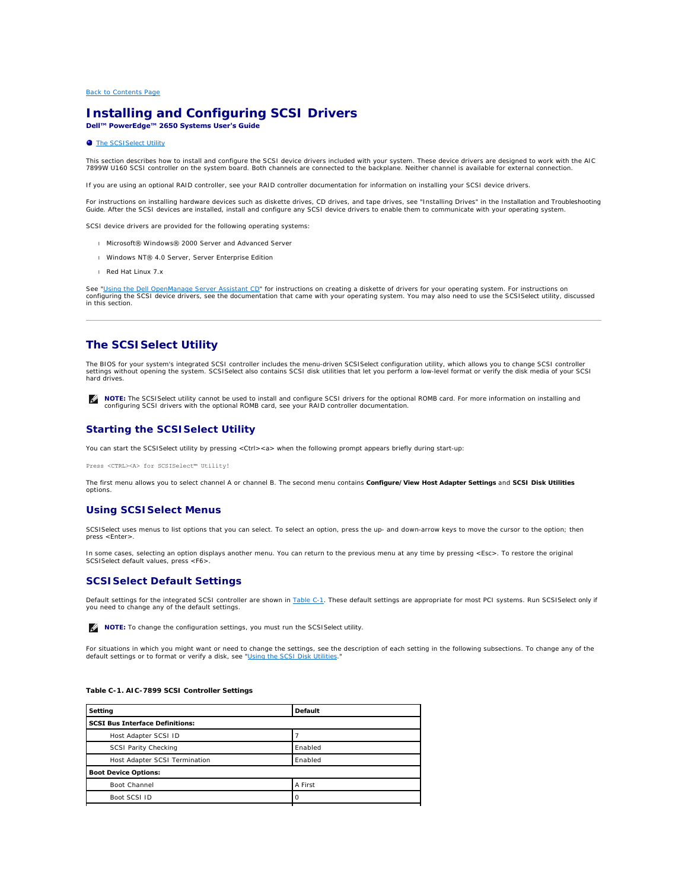[Back to Contents Page](#)

# Installing and Configuring SCSI Drivers

**Dell™ PowerEdge™ 2650 Systems User's Guide**

- [The SCSISelect Utility](#)

This section describes how to install and configure the SCSI device drivers included with your system. These device drivers are designed to work with the AIC 7899W U160 SCSI controller on the system board. Both channels are connected to the backplane. Neither channel is available for external connection.

If you are using an optional RAID controller, see your RAID controller documentation for information on installing your SCSI device drivers.

For instructions on installing hardware devices such as diskette drives, CD drives, and tape drives, see "Installing Drives" in the Installation and Troubleshooting Guide. After the SCSI devices are installed, install and configure any SCSI device drivers to enable them to communicate with your operating system.

SCSI device drivers are provided for the following operating systems:

- Microsoft® Windows® 2000 Server and Advanced Server
- Windows NT® 4.0 Server, Server Enterprise Edition
- Red Hat Linux 7.x

See "[Using the Dell OpenManage Server Assistant CD](#)" for instructions on creating a diskette of drivers for your operating system. For instructions on configuring the SCSI device drivers, see the documentation that came with your operating system. You may also need to use the SCSISelect utility, discussed in this section.

---

## The SCSISelect Utility

The BIOS for your system's integrated SCSI controller includes the menu-driven SCSISelect configuration utility, which allows you to change SCSI controller settings without opening the system. SCSISelect also contains SCSI disk utilities that let you perform a low-level format or verify the disk media of your SCSI hard drives.

**NOTE:** The SCSISelect utility cannot be used to install and configure SCSI drivers for the optional ROMB card. For more information on installing and configuring SCSI drivers with the optional ROMB card, see your RAID controller documentation.

### Starting the SCSISelect Utility

You can start the SCSISelect utility by pressing <Ctrl><a> when the following prompt appears briefly during start-up:

```
Press <CTRL><A> for SCSISelect™ Utility!
```

The first menu allows you to select channel A or channel B. The second menu contains **Configure/View Host Adapter Settings** and **SCSI Disk Utilities** options.

### Using SCSISelect Menus

SCSISelect uses menus to list options that you can select. To select an option, press the up- and down-arrow keys to move the cursor to the option; then press <Enter>.

In some cases, selecting an option displays another menu. You can return to the previous menu at any time by pressing <Esc>. To restore the original SCSISelect default values, press <F6>.

### SCSISelect Default Settings

Default settings for the integrated SCSI controller are shown in [Table C-1](#). These default settings are appropriate for most PCI systems. Run SCSISelect only if you need to change any of the default settings.

**NOTE:** To change the configuration settings, you must run the SCSISelect utility.

For situations in which you might want or need to change the settings, see the description of each setting in the following subsections. To change any of the default settings or to format or verify a disk, see "[Using the SCSI Disk Utilities](#)."

**Table C-1. AIC-7899 SCSI Controller Settings**

| Setting | Default |
| --- | --- |
| **SCSI Bus Interface Definitions:** | |
| Host Adapter SCSI ID | 7 |
| SCSI Parity Checking | Enabled |
| Host Adapter SCSI Termination | Enabled |
| **Boot Device Options:** | |
| Boot Channel | A First |
| Boot SCSI ID | 0 |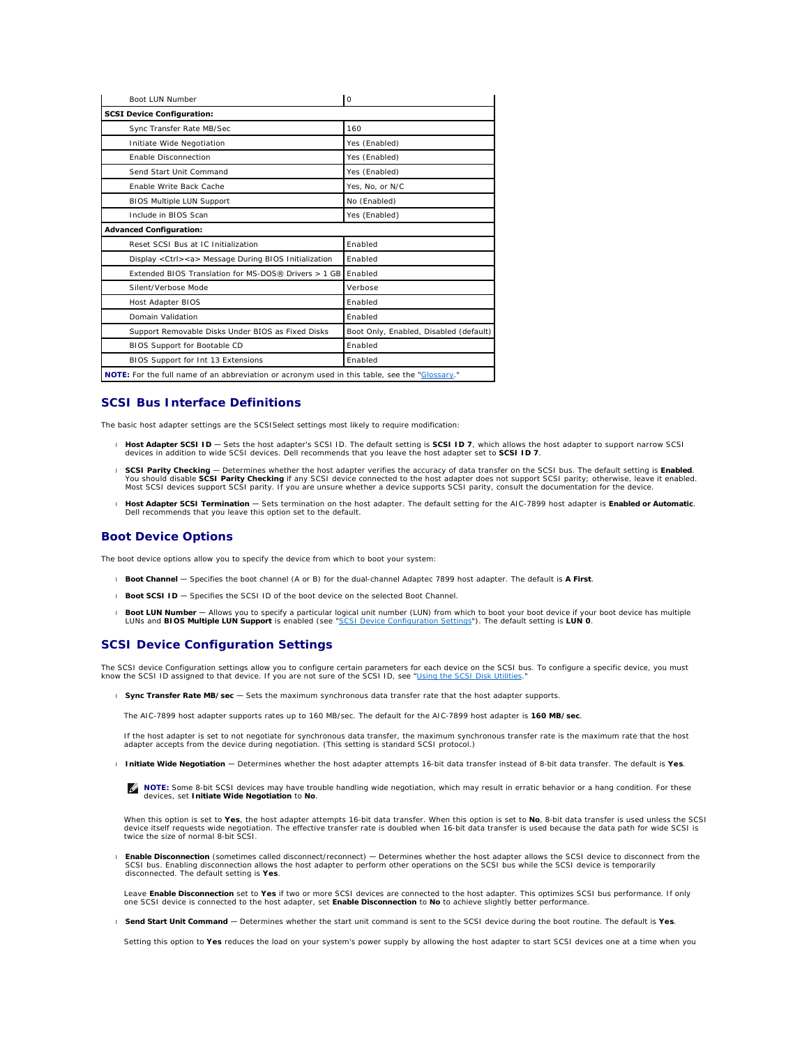| | |
|---|---|
| Boot LUN Number | 0 |
| **SCSI Device Configuration:** | |
| Sync Transfer Rate MB/Sec | 160 |
| Initiate Wide Negotiation | Yes (Enabled) |
| Enable Disconnection | Yes (Enabled) |
| Send Start Unit Command | Yes (Enabled) |
| Enable Write Back Cache | Yes, No, or N/C |
| BIOS Multiple LUN Support | No (Enabled) |
| Include in BIOS Scan | Yes (Enabled) |
| **Advanced Configuration:** | |
| Reset SCSI Bus at IC Initialization | Enabled |
| Display <Ctrl><a> Message During BIOS Initialization | Enabled |
| Extended BIOS Translation for MS-DOS® Drivers > 1 GB | Enabled |
| Silent/Verbose Mode | Verbose |
| Host Adapter BIOS | Enabled |
| Domain Validation | Enabled |
| Support Removable Disks Under BIOS as Fixed Disks | Boot Only, Enabled, Disabled (default) |
| BIOS Support for Bootable CD | Enabled |
| BIOS Support for Int 13 Extensions | Enabled |
| **NOTE:** For the full name of an abbreviation or acronym used in this table, see the "Glossary." | |

## SCSI Bus Interface Definitions

The basic host adapter settings are the SCSISelect settings most likely to require modification:

- **Host Adapter SCSI ID** — Sets the host adapter's SCSI ID. The default setting is **SCSI ID 7**, which allows the host adapter to support narrow SCSI devices in addition to wide SCSI devices. Dell recommends that you leave the host adapter set to **SCSI ID 7**.
- **SCSI Parity Checking** — Determines whether the host adapter verifies the accuracy of data transfer on the SCSI bus. The default setting is **Enabled**. You should disable **SCSI Parity Checking** if any SCSI device connected to the host adapter does not support SCSI parity; otherwise, leave it enabled. Most SCSI devices support SCSI parity. If you are unsure whether a device supports SCSI parity, consult the documentation for the device.
- **Host Adapter SCSI Termination** — Sets termination on the host adapter. The default setting for the AIC-7899 host adapter is **Enabled or Automatic**. Dell recommends that you leave this option set to the default.

## Boot Device Options

The boot device options allow you to specify the device from which to boot your system:

- **Boot Channel** — Specifies the boot channel (A or B) for the dual-channel Adaptec 7899 host adapter. The default is **A First**.
- **Boot SCSI ID** — Specifies the SCSI ID of the boot device on the selected Boot Channel.
- **Boot LUN Number** — Allows you to specify a particular logical unit number (LUN) from which to boot your boot device if your boot device has multiple LUNs and **BIOS Multiple LUN Support** is enabled (see "SCSI Device Configuration Settings"). The default setting is **LUN 0**.

## SCSI Device Configuration Settings

The SCSI device Configuration settings allow you to configure certain parameters for each device on the SCSI bus. To configure a specific device, you must know the SCSI ID assigned to that device. If you are not sure of the SCSI ID, see "Using the SCSI Disk Utilities."

- **Sync Transfer Rate MB/sec** — Sets the maximum synchronous data transfer rate that the host adapter supports.

  The AIC-7899 host adapter supports rates up to 160 MB/sec. The default for the AIC-7899 host adapter is **160 MB/sec**.

  If the host adapter is set to not negotiate for synchronous data transfer, the maximum synchronous transfer rate is the maximum rate that the host adapter accepts from the device during negotiation. (This setting is standard SCSI protocol.)

- **Initiate Wide Negotiation** — Determines whether the host adapter attempts 16-bit data transfer instead of 8-bit data transfer. The default is **Yes**.

  **NOTE:** Some 8-bit SCSI devices may have trouble handling wide negotiation, which may result in erratic behavior or a hang condition. For these devices, set **Initiate Wide Negotiation** to **No**.

  When this option is set to **Yes**, the host adapter attempts 16-bit data transfer. When this option is set to **No**, 8-bit data transfer is used unless the SCSI device itself requests wide negotiation. The effective transfer rate is doubled when 16-bit data transfer is used because the data path for wide SCSI is twice the size of normal 8-bit SCSI.

- **Enable Disconnection** (sometimes called disconnect/reconnect) — Determines whether the host adapter allows the SCSI device to disconnect from the SCSI bus. Enabling disconnection allows the host adapter to perform other operations on the SCSI bus while the SCSI device is temporarily disconnected. The default setting is **Yes**.

  Leave **Enable Disconnection** set to **Yes** if two or more SCSI devices are connected to the host adapter. This optimizes SCSI bus performance. If only one SCSI device is connected to the host adapter, set **Enable Disconnection** to **No** to achieve slightly better performance.

- **Send Start Unit Command** — Determines whether the start unit command is sent to the SCSI device during the boot routine. The default is **Yes**.

  Setting this option to **Yes** reduces the load on your system's power supply by allowing the host adapter to start SCSI devices one at a time when you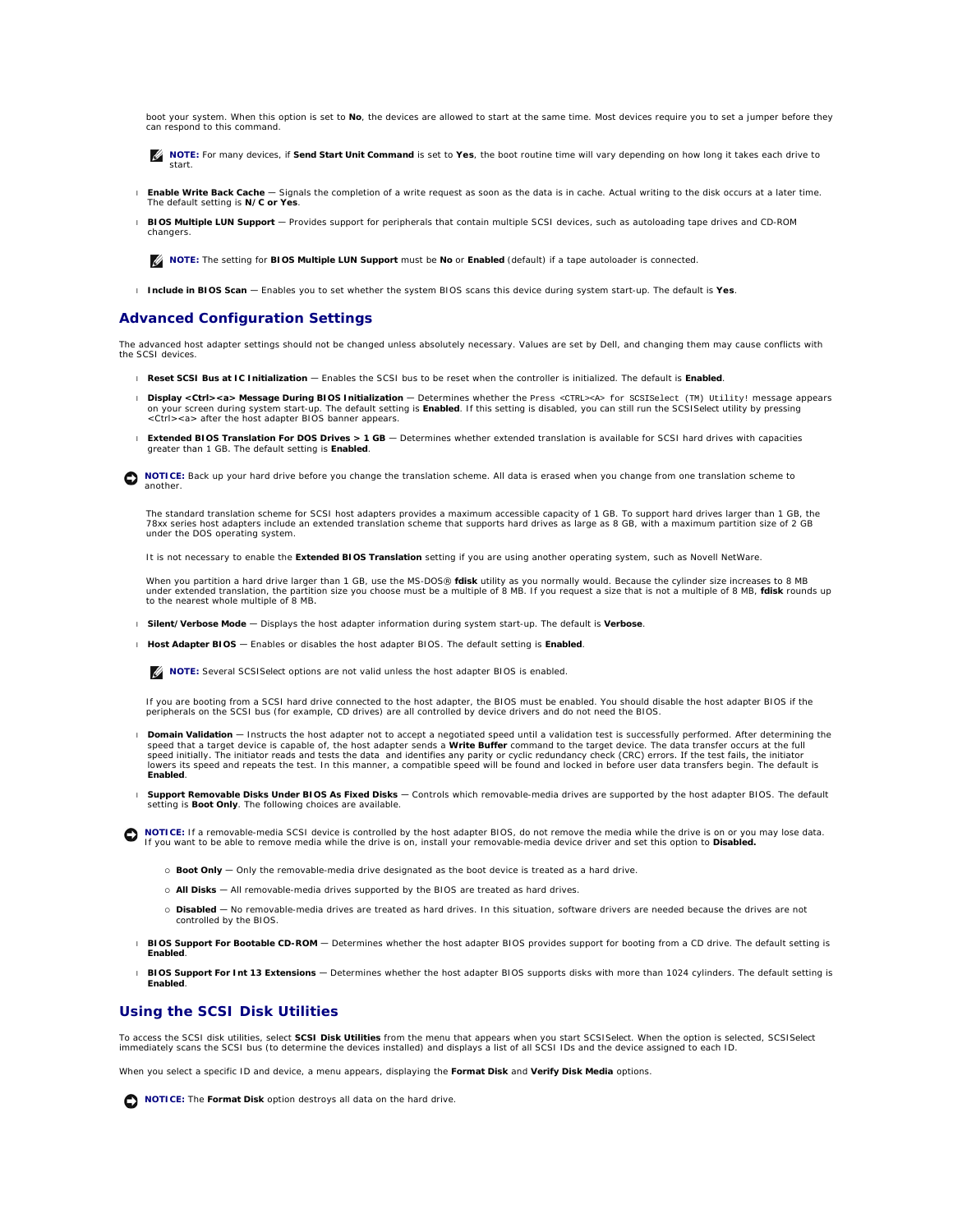boot your system. When this option is set to **No**, the devices are allowed to start at the same time. Most devices require you to set a jumper before they can respond to this command.

**NOTE:** For many devices, if **Send Start Unit Command** is set to **Yes**, the boot routine time will vary depending on how long it takes each drive to start.

- **Enable Write Back Cache** — Signals the completion of a write request as soon as the data is in cache. Actual writing to the disk occurs at a later time. The default setting is **N/C or Yes**.
- **BIOS Multiple LUN Support** — Provides support for peripherals that contain multiple SCSI devices, such as autoloading tape drives and CD-ROM changers.

**NOTE:** The setting for **BIOS Multiple LUN Support** must be **No** or **Enabled** (default) if a tape autoloader is connected.

- **Include in BIOS Scan** — Enables you to set whether the system BIOS scans this device during system start-up. The default is **Yes**.

## Advanced Configuration Settings

The advanced host adapter settings should not be changed unless absolutely necessary. Values are set by Dell, and changing them may cause conflicts with the SCSI devices.

- **Reset SCSI Bus at IC Initialization** — Enables the SCSI bus to be reset when the controller is initialized. The default is **Enabled**.
- **Display <Ctrl><a> Message During BIOS Initialization** — Determines whether the `Press <CTRL><A> for SCSISelect (TM) Utility!` message appears on your screen during system start-up. The default setting is **Enabled**. If this setting is disabled, you can still run the SCSISelect utility by pressing <Ctrl><a> after the host adapter BIOS banner appears.
- **Extended BIOS Translation For DOS Drives > 1 GB** — Determines whether extended translation is available for SCSI hard drives with capacities greater than 1 GB. The default setting is **Enabled**.

**NOTICE:** Back up your hard drive before you change the translation scheme. All data is erased when you change from one translation scheme to another.

The standard translation scheme for SCSI host adapters provides a maximum accessible capacity of 1 GB. To support hard drives larger than 1 GB, the 78xx series host adapters include an extended translation scheme that supports hard drives as large as 8 GB, with a maximum partition size of 2 GB under the DOS operating system.

It is not necessary to enable the **Extended BIOS Translation** setting if you are using another operating system, such as Novell NetWare.

When you partition a hard drive larger than 1 GB, use the MS-DOS® **fdisk** utility as you normally would. Because the cylinder size increases to 8 MB under extended translation, the partition size you choose must be a multiple of 8 MB. If you request a size that is not a multiple of 8 MB, **fdisk** rounds up to the nearest whole multiple of 8 MB.

- **Silent/Verbose Mode** — Displays the host adapter information during system start-up. The default is **Verbose**.
- **Host Adapter BIOS** — Enables or disables the host adapter BIOS. The default setting is **Enabled**.

**NOTE:** Several SCSISelect options are not valid unless the host adapter BIOS is enabled.

If you are booting from a SCSI hard drive connected to the host adapter, the BIOS must be enabled. You should disable the host adapter BIOS if the peripherals on the SCSI bus (for example, CD drives) are all controlled by device drivers and do not need the BIOS.

- **Domain Validation** — Instructs the host adapter not to accept a negotiated speed until a validation test is successfully performed. After determining the speed that a target device is capable of, the host adapter sends a **Write Buffer** command to the target device. The data transfer occurs at the full speed initially. The initiator reads and tests the data and identifies any parity or cyclic redundancy check (CRC) errors. If the test fails, the initiator lowers its speed and repeats the test. In this manner, a compatible speed will be found and locked in before user data transfers begin. The default is **Enabled**.
- **Support Removable Disks Under BIOS As Fixed Disks** — Controls which removable-media drives are supported by the host adapter BIOS. The default setting is **Boot Only**. The following choices are available.

**NOTICE:** If a removable-media SCSI device is controlled by the host adapter BIOS, do not remove the media while the drive is on or you may lose data. If you want to be able to remove media while the drive is on, install your removable-media device driver and set this option to **Disabled.**

  - **Boot Only** — Only the removable-media drive designated as the boot device is treated as a hard drive.
  - **All Disks** — All removable-media drives supported by the BIOS are treated as hard drives.
  - **Disabled** — No removable-media drives are treated as hard drives. In this situation, software drivers are needed because the drives are not controlled by the BIOS.

- **BIOS Support For Bootable CD-ROM** — Determines whether the host adapter BIOS provides support for booting from a CD drive. The default setting is **Enabled**.
- **BIOS Support For Int 13 Extensions** — Determines whether the host adapter BIOS supports disks with more than 1024 cylinders. The default setting is **Enabled**.

## Using the SCSI Disk Utilities

To access the SCSI disk utilities, select **SCSI Disk Utilities** from the menu that appears when you start SCSISelect. When the option is selected, SCSISelect immediately scans the SCSI bus (to determine the devices installed) and displays a list of all SCSI IDs and the device assigned to each ID.

When you select a specific ID and device, a menu appears, displaying the **Format Disk** and **Verify Disk Media** options.

**NOTICE:** The **Format Disk** option destroys all data on the hard drive.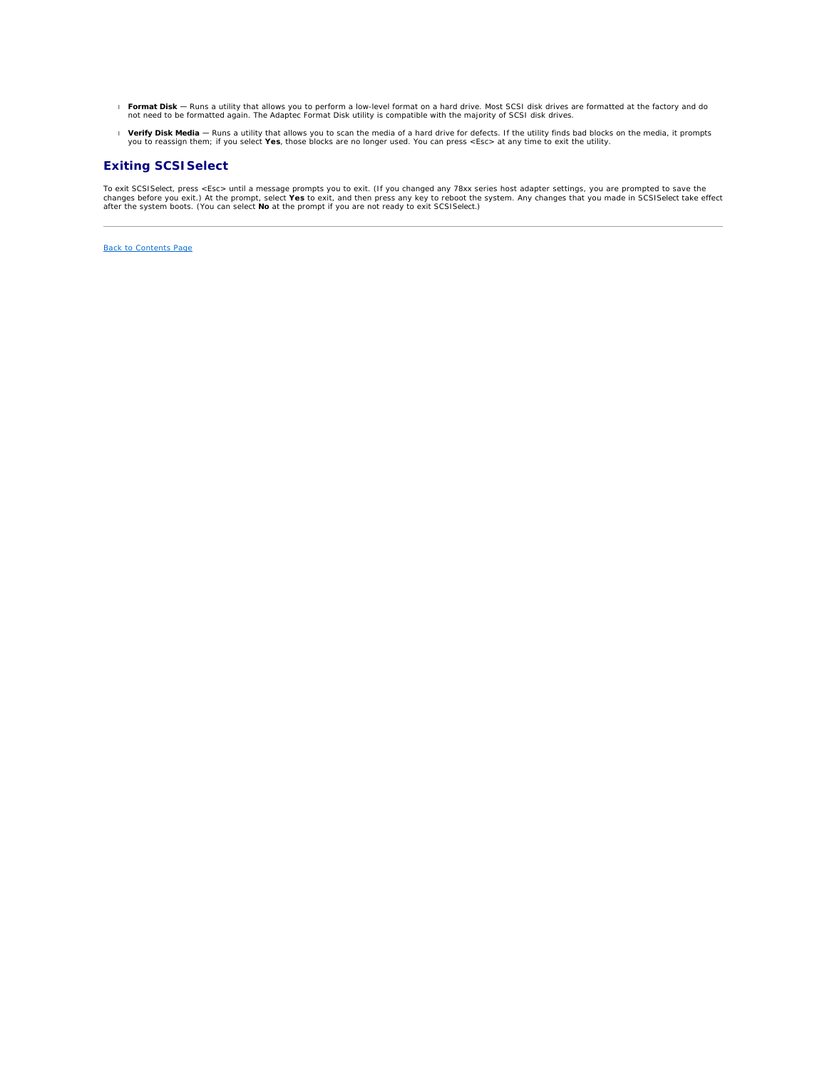- **Format Disk** — Runs a utility that allows you to perform a low-level format on a hard drive. Most SCSI disk drives are formatted at the factory and do not need to be formatted again. The Adaptec Format Disk utility is compatible with the majority of SCSI disk drives.

- **Verify Disk Media** — Runs a utility that allows you to scan the media of a hard drive for defects. If the utility finds bad blocks on the media, it prompts you to reassign them; if you select **Yes**, those blocks are no longer used. You can press <Esc> at any time to exit the utility.

## Exiting SCSISelect

To exit SCSISelect, press <Esc> until a message prompts you to exit. (If you changed any 78xx series host adapter settings, you are prompted to save the changes before you exit.) At the prompt, select **Yes** to exit, and then press any key to reboot the system. Any changes that you made in SCSISelect take effect after the system boots. (You can select **No** at the prompt if you are not ready to exit SCSISelect.)

---

Back to Contents Page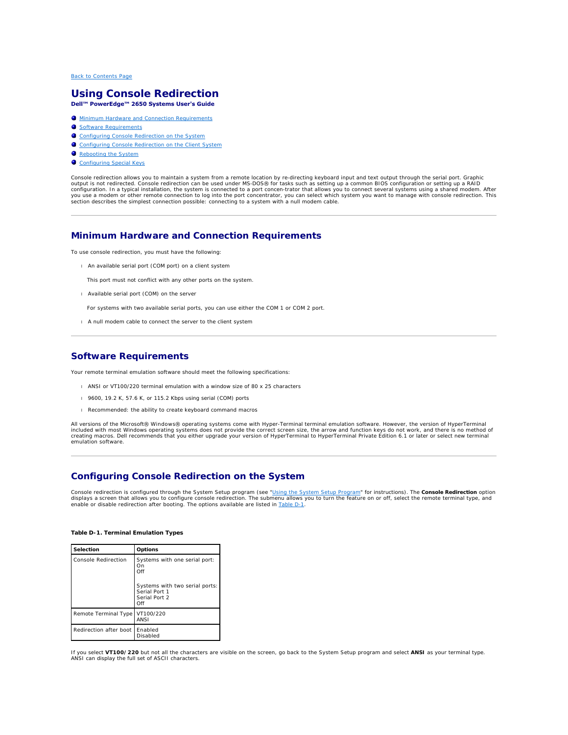Back to Contents Page

# Using Console Redirection

**Dell™ PowerEdge™ 2650 Systems User's Guide**

- Minimum Hardware and Connection Requirements
- Software Requirements
- Configuring Console Redirection on the System
- Configuring Console Redirection on the Client System
- Rebooting the System
- Configuring Special Keys

Console redirection allows you to maintain a system from a remote location by re-directing keyboard input and text output through the serial port. Graphic output is not redirected. Console redirection can be used under MS-DOS® for tasks such as setting up a common BIOS configuration or setting up a RAID configuration. In a typical installation, the system is connected to a port concen-trator that allows you to connect several systems using a shared modem. After you use a modem or other remote connection to log into the port concentrator, you can select which system you want to manage with console redirection. This section describes the simplest connection possible: connecting to a system with a null modem cable.

## Minimum Hardware and Connection Requirements

To use console redirection, you must have the following:

- An available serial port (COM port) on a client system

  This port must not conflict with any other ports on the system.

- Available serial port (COM) on the server

  For systems with two available serial ports, you can use either the COM 1 or COM 2 port.

- A null modem cable to connect the server to the client system

## Software Requirements

Your remote terminal emulation software should meet the following specifications:

- ANSI or VT100/220 terminal emulation with a window size of 80 x 25 characters
- 9600, 19.2 K, 57.6 K, or 115.2 Kbps using serial (COM) ports
- Recommended: the ability to create keyboard command macros

All versions of the Microsoft® Windows® operating systems come with Hyper-Terminal terminal emulation software. However, the version of HyperTerminal included with most Windows operating systems does not provide the correct screen size, the arrow and function keys do not work, and there is no method of creating macros. Dell recommends that you either upgrade your version of HyperTerminal to HyperTerminal Private Edition 6.1 or later or select new terminal emulation software.

## Configuring Console Redirection on the System

Console redirection is configured through the System Setup program (see "Using the System Setup Program" for instructions). The **Console Redirection** option displays a screen that allows you to configure console redirection. The submenu allows you to turn the feature on or off, select the remote terminal type, and enable or disable redirection after booting. The options available are listed in Table D-1.

**Table D-1. Terminal Emulation Types**

| Selection | Options |
|---|---|
| Console Redirection | Systems with one serial port:<br>On<br>Off<br><br>Systems with two serial ports:<br>Serial Port 1<br>Serial Port 2<br>Off |
| Remote Terminal Type | VT100/220<br>ANSI |
| Redirection after boot | Enabled<br>Disabled |

If you select **VT100/220** but not all the characters are visible on the screen, go back to the System Setup program and select **ANSI** as your terminal type. ANSI can display the full set of ASCII characters.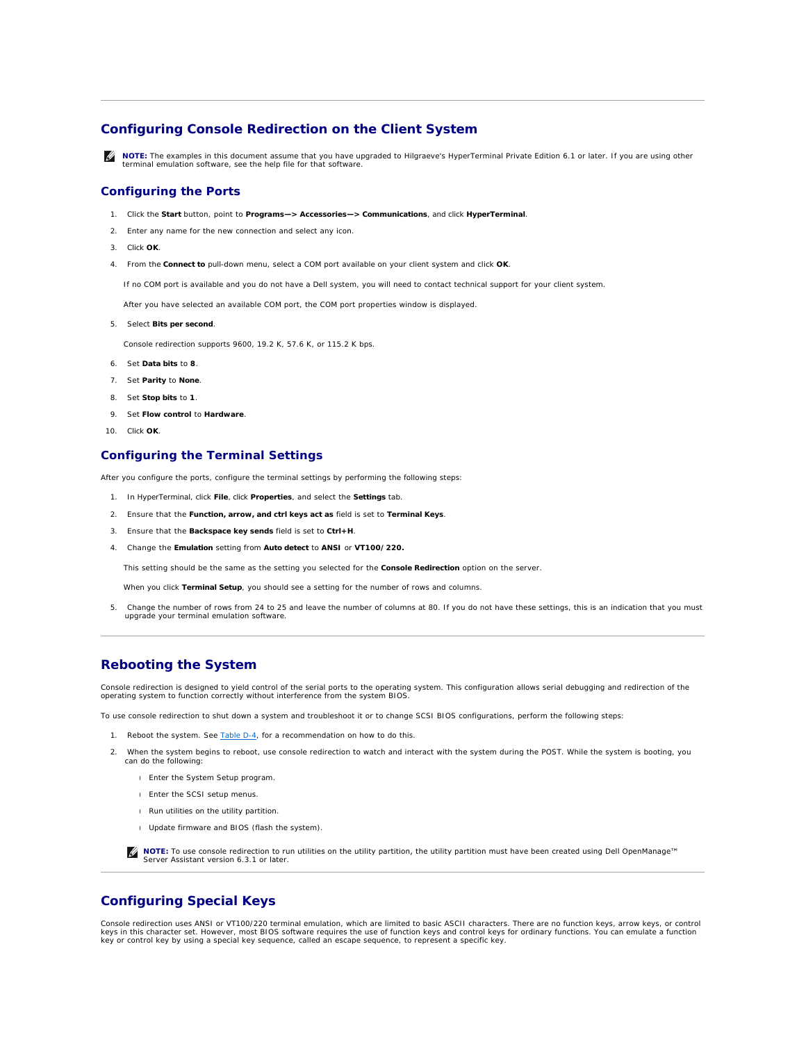## Configuring Console Redirection on the Client System

**NOTE:** The examples in this document assume that you have upgraded to Hilgraeve's HyperTerminal Private Edition 6.1 or later. If you are using other terminal emulation software, see the help file for that software.

### Configuring the Ports

1. Click the **Start** button, point to **Programs—> Accessories—> Communications**, and click **HyperTerminal**.
2. Enter any name for the new connection and select any icon.
3. Click **OK**.
4. From the **Connect to** pull-down menu, select a COM port available on your client system and click **OK**.

   If no COM port is available and you do not have a Dell system, you will need to contact technical support for your client system.

   After you have selected an available COM port, the COM port properties window is displayed.

5. Select **Bits per second**.

   Console redirection supports 9600, 19.2 K, 57.6 K, or 115.2 K bps.

6. Set **Data bits** to **8**.
7. Set **Parity** to **None**.
8. Set **Stop bits** to **1**.
9. Set **Flow control** to **Hardware**.
10. Click **OK**.

### Configuring the Terminal Settings

After you configure the ports, configure the terminal settings by performing the following steps:

1. In HyperTerminal, click **File**, click **Properties**, and select the **Settings** tab.
2. Ensure that the **Function, arrow, and ctrl keys act as** field is set to **Terminal Keys**.
3. Ensure that the **Backspace key sends** field is set to **Ctrl+H**.
4. Change the **Emulation** setting from **Auto detect** to **ANSI** or **VT100/220.**

   This setting should be the same as the setting you selected for the **Console Redirection** option on the server.

   When you click **Terminal Setup**, you should see a setting for the number of rows and columns.

5. Change the number of rows from 24 to 25 and leave the number of columns at 80. If you do not have these settings, this is an indication that you must upgrade your terminal emulation software.

## Rebooting the System

Console redirection is designed to yield control of the serial ports to the operating system. This configuration allows serial debugging and redirection of the operating system to function correctly without interference from the system BIOS.

To use console redirection to shut down a system and troubleshoot it or to change SCSI BIOS configurations, perform the following steps:

1. Reboot the system. See Table D-4, for a recommendation on how to do this.
2. When the system begins to reboot, use console redirection to watch and interact with the system during the POST. While the system is booting, you can do the following:
   - Enter the System Setup program.
   - Enter the SCSI setup menus.
   - Run utilities on the utility partition.
   - Update firmware and BIOS (flash the system).

   **NOTE:** To use console redirection to run utilities on the utility partition, the utility partition must have been created using Dell OpenManage™ Server Assistant version 6.3.1 or later.

## Configuring Special Keys

Console redirection uses ANSI or VT100/220 terminal emulation, which are limited to basic ASCII characters. There are no function keys, arrow keys, or control keys in this character set. However, most BIOS software requires the use of function keys and control keys for ordinary functions. You can emulate a function key or control key by using a special key sequence, called an escape sequence, to represent a specific key.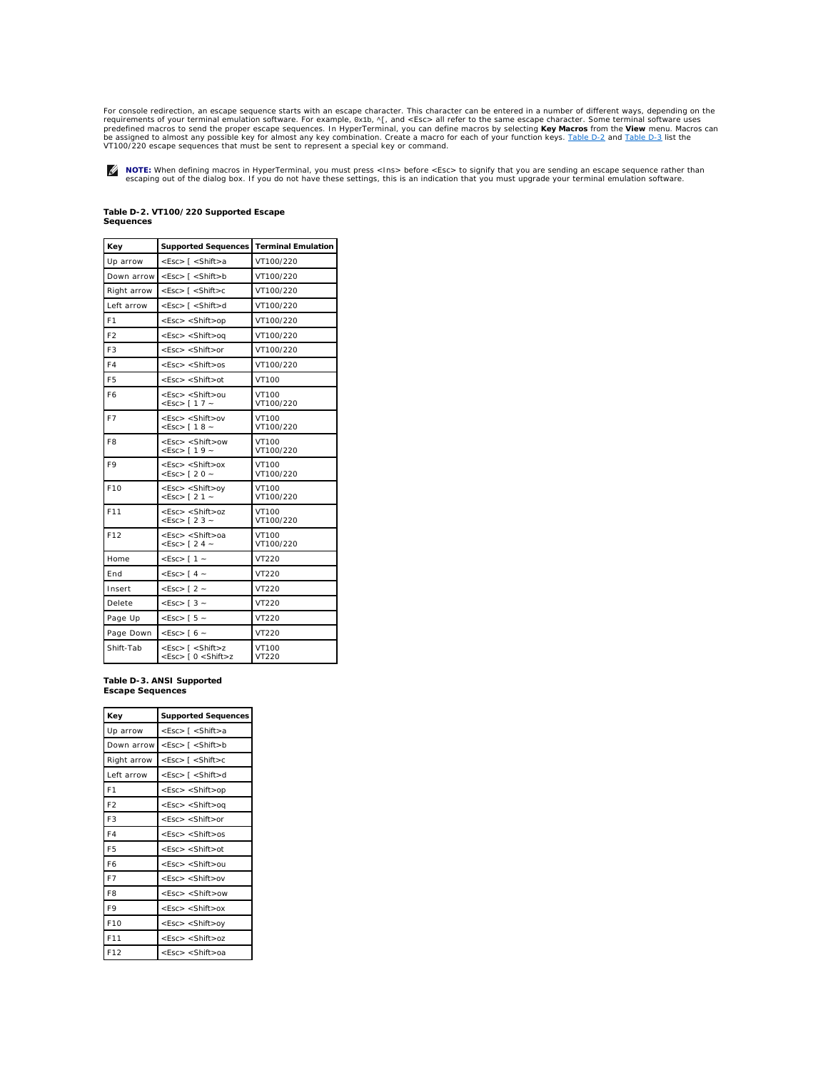For console redirection, an escape sequence starts with an escape character. This character can be entered in a number of different ways, depending on the requirements of your terminal emulation software. For example, 0x1b, ^[, and <Esc> all refer to the same escape character. Some terminal software uses predefined macros to send the proper escape sequences. In HyperTerminal, you can define macros by selecting **Key Macros** from the **View** menu. Macros can be assigned to almost any possible key for almost any key combination. Create a macro for each of your function keys. Table D-2 and Table D-3 list the VT100/220 escape sequences that must be sent to represent a special key or command.

**NOTE:** When defining macros in HyperTerminal, you must press <Ins> before <Esc> to signify that you are sending an escape sequence rather than escaping out of the dialog box. If you do not have these settings, this is an indication that you must upgrade your terminal emulation software.

**Table D-2. VT100/220 Supported Escape Sequences**

| Key | Supported Sequences | Terminal Emulation |
|---|---|---|
| Up arrow | <Esc> [ <Shift>a | VT100/220 |
| Down arrow | <Esc> [ <Shift>b | VT100/220 |
| Right arrow | <Esc> [ <Shift>c | VT100/220 |
| Left arrow | <Esc> [ <Shift>d | VT100/220 |
| F1 | <Esc> <Shift>op | VT100/220 |
| F2 | <Esc> <Shift>oq | VT100/220 |
| F3 | <Esc> <Shift>or | VT100/220 |
| F4 | <Esc> <Shift>os | VT100/220 |
| F5 | <Esc> <Shift>ot | VT100 |
| F6 | <Esc> <Shift>ou<br><Esc> [ 1 7 ~ | VT100<br>VT100/220 |
| F7 | <Esc> <Shift>ov<br><Esc> [ 1 8 ~ | VT100<br>VT100/220 |
| F8 | <Esc> <Shift>ow<br><Esc> [ 1 9 ~ | VT100<br>VT100/220 |
| F9 | <Esc> <Shift>ox<br><Esc> [ 2 0 ~ | VT100<br>VT100/220 |
| F10 | <Esc> <Shift>oy<br><Esc> [ 2 1 ~ | VT100<br>VT100/220 |
| F11 | <Esc> <Shift>oz<br><Esc> [ 2 3 ~ | VT100<br>VT100/220 |
| F12 | <Esc> <Shift>oa<br><Esc> [ 2 4 ~ | VT100<br>VT100/220 |
| Home | <Esc> [ 1 ~ | VT220 |
| End | <Esc> [ 4 ~ | VT220 |
| Insert | <Esc> [ 2 ~ | VT220 |
| Delete | <Esc> [ 3 ~ | VT220 |
| Page Up | <Esc> [ 5 ~ | VT220 |
| Page Down | <Esc> [ 6 ~ | VT220 |
| Shift-Tab | <Esc> [ <Shift>z<br><Esc> [ 0 <Shift>z | VT100<br>VT220 |

**Table D-3. ANSI Supported Escape Sequences**

| Key | Supported Sequences |
|---|---|
| Up arrow | <Esc> [ <Shift>a |
| Down arrow | <Esc> [ <Shift>b |
| Right arrow | <Esc> [ <Shift>c |
| Left arrow | <Esc> [ <Shift>d |
| F1 | <Esc> <Shift>op |
| F2 | <Esc> <Shift>oq |
| F3 | <Esc> <Shift>or |
| F4 | <Esc> <Shift>os |
| F5 | <Esc> <Shift>ot |
| F6 | <Esc> <Shift>ou |
| F7 | <Esc> <Shift>ov |
| F8 | <Esc> <Shift>ow |
| F9 | <Esc> <Shift>ox |
| F10 | <Esc> <Shift>oy |
| F11 | <Esc> <Shift>oz |
| F12 | <Esc> <Shift>oa |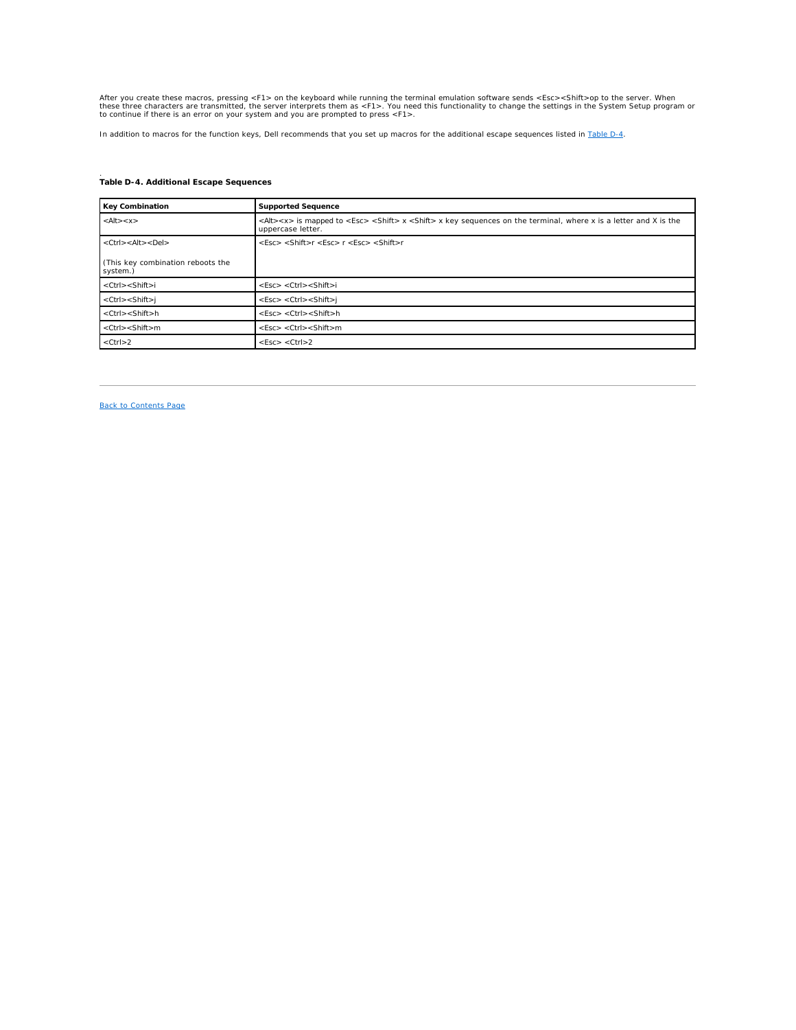After you create these macros, pressing <F1> on the keyboard while running the terminal emulation software sends <Esc><Shift>op to the server. When these three characters are transmitted, the server interprets them as <F1>. You need this functionality to change the settings in the System Setup program or to continue if there is an error on your system and you are prompted to press <F1>.

In addition to macros for the function keys, Dell recommends that you set up macros for the additional escape sequences listed in Table D-4.

**Table D-4. Additional Escape Sequences**

| Key Combination | Supported Sequence |
| --- | --- |
| <Alt><x> | <Alt><x> is mapped to <Esc> <Shift> x <Shift> x key sequences on the terminal, where x is a letter and X is the uppercase letter. |
| <Ctrl><Alt><Del> (This key combination reboots the system.) | <Esc> <Shift>r <Esc> r <Esc> <Shift>r |
| <Ctrl><Shift>i | <Esc> <Ctrl><Shift>i |
| <Ctrl><Shift>j | <Esc> <Ctrl><Shift>j |
| <Ctrl><Shift>h | <Esc> <Ctrl><Shift>h |
| <Ctrl><Shift>m | <Esc> <Ctrl><Shift>m |
| <Ctrl>2 | <Esc> <Ctrl>2 |

---

Back to Contents Page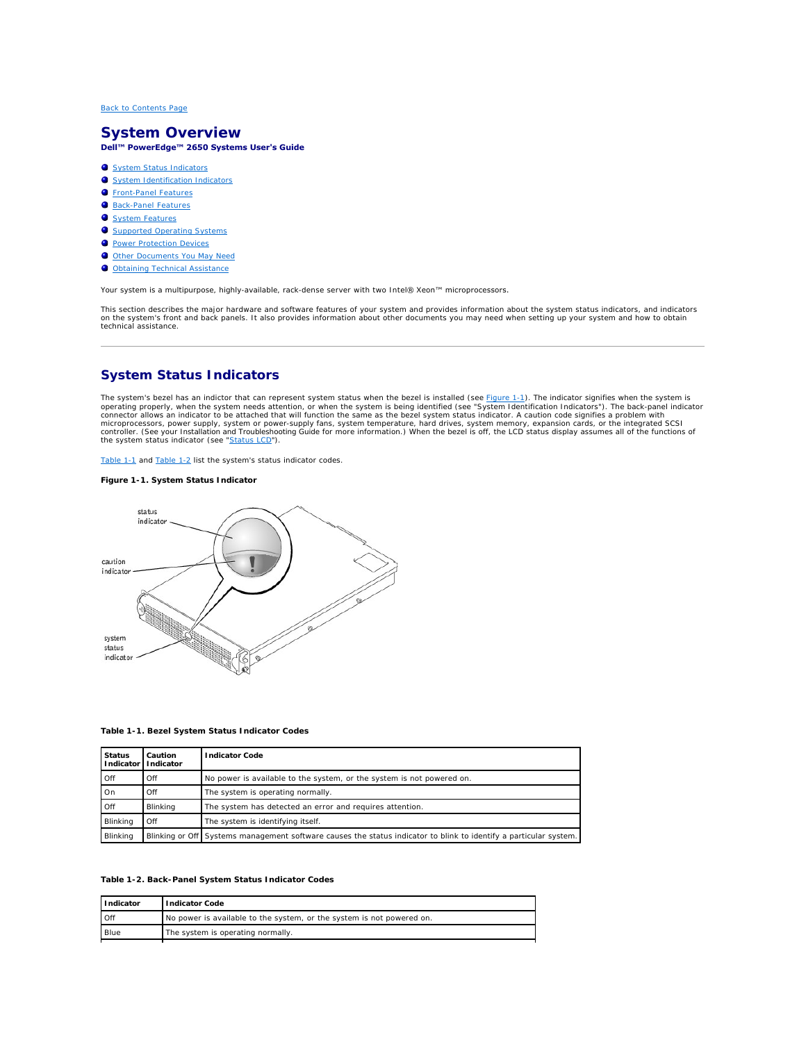[Back to Contents Page](#)

# System Overview

**Dell™ PowerEdge™ 2650 Systems User's Guide**

- [System Status Indicators](#)
- [System Identification Indicators](#)
- [Front-Panel Features](#)
- [Back-Panel Features](#)
- [System Features](#)
- [Supported Operating Systems](#)
- [Power Protection Devices](#)
- [Other Documents You May Need](#)
- [Obtaining Technical Assistance](#)

Your system is a multipurpose, highly-available, rack-dense server with two Intel® Xeon™ microprocessors.

This section describes the major hardware and software features of your system and provides information about the system status indicators, and indicators on the system's front and back panels. It also provides information about other documents you may need when setting up your system and how to obtain technical assistance.

---

## System Status Indicators

The system's bezel has an indictor that can represent system status when the bezel is installed (see Figure 1-1). The indicator signifies when the system is operating properly, when the system needs attention, or when the system is being identified (see "System Identification Indicators"). The back-panel indicator connector allows an indicator to be attached that will function the same as the bezel system status indicator. A caution code signifies a problem with microprocessors, power supply, system or power-supply fans, system temperature, hard drives, system memory, expansion cards, or the integrated SCSI controller. (See your Installation and Troubleshooting Guide for more information.) When the bezel is off, the LCD status display assumes all of the functions of the system status indicator (see "Status LCD").

Table 1-1 and Table 1-2 list the system's status indicator codes.

**Figure 1-1. System Status Indicator**

status indicator

caution indicator

system status indicator

**Table 1-1. Bezel System Status Indicator Codes**

| Status Indicator | Caution Indicator | Indicator Code |
|---|---|---|
| Off | Off | No power is available to the system, or the system is not powered on. |
| On | Off | The system is operating normally. |
| Off | Blinking | The system has detected an error and requires attention. |
| Blinking | Off | The system is identifying itself. |
| Blinking | Blinking or Off | Systems management software causes the status indicator to blink to identify a particular system. |

**Table 1-2. Back-Panel System Status Indicator Codes**

| Indicator | Indicator Code |
|---|---|
| Off | No power is available to the system, or the system is not powered on. |
| Blue | The system is operating normally. |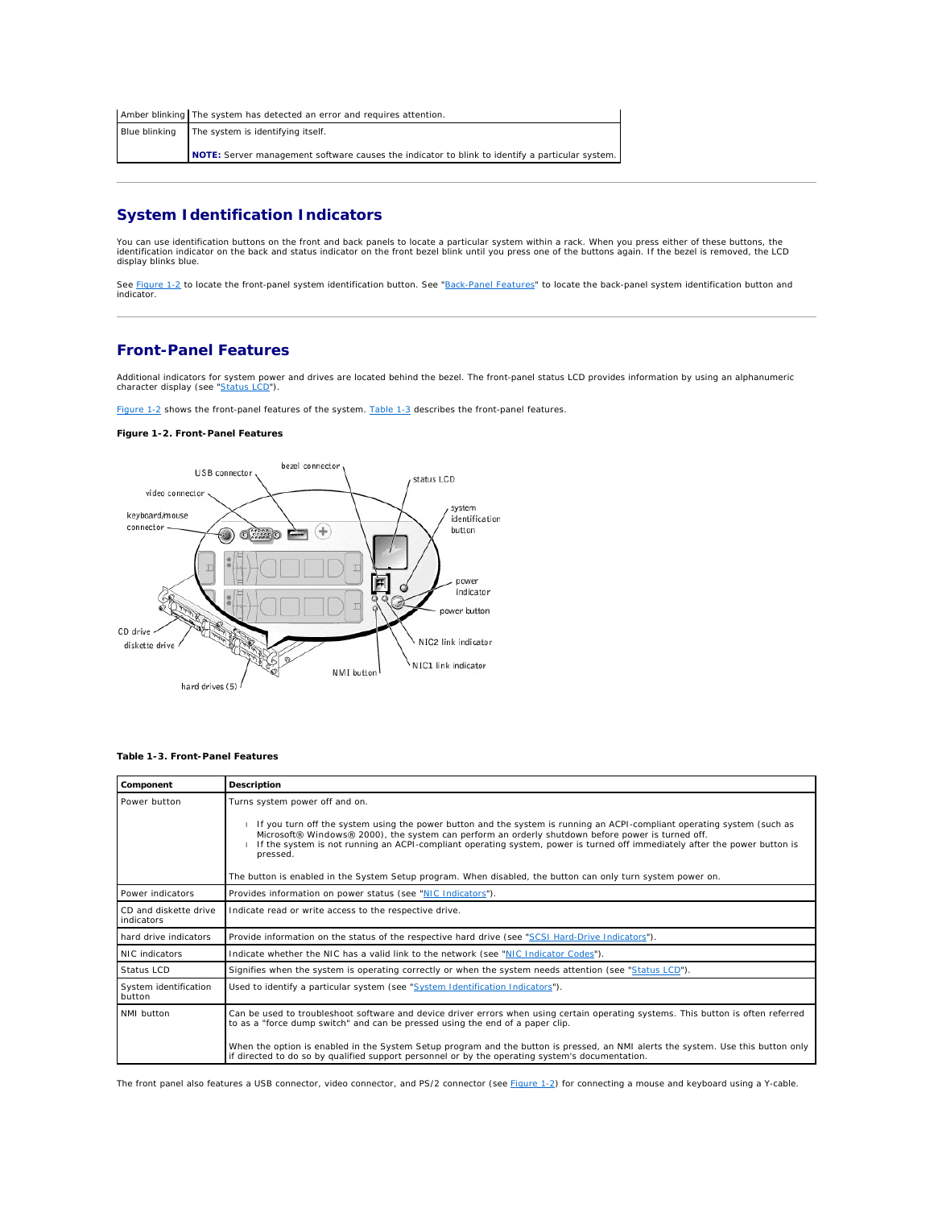| Amber blinking | The system has detected an error and requires attention. |
| --- | --- |
| Blue blinking | The system is identifying itself.<br><br>**NOTE:** Server management software causes the indicator to blink to identify a particular system. |

## System Identification Indicators

You can use identification buttons on the front and back panels to locate a particular system within a rack. When you press either of these buttons, the identification indicator on the back and status indicator on the front bezel blink until you press one of the buttons again. If the bezel is removed, the LCD display blinks blue.

See Figure 1-2 to locate the front-panel system identification button. See "Back-Panel Features" to locate the back-panel system identification button and indicator.

## Front-Panel Features

Additional indicators for system power and drives are located behind the bezel. The front-panel status LCD provides information by using an alphanumeric character display (see "Status LCD").

Figure 1-2 shows the front-panel features of the system. Table 1-3 describes the front-panel features.

**Figure 1-2. Front-Panel Features**

**Table 1-3. Front-Panel Features**

| Component | Description |
| --- | --- |
| Power button | Turns system power off and on.<br><br>- If you turn off the system using the power button and the system is running an ACPI-compliant operating system (such as Microsoft® Windows® 2000), the system can perform an orderly shutdown before power is turned off.<br>- If the system is not running an ACPI-compliant operating system, power is turned off immediately after the power button is pressed.<br><br>The button is enabled in the System Setup program. When disabled, the button can only turn system power on. |
| Power indicators | Provides information on power status (see "NIC Indicators"). |
| CD and diskette drive indicators | Indicate read or write access to the respective drive. |
| hard drive indicators | Provide information on the status of the respective hard drive (see "SCSI Hard-Drive Indicators"). |
| NIC indicators | Indicate whether the NIC has a valid link to the network (see "NIC Indicator Codes"). |
| Status LCD | Signifies when the system is operating correctly or when the system needs attention (see "Status LCD"). |
| System identification button | Used to identify a particular system (see "System Identification Indicators"). |
| NMI button | Can be used to troubleshoot software and device driver errors when using certain operating systems. This button is often referred to as a "force dump switch" and can be pressed using the end of a paper clip.<br><br>When the option is enabled in the System Setup program and the button is pressed, an NMI alerts the system. Use this button only if directed to do so by qualified support personnel or by the operating system's documentation. |

The front panel also features a USB connector, video connector, and PS/2 connector (see Figure 1-2) for connecting a mouse and keyboard using a Y-cable.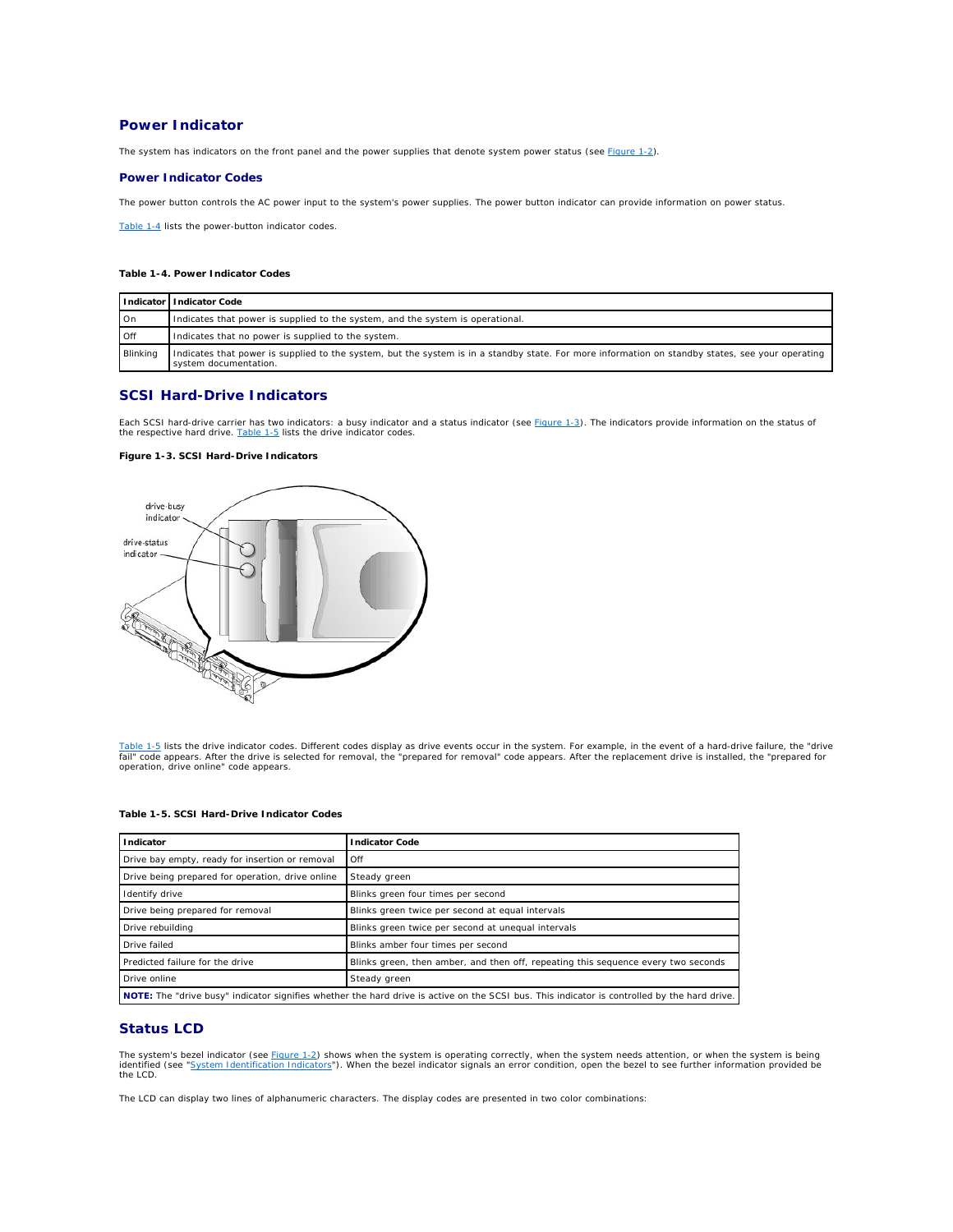## Power Indicator

The system has indicators on the front panel and the power supplies that denote system power status (see Figure 1-2).

### Power Indicator Codes

The power button controls the AC power input to the system's power supplies. The power button indicator can provide information on power status.

Table 1-4 lists the power-button indicator codes.

**Table 1-4. Power Indicator Codes**

| Indicator | Indicator Code |
|---|---|
| On | Indicates that power is supplied to the system, and the system is operational. |
| Off | Indicates that no power is supplied to the system. |
| Blinking | Indicates that power is supplied to the system, but the system is in a standby state. For more information on standby states, see your operating system documentation. |

## SCSI Hard-Drive Indicators

Each SCSI hard-drive carrier has two indicators: a busy indicator and a status indicator (see Figure 1-3). The indicators provide information on the status of the respective hard drive. Table 1-5 lists the drive indicator codes.

**Figure 1-3. SCSI Hard-Drive Indicators**

drive-busy indicator

drive-status indicator

Table 1-5 lists the drive indicator codes. Different codes display as drive events occur in the system. For example, in the event of a hard-drive failure, the "drive fail" code appears. After the drive is selected for removal, the "prepared for removal" code appears. After the replacement drive is installed, the "prepared for operation, drive online" code appears.

**Table 1-5. SCSI Hard-Drive Indicator Codes**

| Indicator | Indicator Code |
|---|---|
| Drive bay empty, ready for insertion or removal | Off |
| Drive being prepared for operation, drive online | Steady green |
| Identify drive | Blinks green four times per second |
| Drive being prepared for removal | Blinks green twice per second at equal intervals |
| Drive rebuilding | Blinks green twice per second at unequal intervals |
| Drive failed | Blinks amber four times per second |
| Predicted failure for the drive | Blinks green, then amber, and then off, repeating this sequence every two seconds |
| Drive online | Steady green |
| **NOTE:** The "drive busy" indicator signifies whether the hard drive is active on the SCSI bus. This indicator is controlled by the hard drive. | |

## Status LCD

The system's bezel indicator (see Figure 1-2) shows when the system is operating correctly, when the system needs attention, or when the system is being identified (see "System Identification Indicators"). When the bezel indicator signals an error condition, open the bezel to see further information provided be the LCD.

The LCD can display two lines of alphanumeric characters. The display codes are presented in two color combinations: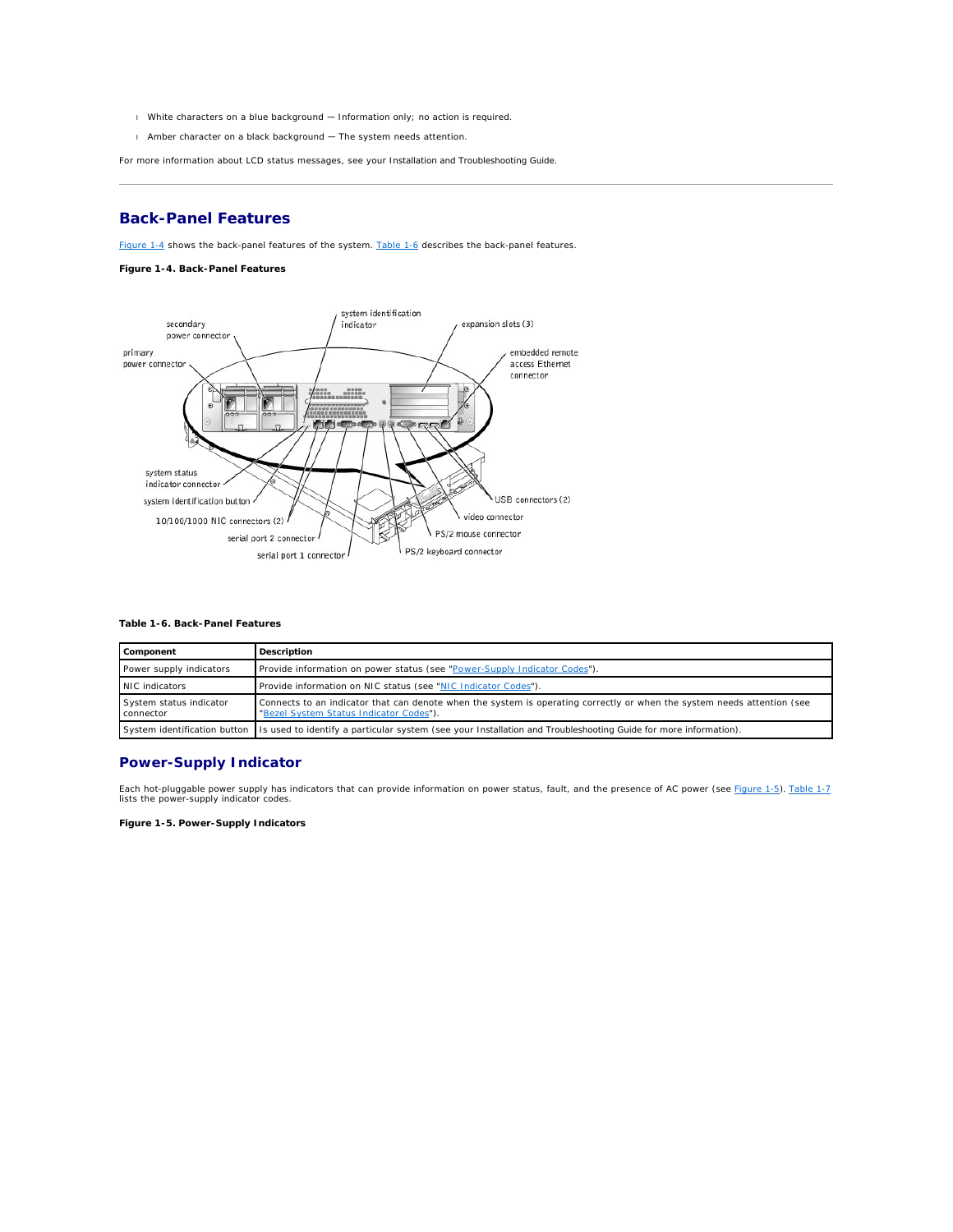- White characters on a blue background — Information only; no action is required.
- Amber character on a black background — The system needs attention.

For more information about LCD status messages, see your Installation and Troubleshooting Guide.

---

## Back-Panel Features

Figure 1-4 shows the back-panel features of the system. Table 1-6 describes the back-panel features.

**Figure 1-4. Back-Panel Features**

**Table 1-6. Back-Panel Features**

| Component | Description |
| --- | --- |
| Power supply indicators | Provide information on power status (see "Power-Supply Indicator Codes"). |
| NIC indicators | Provide information on NIC status (see "NIC Indicator Codes"). |
| System status indicator connector | Connects to an indicator that can denote when the system is operating correctly or when the system needs attention (see "Bezel System Status Indicator Codes"). |
| System identification button | Is used to identify a particular system (see your Installation and Troubleshooting Guide for more information). |

## Power-Supply Indicator

Each hot-pluggable power supply has indicators that can provide information on power status, fault, and the presence of AC power (see Figure 1-5). Table 1-7 lists the power-supply indicator codes.

**Figure 1-5. Power-Supply Indicators**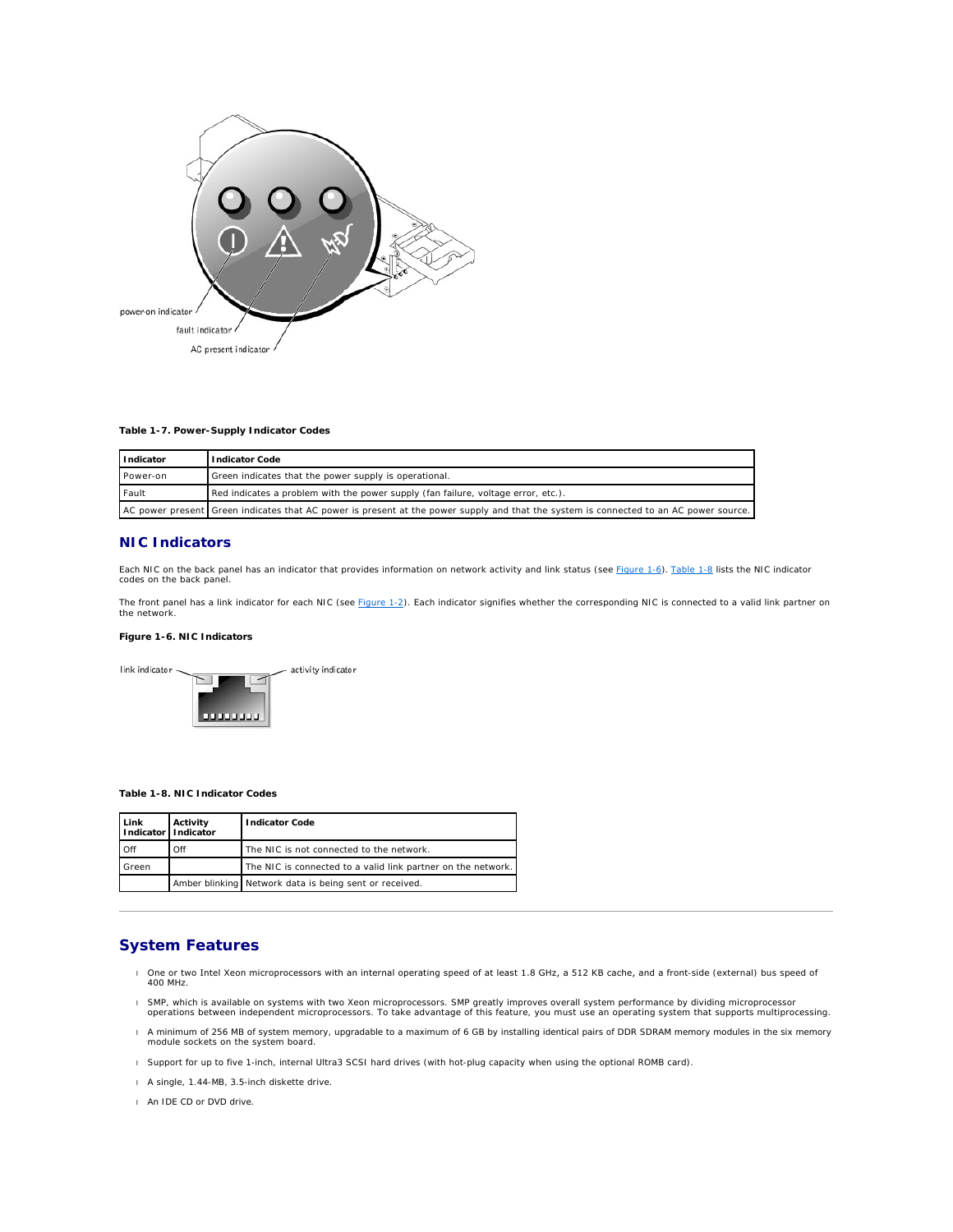power-on indicator

fault indicator

AC present indicator

**Table 1-7. Power-Supply Indicator Codes**

| Indicator | Indicator Code |
|---|---|
| Power-on | Green indicates that the power supply is operational. |
| Fault | Red indicates a problem with the power supply (fan failure, voltage error, etc.). |
| AC power present | Green indicates that AC power is present at the power supply and that the system is connected to an AC power source. |

## NIC Indicators

Each NIC on the back panel has an indicator that provides information on network activity and link status (see Figure 1-6). Table 1-8 lists the NIC indicator codes on the back panel.

The front panel has a link indicator for each NIC (see Figure 1-2). Each indicator signifies whether the corresponding NIC is connected to a valid link partner on the network.

**Figure 1-6. NIC Indicators**

link indicator

activity indicator

**Table 1-8. NIC Indicator Codes**

| Link Indicator | Activity Indicator | Indicator Code |
|---|---|---|
| Off | Off | The NIC is not connected to the network. |
| Green | | The NIC is connected to a valid link partner on the network. |
| | Amber blinking | Network data is being sent or received. |

---

## System Features

- One or two Intel Xeon microprocessors with an internal operating speed of at least 1.8 GHz, a 512 KB cache, and a front-side (external) bus speed of 400 MHz.
- SMP, which is available on systems with two Xeon microprocessors. SMP greatly improves overall system performance by dividing microprocessor operations between independent microprocessors. To take advantage of this feature, you must use an operating system that supports multiprocessing.
- A minimum of 256 MB of system memory, upgradable to a maximum of 6 GB by installing identical pairs of DDR SDRAM memory modules in the six memory module sockets on the system board.
- Support for up to five 1-inch, internal Ultra3 SCSI hard drives (with hot-plug capacity when using the optional ROMB card).
- A single, 1.44-MB, 3.5-inch diskette drive.
- An IDE CD or DVD drive.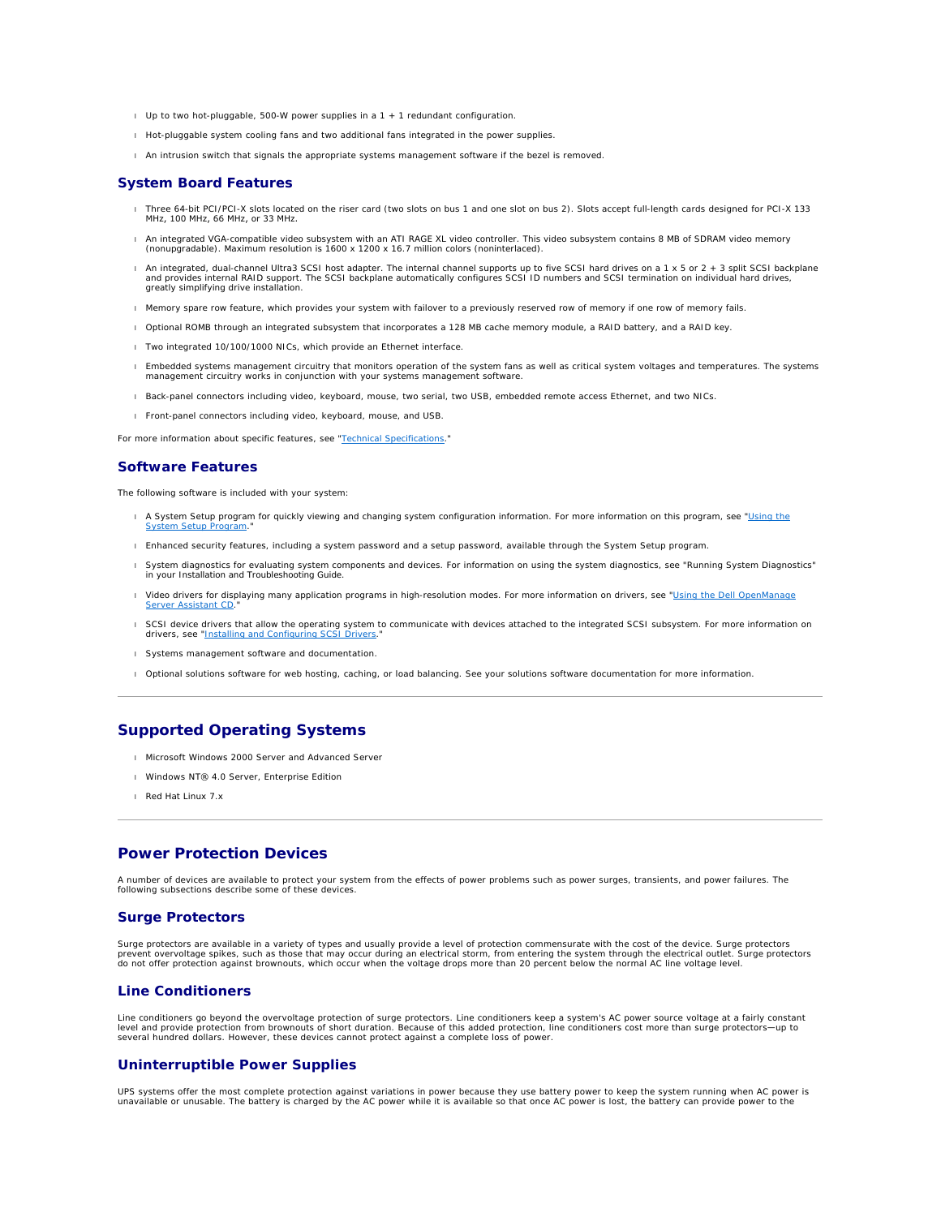- Up to two hot-pluggable, 500-W power supplies in a 1 + 1 redundant configuration.
- Hot-pluggable system cooling fans and two additional fans integrated in the power supplies.
- An intrusion switch that signals the appropriate systems management software if the bezel is removed.

### System Board Features

- Three 64-bit PCI/PCI-X slots located on the riser card (two slots on bus 1 and one slot on bus 2). Slots accept full-length cards designed for PCI-X 133 MHz, 100 MHz, 66 MHz, or 33 MHz.
- An integrated VGA-compatible video subsystem with an ATI RAGE XL video controller. This video subsystem contains 8 MB of SDRAM video memory (nonupgradable). Maximum resolution is 1600 x 1200 x 16.7 million colors (noninterlaced).
- An integrated, dual-channel Ultra3 SCSI host adapter. The internal channel supports up to five SCSI hard drives on a 1 x 5 or 2 + 3 split SCSI backplane and provides internal RAID support. The SCSI backplane automatically configures SCSI ID numbers and SCSI termination on individual hard drives, greatly simplifying drive installation.
- Memory spare row feature, which provides your system with failover to a previously reserved row of memory if one row of memory fails.
- Optional ROMB through an integrated subsystem that incorporates a 128 MB cache memory module, a RAID battery, and a RAID key.
- Two integrated 10/100/1000 NICs, which provide an Ethernet interface.
- Embedded systems management circuitry that monitors operation of the system fans as well as critical system voltages and temperatures. The systems management circuitry works in conjunction with your systems management software.
- Back-panel connectors including video, keyboard, mouse, two serial, two USB, embedded remote access Ethernet, and two NICs.
- Front-panel connectors including video, keyboard, mouse, and USB.

For more information about specific features, see "Technical Specifications."

### Software Features

The following software is included with your system:

- A System Setup program for quickly viewing and changing system configuration information. For more information on this program, see "Using the System Setup Program."
- Enhanced security features, including a system password and a setup password, available through the System Setup program.
- System diagnostics for evaluating system components and devices. For information on using the system diagnostics, see "Running System Diagnostics" in your Installation and Troubleshooting Guide.
- Video drivers for displaying many application programs in high-resolution modes. For more information on drivers, see "Using the Dell OpenManage Server Assistant CD."
- SCSI device drivers that allow the operating system to communicate with devices attached to the integrated SCSI subsystem. For more information on drivers, see "Installing and Configuring SCSI Drivers."
- Systems management software and documentation.
- Optional solutions software for web hosting, caching, or load balancing. See your solutions software documentation for more information.

---

## Supported Operating Systems

- Microsoft Windows 2000 Server and Advanced Server
- Windows NT® 4.0 Server, Enterprise Edition
- Red Hat Linux 7.x

---

## Power Protection Devices

A number of devices are available to protect your system from the effects of power problems such as power surges, transients, and power failures. The following subsections describe some of these devices.

### Surge Protectors

Surge protectors are available in a variety of types and usually provide a level of protection commensurate with the cost of the device. Surge protectors prevent overvoltage spikes, such as those that may occur during an electrical storm, from entering the system through the electrical outlet. Surge protectors do not offer protection against brownouts, which occur when the voltage drops more than 20 percent below the normal AC line voltage level.

### Line Conditioners

Line conditioners go beyond the overvoltage protection of surge protectors. Line conditioners keep a system's AC power source voltage at a fairly constant level and provide protection from brownouts of short duration. Because of this added protection, line conditioners cost more than surge protectors—up to several hundred dollars. However, these devices cannot protect against a complete loss of power.

### Uninterruptible Power Supplies

UPS systems offer the most complete protection against variations in power because they use battery power to keep the system running when AC power is unavailable or unusable. The battery is charged by the AC power while it is available so that once AC power is lost, the battery can provide power to the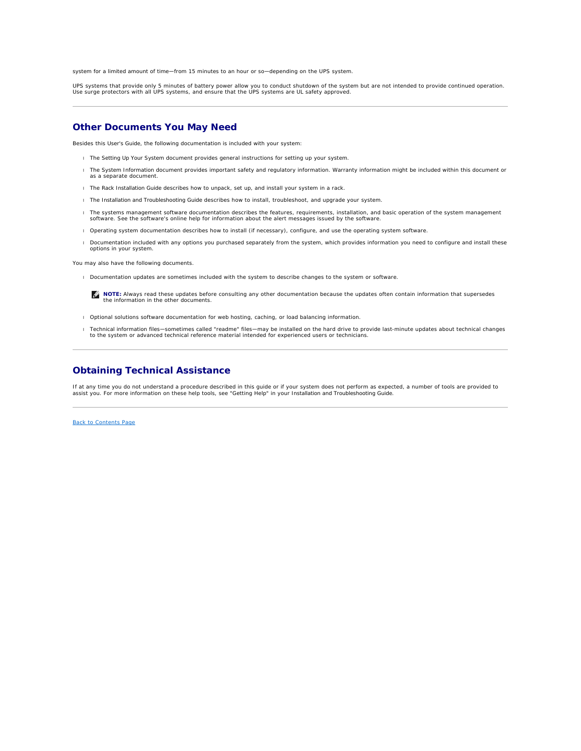system for a limited amount of time—from 15 minutes to an hour or so—depending on the UPS system.

UPS systems that provide only 5 minutes of battery power allow you to conduct shutdown of the system but are not intended to provide continued operation. Use surge protectors with all UPS systems, and ensure that the UPS systems are UL safety approved.

---

## Other Documents You May Need

Besides this User's Guide, the following documentation is included with your system:

- The Setting Up Your System document provides general instructions for setting up your system.
- The System Information document provides important safety and regulatory information. Warranty information might be included within this document or as a separate document.
- The Rack Installation Guide describes how to unpack, set up, and install your system in a rack.
- The Installation and Troubleshooting Guide describes how to install, troubleshoot, and upgrade your system.
- The systems management software documentation describes the features, requirements, installation, and basic operation of the system management software. See the software's online help for information about the alert messages issued by the software.
- Operating system documentation describes how to install (if necessary), configure, and use the operating system software.
- Documentation included with any options you purchased separately from the system, which provides information you need to configure and install these options in your system.

You may also have the following documents.

- Documentation updates are sometimes included with the system to describe changes to the system or software.

  **NOTE:** Always read these updates before consulting any other documentation because the updates often contain information that supersedes the information in the other documents.

- Optional solutions software documentation for web hosting, caching, or load balancing information.
- Technical information files—sometimes called "readme" files—may be installed on the hard drive to provide last-minute updates about technical changes to the system or advanced technical reference material intended for experienced users or technicians.

---

## Obtaining Technical Assistance

If at any time you do not understand a procedure described in this guide or if your system does not perform as expected, a number of tools are provided to assist you. For more information on these help tools, see "Getting Help" in your Installation and Troubleshooting Guide.

---

Back to Contents Page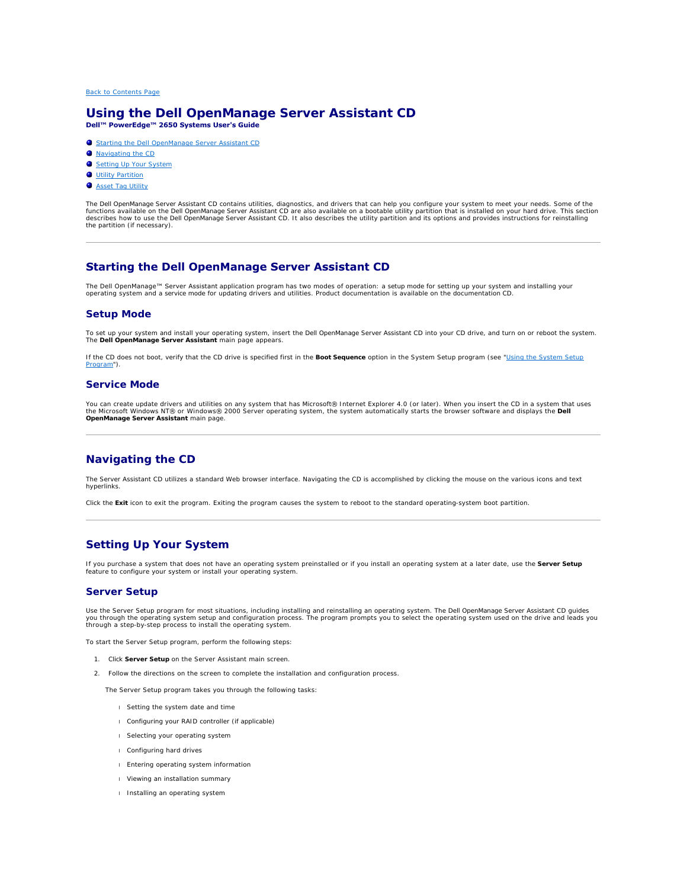[Back to Contents Page]

# Using the Dell OpenManage Server Assistant CD

**Dell™ PowerEdge™ 2650 Systems User's Guide**

- Starting the Dell OpenManage Server Assistant CD
- Navigating the CD
- Setting Up Your System
- Utility Partition
- Asset Tag Utility

The Dell OpenManage Server Assistant CD contains utilities, diagnostics, and drivers that can help you configure your system to meet your needs. Some of the functions available on the Dell OpenManage Server Assistant CD are also available on a bootable utility partition that is installed on your hard drive. This section describes how to use the Dell OpenManage Server Assistant CD. It also describes the utility partition and its options and provides instructions for reinstalling the partition (if necessary).

---

## Starting the Dell OpenManage Server Assistant CD

The Dell OpenManage™ Server Assistant application program has two modes of operation: a setup mode for setting up your system and installing your operating system and a service mode for updating drivers and utilities. Product documentation is available on the documentation CD.

### Setup Mode

To set up your system and install your operating system, insert the Dell OpenManage Server Assistant CD into your CD drive, and turn on or reboot the system. The **Dell OpenManage Server Assistant** main page appears.

If the CD does not boot, verify that the CD drive is specified first in the **Boot Sequence** option in the System Setup program (see "Using the System Setup Program").

### Service Mode

You can create update drivers and utilities on any system that has Microsoft® Internet Explorer 4.0 (or later). When you insert the CD in a system that uses the Microsoft Windows NT® or Windows® 2000 Server operating system, the system automatically starts the browser software and displays the **Dell OpenManage Server Assistant** main page.

---

## Navigating the CD

The Server Assistant CD utilizes a standard Web browser interface. Navigating the CD is accomplished by clicking the mouse on the various icons and text hyperlinks.

Click the **Exit** icon to exit the program. Exiting the program causes the system to reboot to the standard operating-system boot partition.

---

## Setting Up Your System

If you purchase a system that does not have an operating system preinstalled or if you install an operating system at a later date, use the **Server Setup** feature to configure your system or install your operating system.

### Server Setup

Use the Server Setup program for most situations, including installing and reinstalling an operating system. The Dell OpenManage Server Assistant CD guides you through the operating system setup and configuration process. The program prompts you to select the operating system used on the drive and leads you through a step-by-step process to install the operating system.

To start the Server Setup program, perform the following steps:

1. Click **Server Setup** on the Server Assistant main screen.
2. Follow the directions on the screen to complete the installation and configuration process.

   The Server Setup program takes you through the following tasks:

   - Setting the system date and time
   - Configuring your RAID controller (if applicable)
   - Selecting your operating system
   - Configuring hard drives
   - Entering operating system information
   - Viewing an installation summary
   - Installing an operating system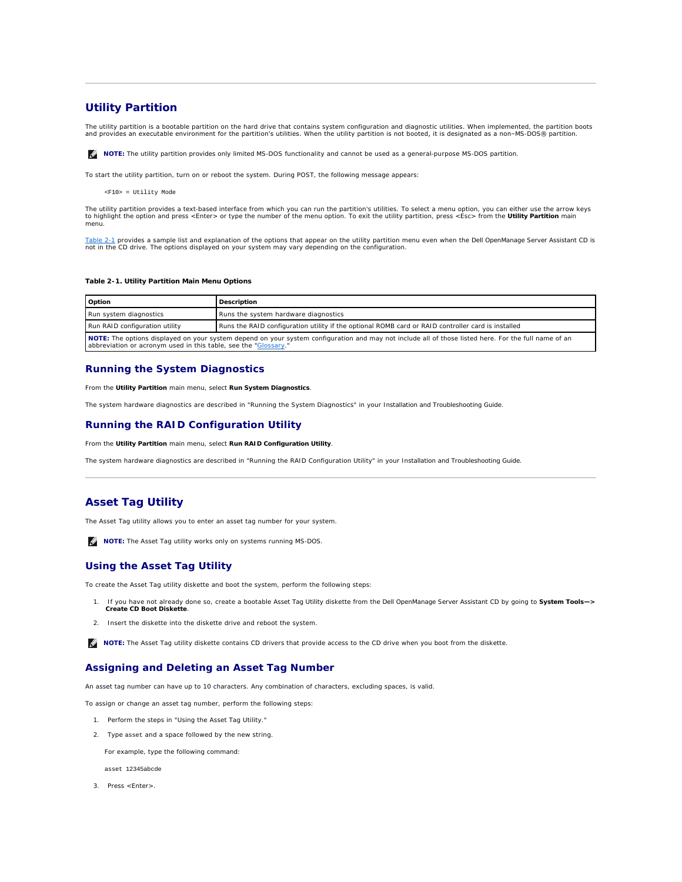## Utility Partition

The utility partition is a bootable partition on the hard drive that contains system configuration and diagnostic utilities. When implemented, the partition boots and provides an executable environment for the partition's utilities. When the utility partition is not booted, it is designated as a non–MS-DOS® partition.

**NOTE:** The utility partition provides only limited MS-DOS functionality and cannot be used as a general-purpose MS-DOS partition.

To start the utility partition, turn on or reboot the system. During POST, the following message appears:

```
<F10> = Utility Mode
```

The utility partition provides a text-based interface from which you can run the partition's utilities. To select a menu option, you can either use the arrow keys to highlight the option and press <Enter> or type the number of the menu option. To exit the utility partition, press <Esc> from the **Utility Partition** main menu.

Table 2-1 provides a sample list and explanation of the options that appear on the utility partition menu even when the Dell OpenManage Server Assistant CD is not in the CD drive. The options displayed on your system may vary depending on the configuration.

**Table 2-1. Utility Partition Main Menu Options**

| Option | Description |
| --- | --- |
| Run system diagnostics | Runs the system hardware diagnostics |
| Run RAID configuration utility | Runs the RAID configuration utility if the optional ROMB card or RAID controller card is installed |
| **NOTE:** The options displayed on your system depend on your system configuration and may not include all of those listed here. For the full name of an abbreviation or acronym used in this table, see the "Glossary." | |

### Running the System Diagnostics

From the **Utility Partition** main menu, select **Run System Diagnostics**.

The system hardware diagnostics are described in "Running the System Diagnostics" in your Installation and Troubleshooting Guide.

### Running the RAID Configuration Utility

From the **Utility Partition** main menu, select **Run RAID Configuration Utility**.

The system hardware diagnostics are described in "Running the RAID Configuration Utility" in your Installation and Troubleshooting Guide.

## Asset Tag Utility

The Asset Tag utility allows you to enter an asset tag number for your system.

**NOTE:** The Asset Tag utility works only on systems running MS-DOS.

### Using the Asset Tag Utility

To create the Asset Tag utility diskette and boot the system, perform the following steps:

1. If you have not already done so, create a bootable Asset Tag Utility diskette from the Dell OpenManage Server Assistant CD by going to **System Tools—> Create CD Boot Diskette**.
2. Insert the diskette into the diskette drive and reboot the system.

**NOTE:** The Asset Tag utility diskette contains CD drivers that provide access to the CD drive when you boot from the diskette.

### Assigning and Deleting an Asset Tag Number

An asset tag number can have up to 10 characters. Any combination of characters, excluding spaces, is valid.

To assign or change an asset tag number, perform the following steps:

1. Perform the steps in "Using the Asset Tag Utility."
2. Type asset and a space followed by the new string.

   For example, type the following command:

   ```
   asset 12345abcde
   ```

3. Press <Enter>.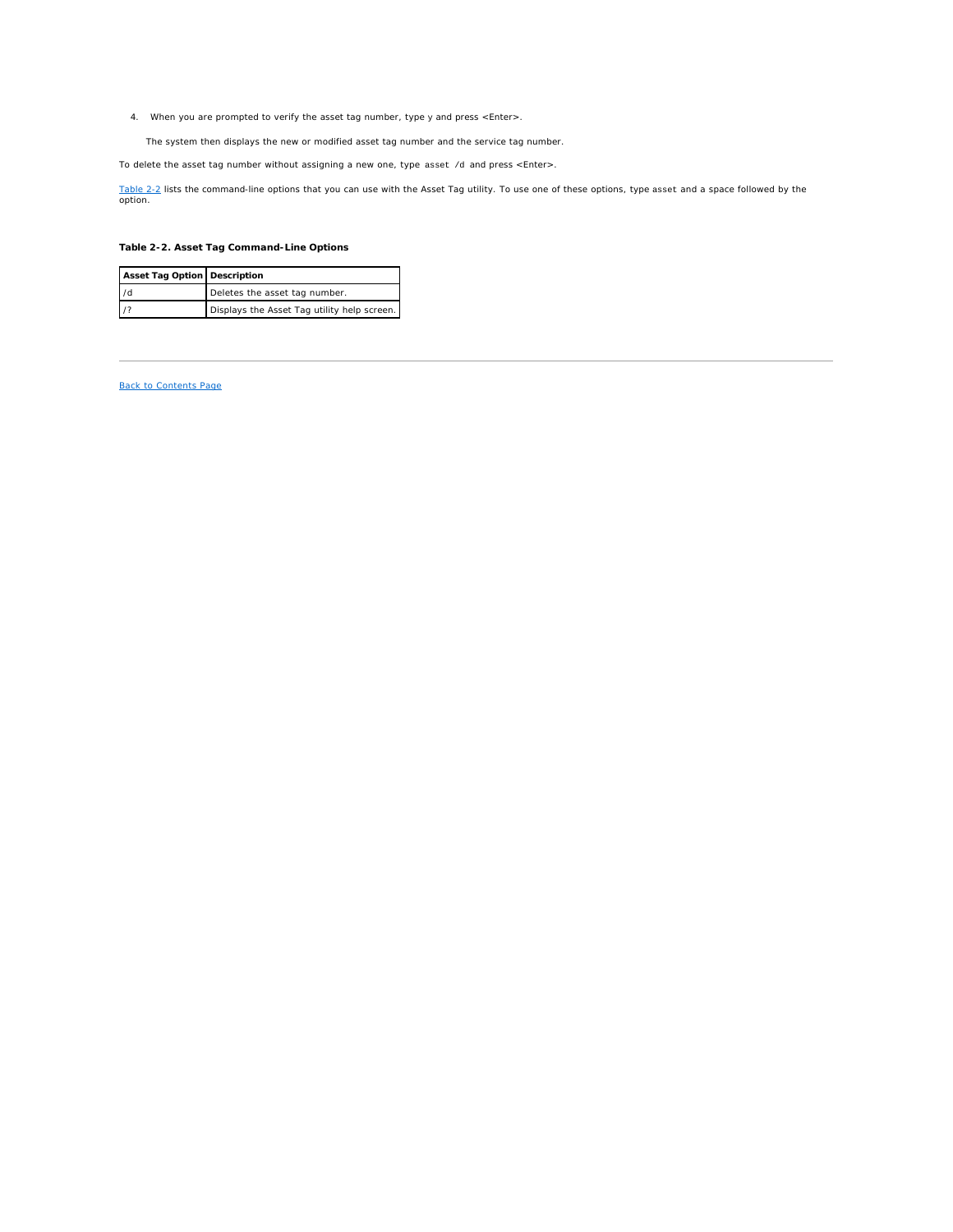4. When you are prompted to verify the asset tag number, type y and press <Enter>.

   The system then displays the new or modified asset tag number and the service tag number.

To delete the asset tag number without assigning a new one, type `asset /d` and press <Enter>.

Table 2-2 lists the command-line options that you can use with the Asset Tag utility. To use one of these options, type asset and a space followed by the option.

**Table 2-2. Asset Tag Command-Line Options**

| Asset Tag Option | Description |
| --- | --- |
| /d | Deletes the asset tag number. |
| /? | Displays the Asset Tag utility help screen. |

---

Back to Contents Page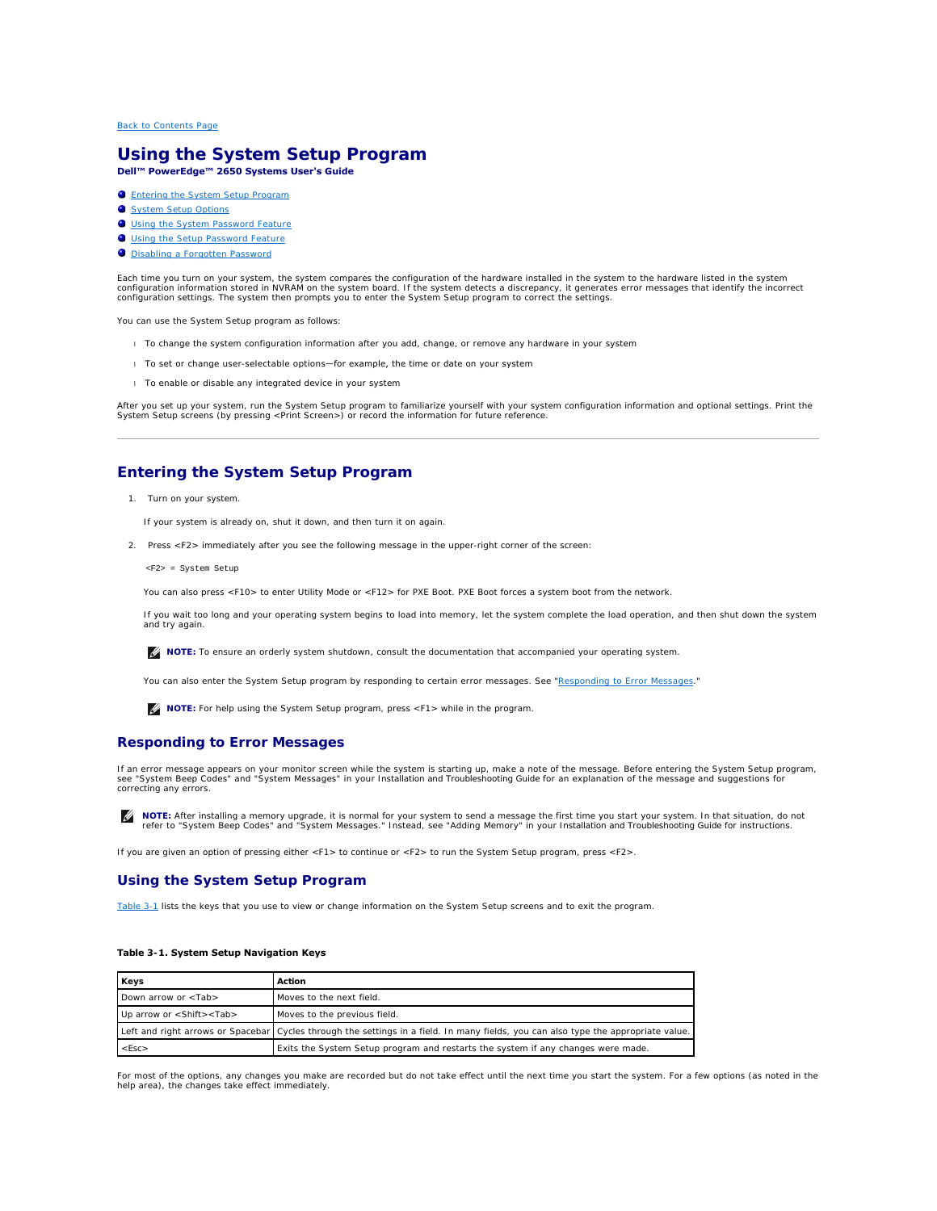[Back to Contents Page](#)

# Using the System Setup Program

**Dell™ PowerEdge™ 2650 Systems User's Guide**

- [Entering the System Setup Program](#)
- [System Setup Options](#)
- [Using the System Password Feature](#)
- [Using the Setup Password Feature](#)
- [Disabling a Forgotten Password](#)

Each time you turn on your system, the system compares the configuration of the hardware installed in the system to the hardware listed in the system configuration information stored in NVRAM on the system board. If the system detects a discrepancy, it generates error messages that identify the incorrect configuration settings. The system then prompts you to enter the System Setup program to correct the settings.

You can use the System Setup program as follows:

- To change the system configuration information after you add, change, or remove any hardware in your system
- To set or change user-selectable options—for example, the time or date on your system
- To enable or disable any integrated device in your system

After you set up your system, run the System Setup program to familiarize yourself with your system configuration information and optional settings. Print the System Setup screens (by pressing <Print Screen>) or record the information for future reference.

---

## Entering the System Setup Program

1. Turn on your system.

   If your system is already on, shut it down, and then turn it on again.

2. Press <F2> immediately after you see the following message in the upper-right corner of the screen:

   ```
   <F2> = System Setup
   ```

   You can also press <F10> to enter Utility Mode or <F12> for PXE Boot. PXE Boot forces a system boot from the network.

   If you wait too long and your operating system begins to load into memory, let the system complete the load operation, and then shut down the system and try again.

   **NOTE:** To ensure an orderly system shutdown, consult the documentation that accompanied your operating system.

   You can also enter the System Setup program by responding to certain error messages. See "[Responding to Error Messages](#)."

   **NOTE:** For help using the System Setup program, press <F1> while in the program.

### Responding to Error Messages

If an error message appears on your monitor screen while the system is starting up, make a note of the message. Before entering the System Setup program, see "System Beep Codes" and "System Messages" in your Installation and Troubleshooting Guide for an explanation of the message and suggestions for correcting any errors.

**NOTE:** After installing a memory upgrade, it is normal for your system to send a message the first time you start your system. In that situation, do not refer to "System Beep Codes" and "System Messages." Instead, see "Adding Memory" in your Installation and Troubleshooting Guide for instructions.

If you are given an option of pressing either <F1> to continue or <F2> to run the System Setup program, press <F2>.

### Using the System Setup Program

[Table 3-1](#) lists the keys that you use to view or change information on the System Setup screens and to exit the program.

**Table 3-1. System Setup Navigation Keys**

| Keys | Action |
|---|---|
| Down arrow or <Tab> | Moves to the next field. |
| Up arrow or <Shift><Tab> | Moves to the previous field. |
| Left and right arrows or Spacebar | Cycles through the settings in a field. In many fields, you can also type the appropriate value. |
| <Esc> | Exits the System Setup program and restarts the system if any changes were made. |

For most of the options, any changes you make are recorded but do not take effect until the next time you start the system. For a few options (as noted in the help area), the changes take effect immediately.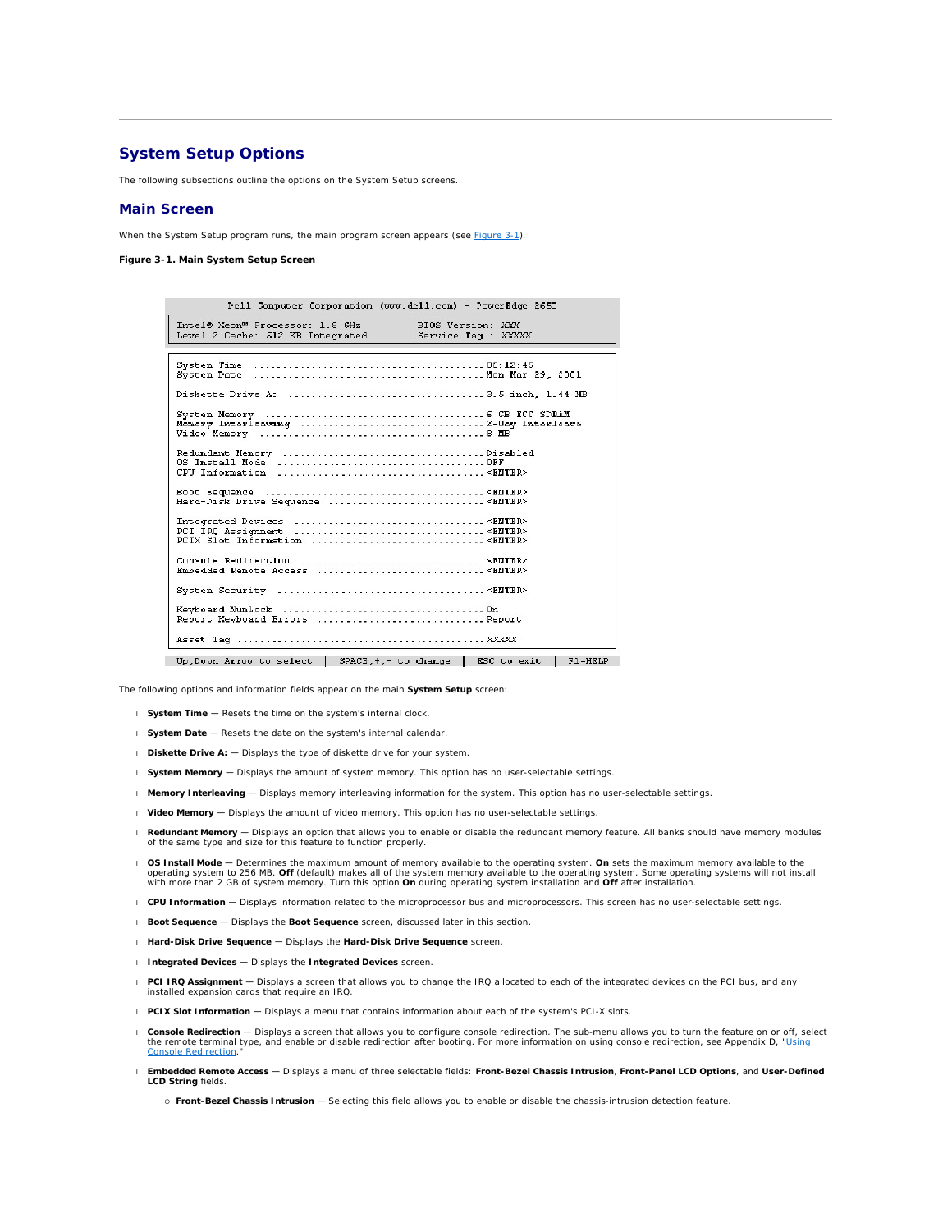## System Setup Options

The following subsections outline the options on the System Setup screens.

### Main Screen

When the System Setup program runs, the main program screen appears (see Figure 3-1).

**Figure 3-1. Main System Setup Screen**

```
        Dell Computer Corporation (www.dell.com) - PowerEdge 2650
 Intel® Xeon™ Processor: 1.8 GHz          BIOS Version: XXX
 Level 2 Cache: 512 KB Integrated         Service Tag : XXXXX

 System Time .................................... 06:12:45
 System Date .................................... Mon Mar 29, 2001

 Diskette Drive A: .............................. 3.5 inch, 1.44 MB

 System Memory .................................. 6 GB ECC SDRAM
 Memory Interleaving ............................ 2-Way Interleave
 Video Memory ................................... 8 MB

 Redundant Memory ............................... Disabled
 OS Install Mode ................................ OFF
 CPU Information ................................ <ENTER>

 Boot Sequence .................................. <ENTER>
 Hard-Disk Drive Sequence ....................... <ENTER>

 Integrated Devices ............................. <ENTER>
 PCI IRQ Assignment ............................. <ENTER>
 PCIX Slot Information .......................... <ENTER>

 Console Redirection ............................ <ENTER>
 Embedded Remote Access ......................... <ENTER>

 System Security ................................ <ENTER>

 Keyboard Numlock ............................... On
 Report Keyboard Errors ......................... Report

 Asset Tag ...................................... XXXXX

 Up,Down Arrow to select | SPACE,+,- to change | ESC to exit | F1=HELP
```

The following options and information fields appear on the main **System Setup** screen:

- **System Time** — Resets the time on the system's internal clock.
- **System Date** — Resets the date on the system's internal calendar.
- **Diskette Drive A:** — Displays the type of diskette drive for your system.
- **System Memory** — Displays the amount of system memory. This option has no user-selectable settings.
- **Memory Interleaving** — Displays memory interleaving information for the system. This option has no user-selectable settings.
- **Video Memory** — Displays the amount of video memory. This option has no user-selectable settings.
- **Redundant Memory** — Displays an option that allows you to enable or disable the redundant memory feature. All banks should have memory modules of the same type and size for this feature to function properly.
- **OS Install Mode** — Determines the maximum amount of memory available to the operating system. **On** sets the maximum memory available to the operating system to 256 MB. **Off** (default) makes all of the system memory available to the operating system. Some operating systems will not install with more than 2 GB of system memory. Turn this option **On** during operating system installation and **Off** after installation.
- **CPU Information** — Displays information related to the microprocessor bus and microprocessors. This screen has no user-selectable settings.
- **Boot Sequence** — Displays the **Boot Sequence** screen, discussed later in this section.
- **Hard-Disk Drive Sequence** — Displays the **Hard-Disk Drive Sequence** screen.
- **Integrated Devices** — Displays the **Integrated Devices** screen.
- **PCI IRQ Assignment** — Displays a screen that allows you to change the IRQ allocated to each of the integrated devices on the PCI bus, and any installed expansion cards that require an IRQ.
- **PCIX Slot Information** — Displays a menu that contains information about each of the system's PCI-X slots.
- **Console Redirection** — Displays a screen that allows you to configure console redirection. The sub-menu allows you to turn the feature on or off, select the remote terminal type, and enable or disable redirection after booting. For more information on using console redirection, see Appendix D, "Using Console Redirection."
- **Embedded Remote Access** — Displays a menu of three selectable fields: **Front-Bezel Chassis Intrusion**, **Front-Panel LCD Options**, and **User-Defined LCD String** fields.
  - **Front-Bezel Chassis Intrusion** — Selecting this field allows you to enable or disable the chassis-intrusion detection feature.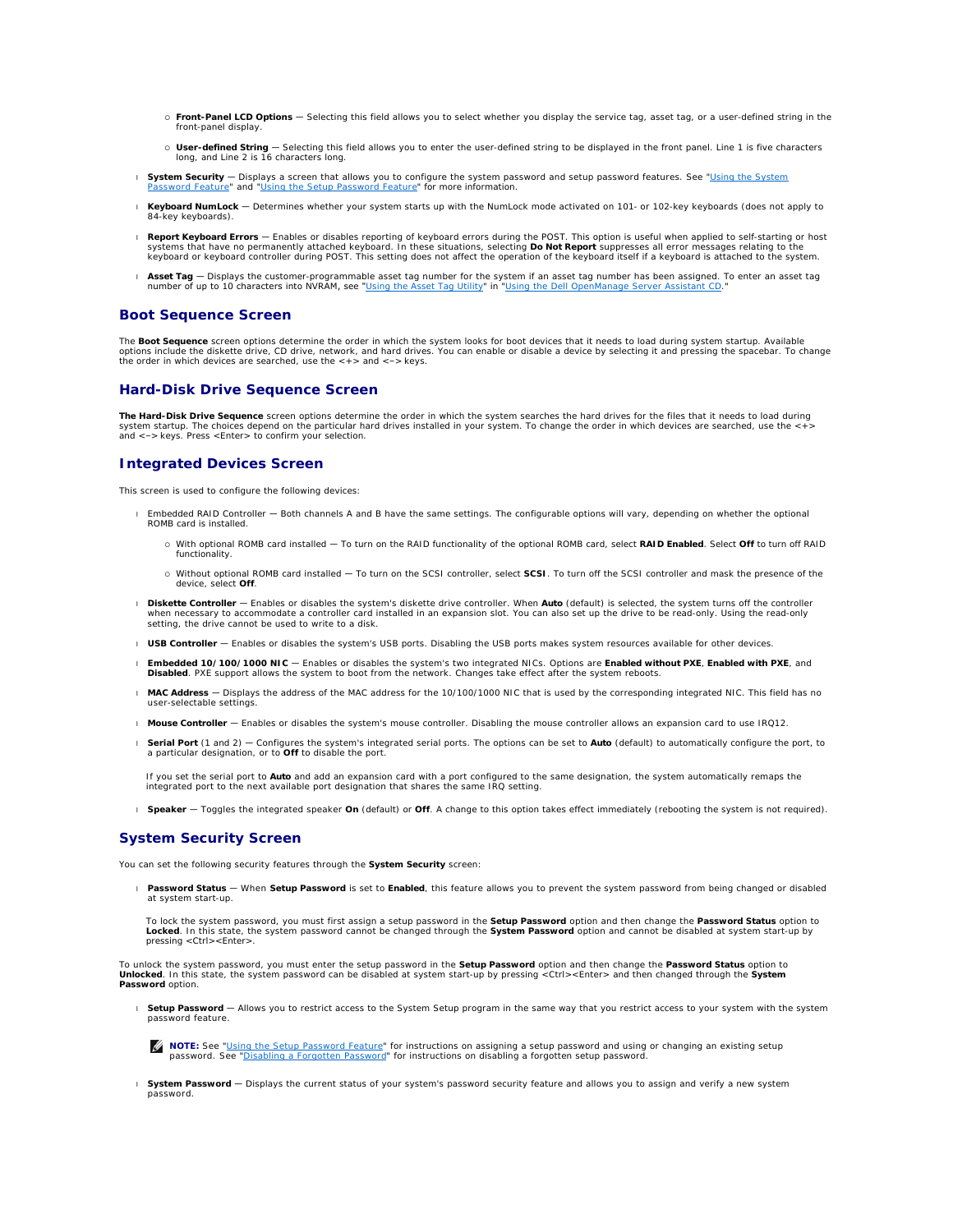- **Front-Panel LCD Options** — Selecting this field allows you to select whether you display the service tag, asset tag, or a user-defined string in the front-panel display.
- **User-defined String** — Selecting this field allows you to enter the user-defined string to be displayed in the front panel. Line 1 is five characters long, and Line 2 is 16 characters long.

- **System Security** — Displays a screen that allows you to configure the system password and setup password features. See "Using the System Password Feature" and "Using the Setup Password Feature" for more information.
- **Keyboard NumLock** — Determines whether your system starts up with the NumLock mode activated on 101- or 102-key keyboards (does not apply to 84-key keyboards).
- **Report Keyboard Errors** — Enables or disables reporting of keyboard errors during the POST. This option is useful when applied to self-starting or host systems that have no permanently attached keyboard. In these situations, selecting **Do Not Report** suppresses all error messages relating to the keyboard or keyboard controller during POST. This setting does not affect the operation of the keyboard itself if a keyboard is attached to the system.
- **Asset Tag** — Displays the customer-programmable asset tag number for the system if an asset tag number has been assigned. To enter an asset tag number of up to 10 characters into NVRAM, see "Using the Asset Tag Utility" in "Using the Dell OpenManage Server Assistant CD."

## Boot Sequence Screen

The **Boot Sequence** screen options determine the order in which the system looks for boot devices that it needs to load during system startup. Available options include the diskette drive, CD drive, network, and hard drives. You can enable or disable a device by selecting it and pressing the spacebar. To change the order in which devices are searched, use the <+> and <–> keys.

## Hard-Disk Drive Sequence Screen

**The Hard-Disk Drive Sequence** screen options determine the order in which the system searches the hard drives for the files that it needs to load during system startup. The choices depend on the particular hard drives installed in your system. To change the order in which devices are searched, use the <+> and <–> keys. Press <Enter> to confirm your selection.

## Integrated Devices Screen

This screen is used to configure the following devices:

- Embedded RAID Controller — Both channels A and B have the same settings. The configurable options will vary, depending on whether the optional ROMB card is installed.
  - With optional ROMB card installed — To turn on the RAID functionality of the optional ROMB card, select **RAID Enabled**. Select **Off** to turn off RAID functionality.
  - Without optional ROMB card installed — To turn on the SCSI controller, select **SCSI**. To turn off the SCSI controller and mask the presence of the device, select **Off**.
- **Diskette Controller** — Enables or disables the system's diskette drive controller. When **Auto** (default) is selected, the system turns off the controller when necessary to accommodate a controller card installed in an expansion slot. You can also set up the drive to be read-only. Using the read-only setting, the drive cannot be used to write to a disk.
- **USB Controller** — Enables or disables the system's USB ports. Disabling the USB ports makes system resources available for other devices.
- **Embedded 10/100/1000 NIC** — Enables or disables the system's two integrated NICs. Options are **Enabled without PXE**, **Enabled with PXE**, and **Disabled**. PXE support allows the system to boot from the network. Changes take effect after the system reboots.
- **MAC Address** — Displays the address of the MAC address for the 10/100/1000 NIC that is used by the corresponding integrated NIC. This field has no user-selectable settings.
- **Mouse Controller** — Enables or disables the system's mouse controller. Disabling the mouse controller allows an expansion card to use IRQ12.
- **Serial Port** (1 and 2) — Configures the system's integrated serial ports. The options can be set to **Auto** (default) to automatically configure the port, to a particular designation, or to **Off** to disable the port.

  If you set the serial port to **Auto** and add an expansion card with a port configured to the same designation, the system automatically remaps the integrated port to the next available port designation that shares the same IRQ setting.

- **Speaker** — Toggles the integrated speaker **On** (default) or **Off**. A change to this option takes effect immediately (rebooting the system is not required).

## System Security Screen

You can set the following security features through the **System Security** screen:

- **Password Status** — When **Setup Password** is set to **Enabled**, this feature allows you to prevent the system password from being changed or disabled at system start-up.

  To lock the system password, you must first assign a setup password in the **Setup Password** option and then change the **Password Status** option to **Locked**. In this state, the system password cannot be changed through the **System Password** option and cannot be disabled at system start-up by pressing <Ctrl><Enter>.

To unlock the system password, you must enter the setup password in the **Setup Password** option and then change the **Password Status** option to **Unlocked**. In this state, the system password can be disabled at system start-up by pressing <Ctrl><Enter> and then changed through the **System Password** option.

- **Setup Password** — Allows you to restrict access to the System Setup program in the same way that you restrict access to your system with the system password feature.

  **NOTE:** See "Using the Setup Password Feature" for instructions on assigning a setup password and using or changing an existing setup password. See "Disabling a Forgotten Password" for instructions on disabling a forgotten setup password.

- **System Password** — Displays the current status of your system's password security feature and allows you to assign and verify a new system password.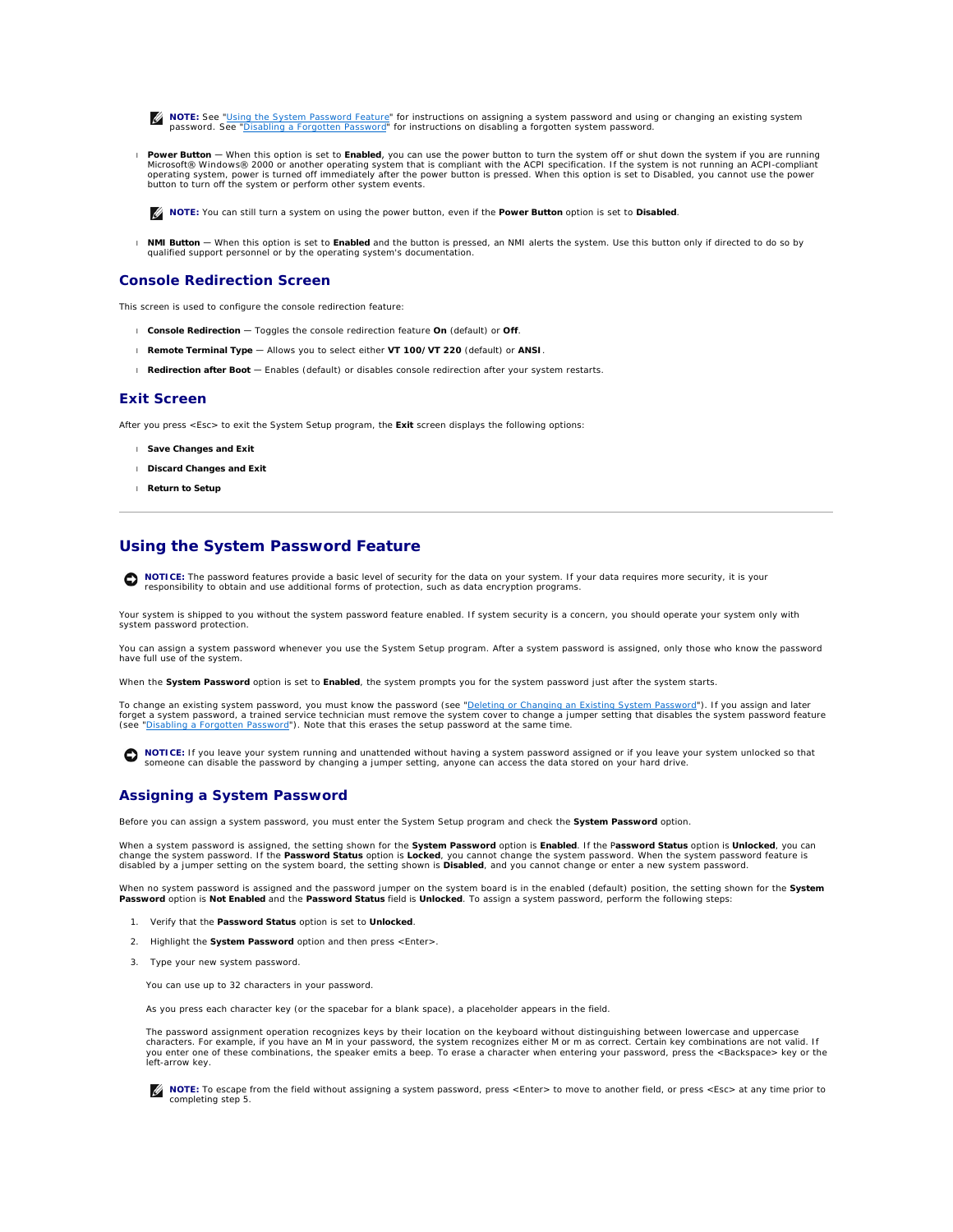**NOTE:** See "Using the System Password Feature" for instructions on assigning a system password and using or changing an existing system password. See "Disabling a Forgotten Password" for instructions on disabling a forgotten system password.

- **Power Button** — When this option is set to **Enabled**, you can use the power button to turn the system off or shut down the system if you are running Microsoft® Windows® 2000 or another operating system that is compliant with the ACPI specification. If the system is not running an ACPI-compliant operating system, power is turned off immediately after the power button is pressed. When this option is set to Disabled, you cannot use the power button to turn off the system or perform other system events.

  **NOTE:** You can still turn a system on using the power button, even if the **Power Button** option is set to **Disabled**.

- **NMI Button** — When this option is set to **Enabled** and the button is pressed, an NMI alerts the system. Use this button only if directed to do so by qualified support personnel or by the operating system's documentation.

## Console Redirection Screen

This screen is used to configure the console redirection feature:

- **Console Redirection** — Toggles the console redirection feature **On** (default) or **Off**.
- **Remote Terminal Type** — Allows you to select either **VT 100/VT 220** (default) or **ANSI**.
- **Redirection after Boot** — Enables (default) or disables console redirection after your system restarts.

## Exit Screen

After you press <Esc> to exit the System Setup program, the **Exit** screen displays the following options:

- **Save Changes and Exit**
- **Discard Changes and Exit**
- **Return to Setup**

---

# Using the System Password Feature

**NOTICE:** The password features provide a basic level of security for the data on your system. If your data requires more security, it is your responsibility to obtain and use additional forms of protection, such as data encryption programs.

Your system is shipped to you without the system password feature enabled. If system security is a concern, you should operate your system only with system password protection.

You can assign a system password whenever you use the System Setup program. After a system password is assigned, only those who know the password have full use of the system.

When the **System Password** option is set to **Enabled**, the system prompts you for the system password just after the system starts.

To change an existing system password, you must know the password (see "Deleting or Changing an Existing System Password"). If you assign and later forget a system password, a trained service technician must remove the system cover to change a jumper setting that disables the system password feature (see "Disabling a Forgotten Password"). Note that this erases the setup password at the same time.

**NOTICE:** If you leave your system running and unattended without having a system password assigned or if you leave your system unlocked so that someone can disable the password by changing a jumper setting, anyone can access the data stored on your hard drive.

## Assigning a System Password

Before you can assign a system password, you must enter the System Setup program and check the **System Password** option.

When a system password is assigned, the setting shown for the **System Password** option is **Enabled**. If the P**assword Status** option is **Unlocked**, you can change the system password. If the **Password Status** option is **Locked**, you cannot change the system password. When the system password feature is disabled by a jumper setting on the system board, the setting shown is **Disabled**, and you cannot change or enter a new system password.

When no system password is assigned and the password jumper on the system board is in the enabled (default) position, the setting shown for the **System Password** option is **Not Enabled** and the **Password Status** field is **Unlocked**. To assign a system password, perform the following steps:

1. Verify that the **Password Status** option is set to **Unlocked**.
2. Highlight the **System Password** option and then press <Enter>.
3. Type your new system password.

   You can use up to 32 characters in your password.

   As you press each character key (or the spacebar for a blank space), a placeholder appears in the field.

   The password assignment operation recognizes keys by their location on the keyboard without distinguishing between lowercase and uppercase characters. For example, if you have an M in your password, the system recognizes either M or m as correct. Certain key combinations are not valid. If you enter one of these combinations, the speaker emits a beep. To erase a character when entering your password, press the <Backspace> key or the left-arrow key.

   **NOTE:** To escape from the field without assigning a system password, press <Enter> to move to another field, or press <Esc> at any time prior to completing step 5.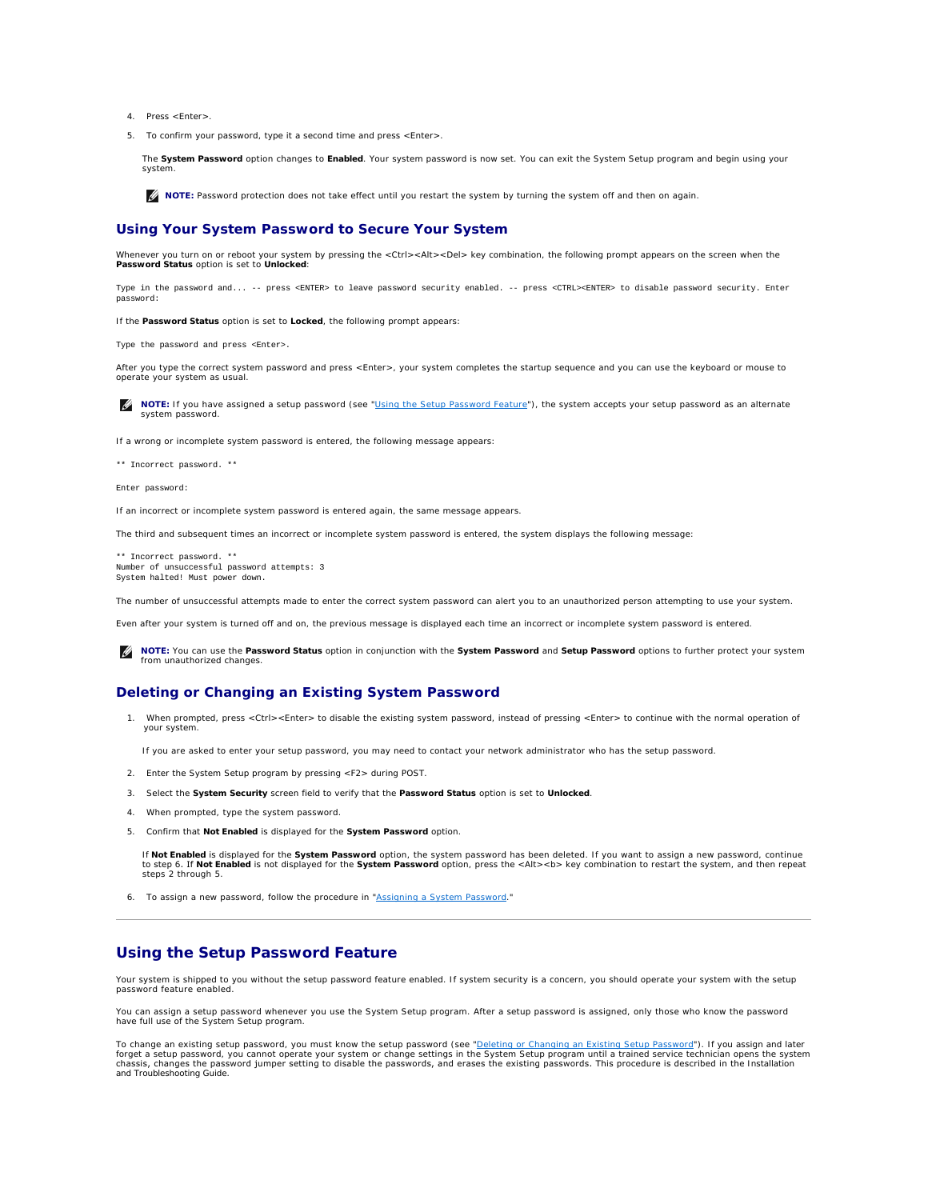4. Press <Enter>.

5. To confirm your password, type it a second time and press <Enter>.

   The **System Password** option changes to **Enabled**. Your system password is now set. You can exit the System Setup program and begin using your system.

   **NOTE:** Password protection does not take effect until you restart the system by turning the system off and then on again.

## Using Your System Password to Secure Your System

Whenever you turn on or reboot your system by pressing the <Ctrl><Alt><Del> key combination, the following prompt appears on the screen when the **Password Status** option is set to **Unlocked**:

```
Type in the password and... -- press <ENTER> to leave password security enabled. -- press <CTRL><ENTER> to disable password security. Enter password:
```

If the **Password Status** option is set to **Locked**, the following prompt appears:

```
Type the password and press <Enter>.
```

After you type the correct system password and press <Enter>, your system completes the startup sequence and you can use the keyboard or mouse to operate your system as usual.

**NOTE:** If you have assigned a setup password (see "Using the Setup Password Feature"), the system accepts your setup password as an alternate system password.

If a wrong or incomplete system password is entered, the following message appears:

```
** Incorrect password. **

Enter password:
```

If an incorrect or incomplete system password is entered again, the same message appears.

The third and subsequent times an incorrect or incomplete system password is entered, the system displays the following message:

```
** Incorrect password. **
Number of unsuccessful password attempts: 3
System halted! Must power down.
```

The number of unsuccessful attempts made to enter the correct system password can alert you to an unauthorized person attempting to use your system.

Even after your system is turned off and on, the previous message is displayed each time an incorrect or incomplete system password is entered.

**NOTE:** You can use the **Password Status** option in conjunction with the **System Password** and **Setup Password** options to further protect your system from unauthorized changes.

## Deleting or Changing an Existing System Password

1. When prompted, press <Ctrl><Enter> to disable the existing system password, instead of pressing <Enter> to continue with the normal operation of your system.

   If you are asked to enter your setup password, you may need to contact your network administrator who has the setup password.

2. Enter the System Setup program by pressing <F2> during POST.

3. Select the **System Security** screen field to verify that the **Password Status** option is set to **Unlocked**.

4. When prompted, type the system password.

5. Confirm that **Not Enabled** is displayed for the **System Password** option.

   If **Not Enabled** is displayed for the **System Password** option, the system password has been deleted. If you want to assign a new password, continue to step 6. If **Not Enabled** is not displayed for the **System Password** option, press the <Alt><b> key combination to restart the system, and then repeat steps 2 through 5.

6. To assign a new password, follow the procedure in "Assigning a System Password."

---

# Using the Setup Password Feature

Your system is shipped to you without the setup password feature enabled. If system security is a concern, you should operate your system with the setup password feature enabled.

You can assign a setup password whenever you use the System Setup program. After a setup password is assigned, only those who know the password have full use of the System Setup program.

To change an existing setup password, you must know the setup password (see "Deleting or Changing an Existing Setup Password"). If you assign and later forget a setup password, you cannot operate your system or change settings in the System Setup program until a trained service technician opens the system chassis, changes the password jumper setting to disable the passwords, and erases the existing passwords. This procedure is described in the Installation and Troubleshooting Guide.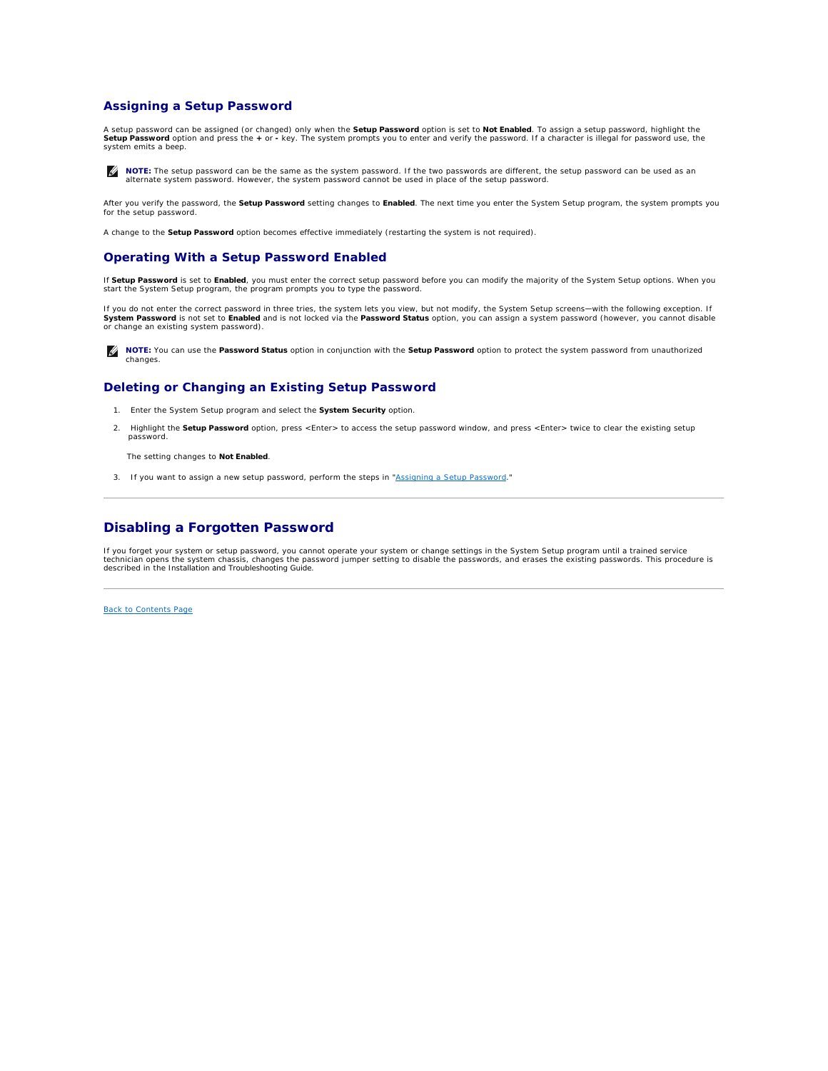## Assigning a Setup Password

A setup password can be assigned (or changed) only when the **Setup Password** option is set to **Not Enabled**. To assign a setup password, highlight the **Setup Password** option and press the **+** or **-** key. The system prompts you to enter and verify the password. If a character is illegal for password use, the system emits a beep.

**NOTE:** The setup password can be the same as the system password. If the two passwords are different, the setup password can be used as an alternate system password. However, the system password cannot be used in place of the setup password.

After you verify the password, the **Setup Password** setting changes to **Enabled**. The next time you enter the System Setup program, the system prompts you for the setup password.

A change to the **Setup Password** option becomes effective immediately (restarting the system is not required).

## Operating With a Setup Password Enabled

If **Setup Password** is set to **Enabled**, you must enter the correct setup password before you can modify the majority of the System Setup options. When you start the System Setup program, the program prompts you to type the password.

If you do not enter the correct password in three tries, the system lets you view, but not modify, the System Setup screens—with the following exception. If **System Password** is not set to **Enabled** and is not locked via the **Password Status** option, you can assign a system password (however, you cannot disable or change an existing system password).

**NOTE:** You can use the **Password Status** option in conjunction with the **Setup Password** option to protect the system password from unauthorized changes.

## Deleting or Changing an Existing Setup Password

1. Enter the System Setup program and select the **System Security** option.
2. Highlight the **Setup Password** option, press <Enter> to access the setup password window, and press <Enter> twice to clear the existing setup password.

   The setting changes to **Not Enabled**.

3. If you want to assign a new setup password, perform the steps in "Assigning a Setup Password."

---

## Disabling a Forgotten Password

If you forget your system or setup password, you cannot operate your system or change settings in the System Setup program until a trained service technician opens the system chassis, changes the password jumper setting to disable the passwords, and erases the existing passwords. This procedure is described in the Installation and Troubleshooting Guide.

---

Back to Contents Page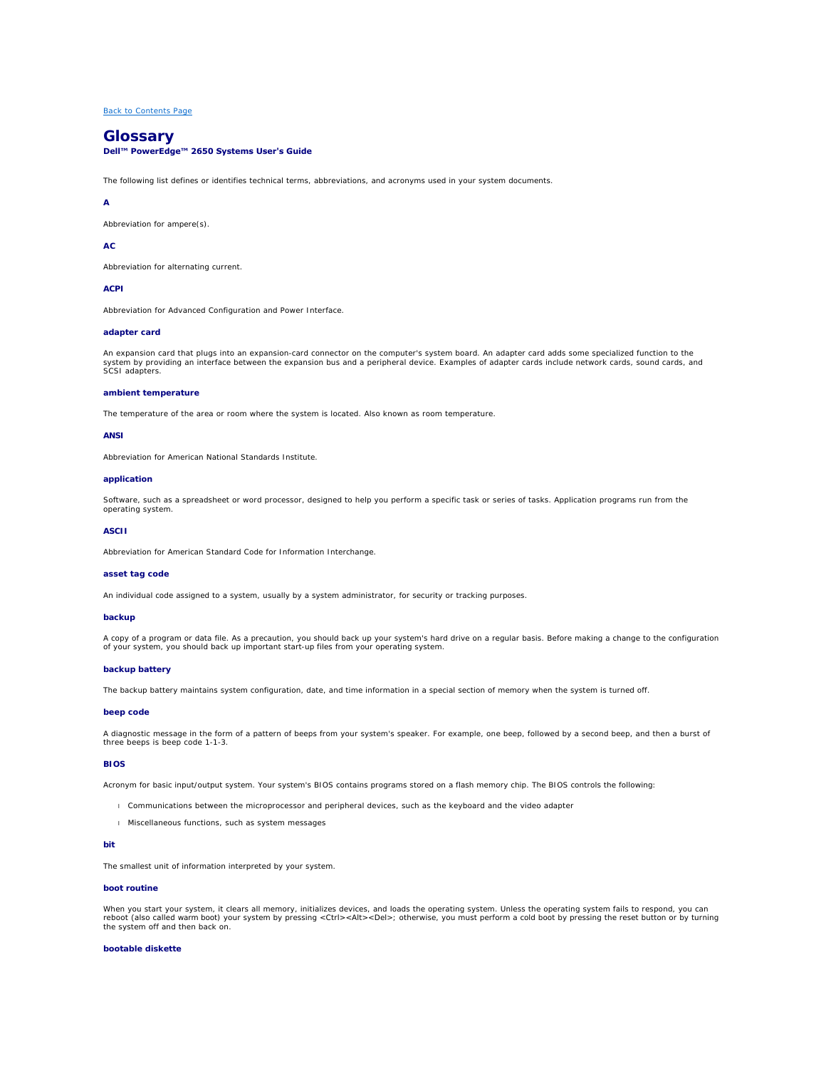[Back to Contents Page](#)

# Glossary

**Dell™ PowerEdge™ 2650 Systems User's Guide**

The following list defines or identifies technical terms, abbreviations, and acronyms used in your system documents.

### A

Abbreviation for ampere(s).

### AC

Abbreviation for alternating current.

### ACPI

Abbreviation for Advanced Configuration and Power Interface.

### adapter card

An expansion card that plugs into an expansion-card connector on the computer's system board. An adapter card adds some specialized function to the system by providing an interface between the expansion bus and a peripheral device. Examples of adapter cards include network cards, sound cards, and SCSI adapters.

### ambient temperature

The temperature of the area or room where the system is located. Also known as room temperature.

### ANSI

Abbreviation for American National Standards Institute.

### application

Software, such as a spreadsheet or word processor, designed to help you perform a specific task or series of tasks. Application programs run from the operating system.

### ASCII

Abbreviation for American Standard Code for Information Interchange.

### asset tag code

An individual code assigned to a system, usually by a system administrator, for security or tracking purposes.

### backup

A copy of a program or data file. As a precaution, you should back up your system's hard drive on a regular basis. Before making a change to the configuration of your system, you should back up important start-up files from your operating system.

### backup battery

The backup battery maintains system configuration, date, and time information in a special section of memory when the system is turned off.

### beep code

A diagnostic message in the form of a pattern of beeps from your system's speaker. For example, one beep, followed by a second beep, and then a burst of three beeps is beep code 1-1-3.

### BIOS

Acronym for basic input/output system. Your system's BIOS contains programs stored on a flash memory chip. The BIOS controls the following:

- Communications between the microprocessor and peripheral devices, such as the keyboard and the video adapter
- Miscellaneous functions, such as system messages

### bit

The smallest unit of information interpreted by your system.

### boot routine

When you start your system, it clears all memory, initializes devices, and loads the operating system. Unless the operating system fails to respond, you can reboot (also called warm boot) your system by pressing <Ctrl><Alt><Del>; otherwise, you must perform a cold boot by pressing the reset button or by turning the system off and then back on.

### bootable diskette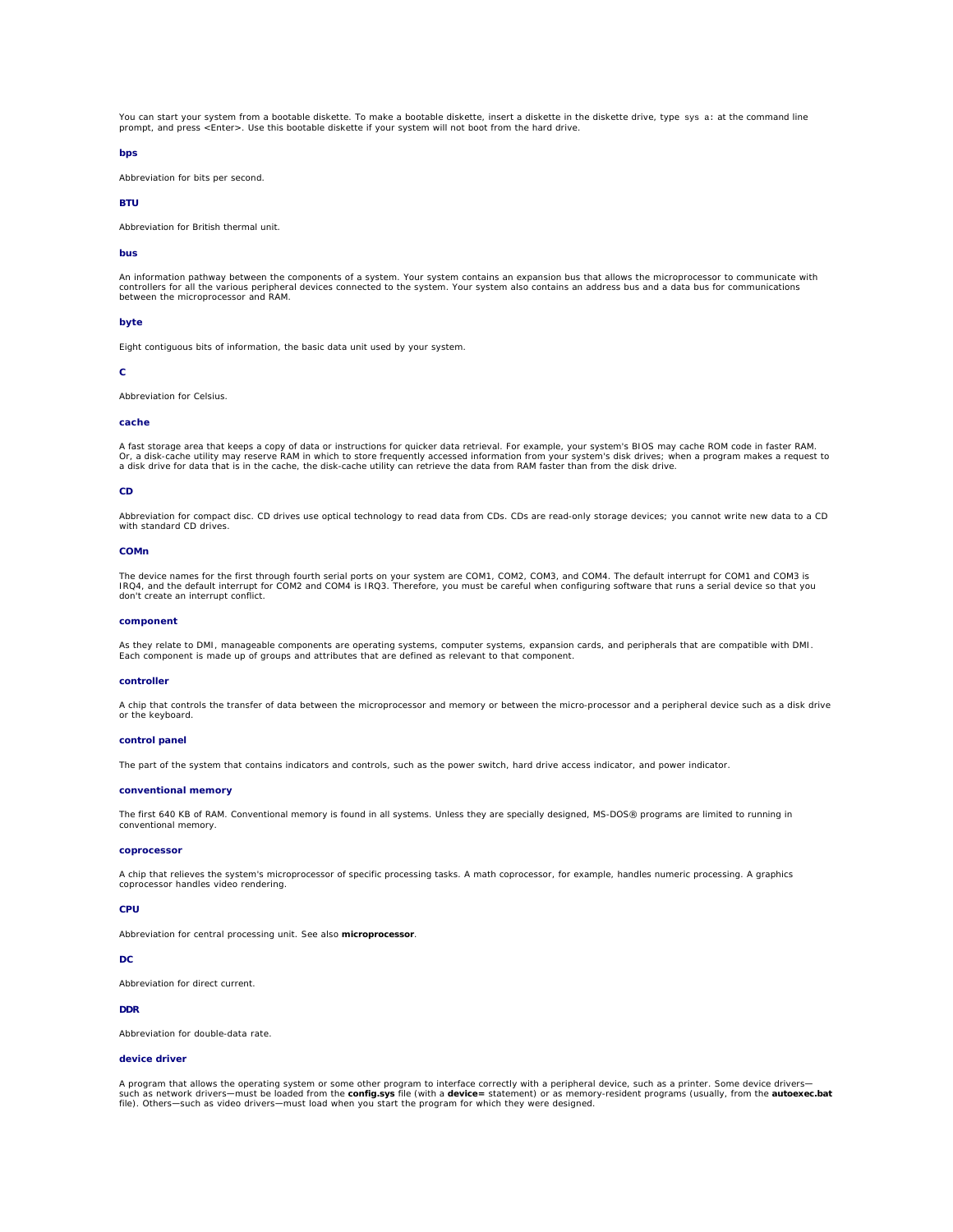You can start your system from a bootable diskette. To make a bootable diskette, insert a diskette in the diskette drive, type `sys a:` at the command line prompt, and press <Enter>. Use this bootable diskette if your system will not boot from the hard drive.

### bps

Abbreviation for bits per second.

### BTU

Abbreviation for British thermal unit.

### bus

An information pathway between the components of a system. Your system contains an expansion bus that allows the microprocessor to communicate with controllers for all the various peripheral devices connected to the system. Your system also contains an address bus and a data bus for communications between the microprocessor and RAM.

### byte

Eight contiguous bits of information, the basic data unit used by your system.

### C

Abbreviation for Celsius.

### cache

A fast storage area that keeps a copy of data or instructions for quicker data retrieval. For example, your system's BIOS may cache ROM code in faster RAM. Or, a disk-cache utility may reserve RAM in which to store frequently accessed information from your system's disk drives; when a program makes a request to a disk drive for data that is in the cache, the disk-cache utility can retrieve the data from RAM faster than from the disk drive.

### CD

Abbreviation for compact disc. CD drives use optical technology to read data from CDs. CDs are read-only storage devices; you cannot write new data to a CD with standard CD drives.

### COMn

The device names for the first through fourth serial ports on your system are COM1, COM2, COM3, and COM4. The default interrupt for COM1 and COM3 is IRQ4, and the default interrupt for COM2 and COM4 is IRQ3. Therefore, you must be careful when configuring software that runs a serial device so that you don't create an interrupt conflict.

### component

As they relate to DMI, manageable components are operating systems, computer systems, expansion cards, and peripherals that are compatible with DMI. Each component is made up of groups and attributes that are defined as relevant to that component.

### controller

A chip that controls the transfer of data between the microprocessor and memory or between the micro-processor and a peripheral device such as a disk drive or the keyboard.

### control panel

The part of the system that contains indicators and controls, such as the power switch, hard drive access indicator, and power indicator.

### conventional memory

The first 640 KB of RAM. Conventional memory is found in all systems. Unless they are specially designed, MS-DOS® programs are limited to running in conventional memory.

### coprocessor

A chip that relieves the system's microprocessor of specific processing tasks. A math coprocessor, for example, handles numeric processing. A graphics coprocessor handles video rendering.

### CPU

Abbreviation for central processing unit. See also **microprocessor**.

### DC

Abbreviation for direct current.

### DDR

Abbreviation for double-data rate.

### device driver

A program that allows the operating system or some other program to interface correctly with a peripheral device, such as a printer. Some device drivers—such as network drivers—must be loaded from the **config.sys** file (with a **device=** statement) or as memory-resident programs (usually, from the **autoexec.bat** file). Others—such as video drivers—must load when you start the program for which they were designed.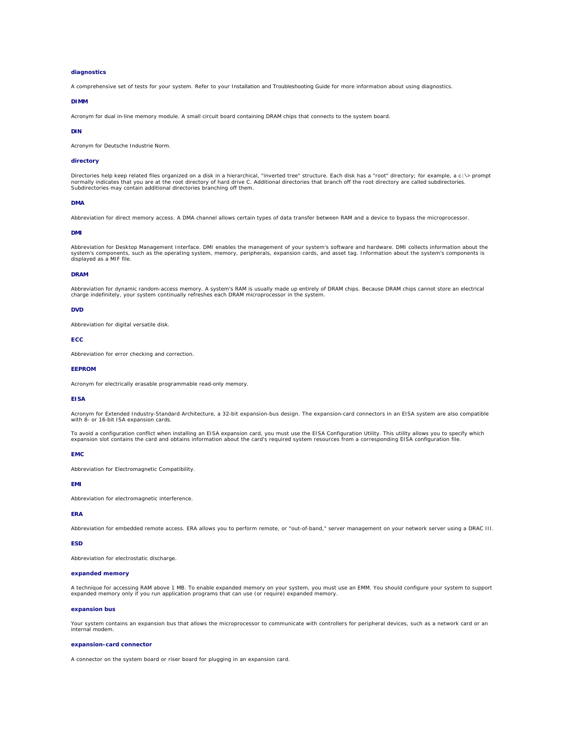#### diagnostics

A comprehensive set of tests for your system. Refer to your Installation and Troubleshooting Guide for more information about using diagnostics.

#### DIMM

Acronym for dual in-line memory module. A small circuit board containing DRAM chips that connects to the system board.

#### DIN

Acronym for Deutsche Industrie Norm.

#### directory

Directories help keep related files organized on a disk in a hierarchical, "inverted tree" structure. Each disk has a "root" directory; for example, a `c:\>` prompt normally indicates that you are at the root directory of hard drive C. Additional directories that branch off the root directory are called subdirectories. Subdirectories may contain additional directories branching off them.

#### DMA

Abbreviation for direct memory access. A DMA channel allows certain types of data transfer between RAM and a device to bypass the microprocessor.

#### DMI

Abbreviation for Desktop Management Interface. DMI enables the management of your system's software and hardware. DMI collects information about the system's components, such as the operating system, memory, peripherals, expansion cards, and asset tag. Information about the system's components is displayed as a MIF file.

#### DRAM

Abbreviation for dynamic random-access memory. A system's RAM is usually made up entirely of DRAM chips. Because DRAM chips cannot store an electrical charge indefinitely, your system continually refreshes each DRAM microprocessor in the system.

#### DVD

Abbreviation for digital versatile disk.

#### ECC

Abbreviation for error checking and correction.

#### EEPROM

Acronym for electrically erasable programmable read-only memory.

#### EISA

Acronym for Extended Industry-Standard Architecture, a 32-bit expansion-bus design. The expansion-card connectors in an EISA system are also compatible with 8- or 16-bit ISA expansion cards.

To avoid a configuration conflict when installing an EISA expansion card, you must use the EISA Configuration Utility. This utility allows you to specify which expansion slot contains the card and obtains information about the card's required system resources from a corresponding EISA configuration file.

#### EMC

Abbreviation for Electromagnetic Compatibility.

#### EMI

Abbreviation for electromagnetic interference.

#### ERA

Abbreviation for embedded remote access. ERA allows you to perform remote, or "out-of-band," server management on your network server using a DRAC III.

#### ESD

Abbreviation for electrostatic discharge.

#### expanded memory

A technique for accessing RAM above 1 MB. To enable expanded memory on your system, you must use an EMM. You should configure your system to support expanded memory only if you run application programs that can use (or require) expanded memory.

#### expansion bus

Your system contains an expansion bus that allows the microprocessor to communicate with controllers for peripheral devices, such as a network card or an internal modem.

#### expansion-card connector

A connector on the system board or riser board for plugging in an expansion card.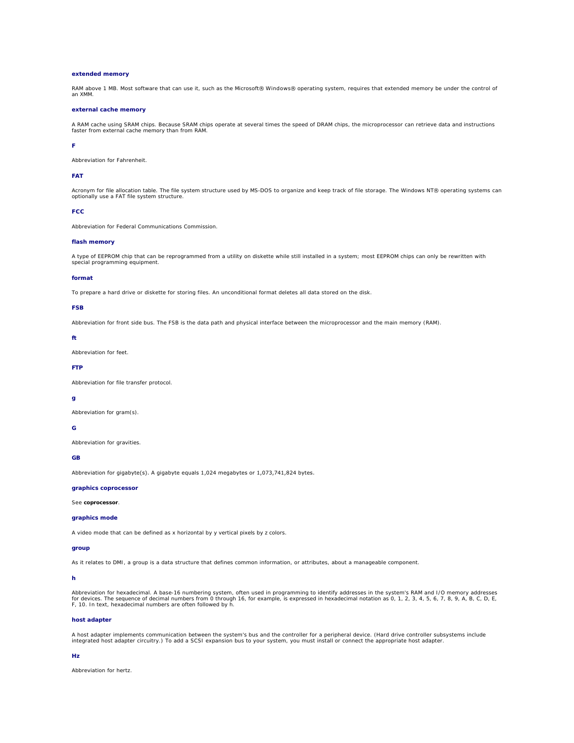**extended memory**

RAM above 1 MB. Most software that can use it, such as the Microsoft® Windows® operating system, requires that extended memory be under the control of an XMM.

**external cache memory**

A RAM cache using SRAM chips. Because SRAM chips operate at several times the speed of DRAM chips, the microprocessor can retrieve data and instructions faster from external cache memory than from RAM.

**F**

Abbreviation for Fahrenheit.

**FAT**

Acronym for file allocation table. The file system structure used by MS-DOS to organize and keep track of file storage. The Windows NT® operating systems can optionally use a FAT file system structure.

**FCC**

Abbreviation for Federal Communications Commission.

**flash memory**

A type of EEPROM chip that can be reprogrammed from a utility on diskette while still installed in a system; most EEPROM chips can only be rewritten with special programming equipment.

**format**

To prepare a hard drive or diskette for storing files. An unconditional format deletes all data stored on the disk.

**FSB**

Abbreviation for front side bus. The FSB is the data path and physical interface between the microprocessor and the main memory (RAM).

**ft**

Abbreviation for feet.

**FTP**

Abbreviation for file transfer protocol.

**g**

Abbreviation for gram(s).

**G**

Abbreviation for gravities.

**GB**

Abbreviation for gigabyte(s). A gigabyte equals 1,024 megabytes or 1,073,741,824 bytes.

**graphics coprocessor**

See **coprocessor**.

**graphics mode**

A video mode that can be defined as x horizontal by y vertical pixels by z colors.

**group**

As it relates to DMI, a group is a data structure that defines common information, or attributes, about a manageable component.

**h**

Abbreviation for hexadecimal. A base-16 numbering system, often used in programming to identify addresses in the system's RAM and I/O memory addresses for devices. The sequence of decimal numbers from 0 through 16, for example, is expressed in hexadecimal notation as 0, 1, 2, 3, 4, 5, 6, 7, 8, 9, A, B, C, D, E, F, 10. In text, hexadecimal numbers are often followed by h.

**host adapter**

A host adapter implements communication between the system's bus and the controller for a peripheral device. (Hard drive controller subsystems include integrated host adapter circuitry.) To add a SCSI expansion bus to your system, you must install or connect the appropriate host adapter.

**Hz**

Abbreviation for hertz.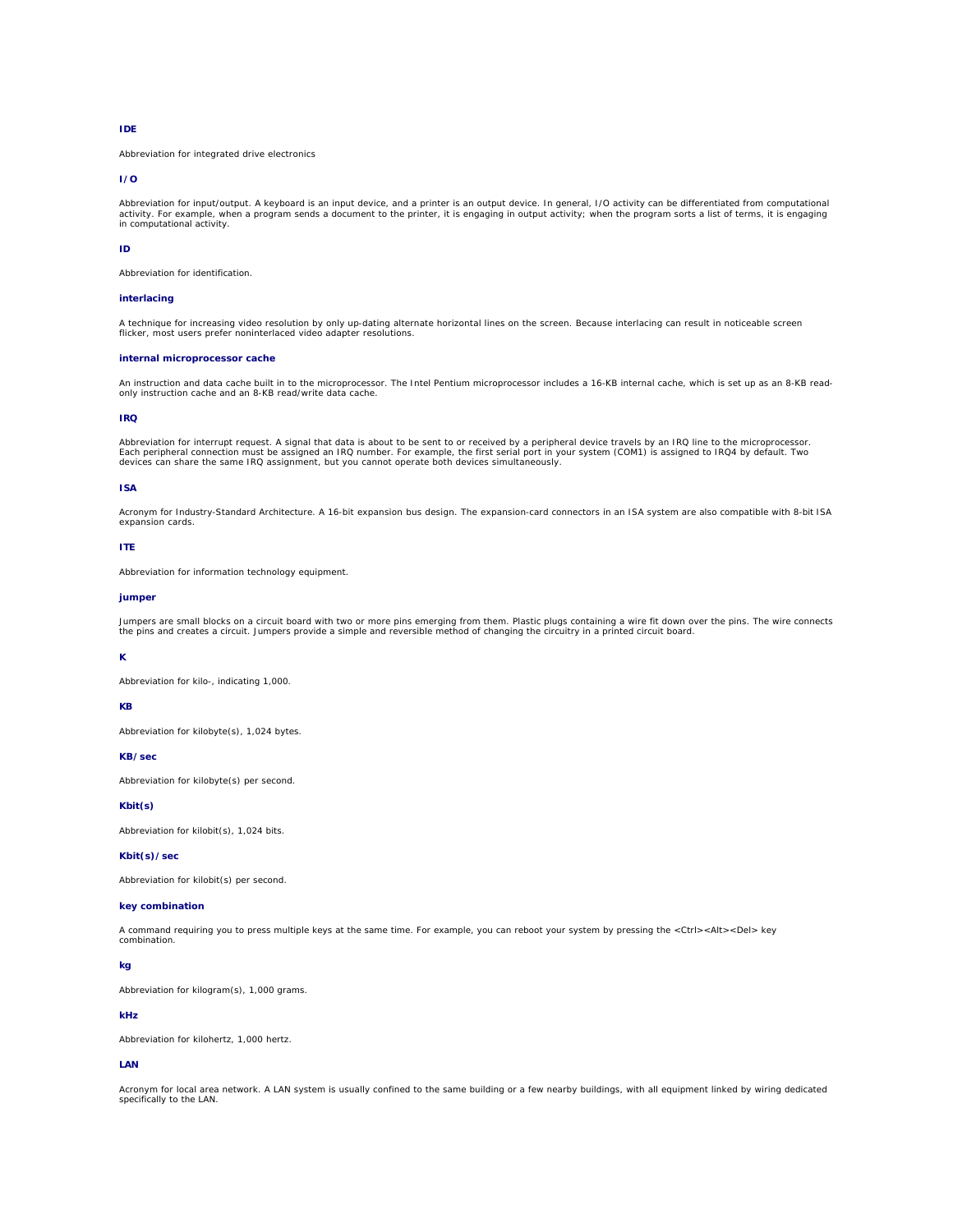### IDE

Abbreviation for integrated drive electronics

### I/O

Abbreviation for input/output. A keyboard is an input device, and a printer is an output device. In general, I/O activity can be differentiated from computational activity. For example, when a program sends a document to the printer, it is engaging in output activity; when the program sorts a list of terms, it is engaging in computational activity.

### ID

Abbreviation for identification.

### interlacing

A technique for increasing video resolution by only up-dating alternate horizontal lines on the screen. Because interlacing can result in noticeable screen flicker, most users prefer noninterlaced video adapter resolutions.

### internal microprocessor cache

An instruction and data cache built in to the microprocessor. The Intel Pentium microprocessor includes a 16-KB internal cache, which is set up as an 8-KB read-only instruction cache and an 8-KB read/write data cache.

### IRQ

Abbreviation for interrupt request. A signal that data is about to be sent to or received by a peripheral device travels by an IRQ line to the microprocessor. Each peripheral connection must be assigned an IRQ number. For example, the first serial port in your system (COM1) is assigned to IRQ4 by default. Two devices can share the same IRQ assignment, but you cannot operate both devices simultaneously.

### ISA

Acronym for Industry-Standard Architecture. A 16-bit expansion bus design. The expansion-card connectors in an ISA system are also compatible with 8-bit ISA expansion cards.

### ITE

Abbreviation for information technology equipment.

### jumper

Jumpers are small blocks on a circuit board with two or more pins emerging from them. Plastic plugs containing a wire fit down over the pins. The wire connects the pins and creates a circuit. Jumpers provide a simple and reversible method of changing the circuitry in a printed circuit board.

### K

Abbreviation for kilo-, indicating 1,000.

### KB

Abbreviation for kilobyte(s), 1,024 bytes.

### KB/sec

Abbreviation for kilobyte(s) per second.

### Kbit(s)

Abbreviation for kilobit(s), 1,024 bits.

### Kbit(s)/sec

Abbreviation for kilobit(s) per second.

### key combination

A command requiring you to press multiple keys at the same time. For example, you can reboot your system by pressing the <Ctrl><Alt><Del> key combination.

### kg

Abbreviation for kilogram(s), 1,000 grams.

### kHz

Abbreviation for kilohertz, 1,000 hertz.

### LAN

Acronym for local area network. A LAN system is usually confined to the same building or a few nearby buildings, with all equipment linked by wiring dedicated specifically to the LAN.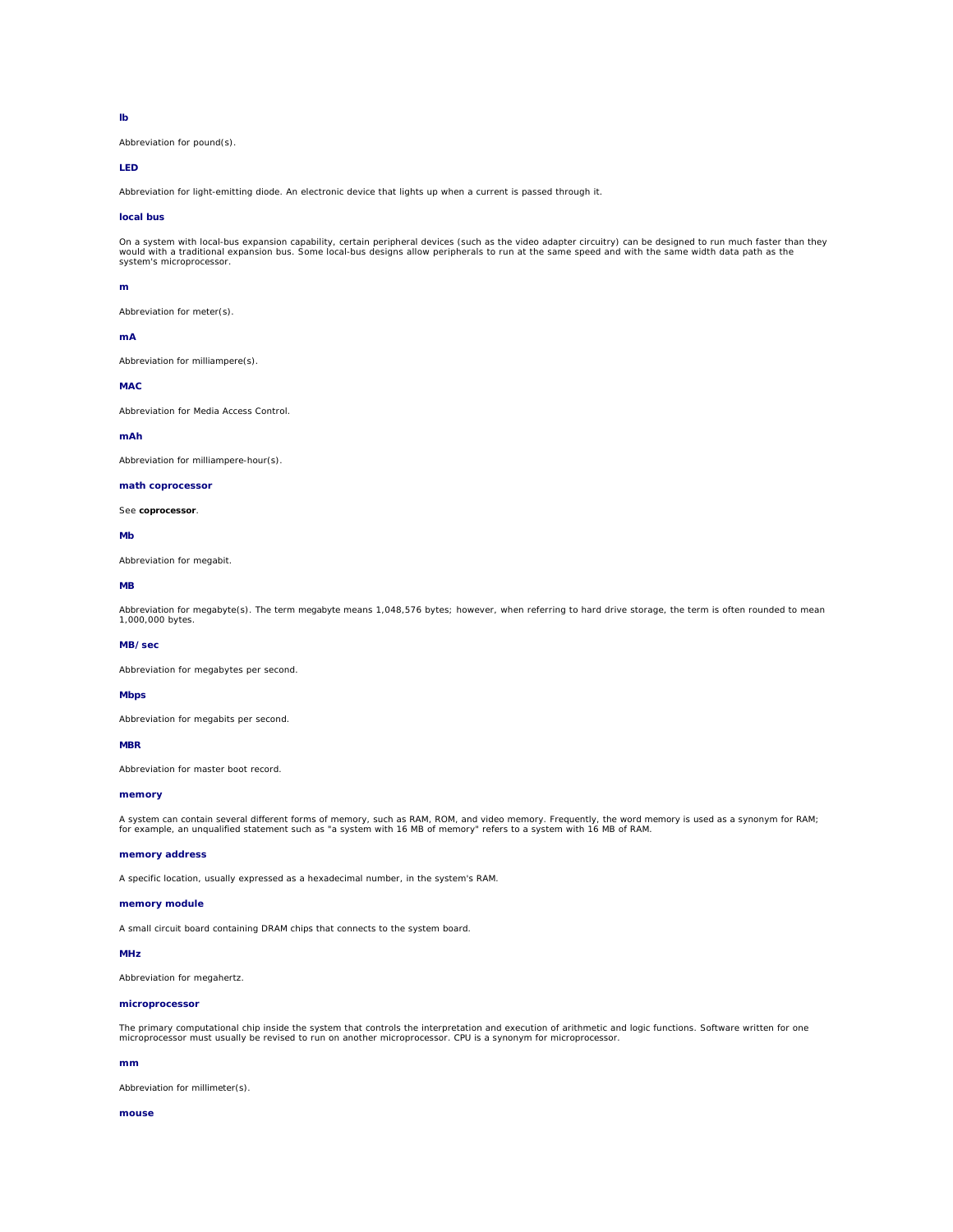### lb

Abbreviation for pound(s).

### LED

Abbreviation for light-emitting diode. An electronic device that lights up when a current is passed through it.

### local bus

On a system with local-bus expansion capability, certain peripheral devices (such as the video adapter circuitry) can be designed to run much faster than they would with a traditional expansion bus. Some local-bus designs allow peripherals to run at the same speed and with the same width data path as the system's microprocessor.

### m

Abbreviation for meter(s).

### mA

Abbreviation for milliampere(s).

### MAC

Abbreviation for Media Access Control.

### mAh

Abbreviation for milliampere-hour(s).

### math coprocessor

See **coprocessor**.

### Mb

Abbreviation for megabit.

### MB

Abbreviation for megabyte(s). The term megabyte means 1,048,576 bytes; however, when referring to hard drive storage, the term is often rounded to mean 1,000,000 bytes.

### MB/sec

Abbreviation for megabytes per second.

### Mbps

Abbreviation for megabits per second.

### MBR

Abbreviation for master boot record.

### memory

A system can contain several different forms of memory, such as RAM, ROM, and video memory. Frequently, the word memory is used as a synonym for RAM; for example, an unqualified statement such as "a system with 16 MB of memory" refers to a system with 16 MB of RAM.

### memory address

A specific location, usually expressed as a hexadecimal number, in the system's RAM.

### memory module

A small circuit board containing DRAM chips that connects to the system board.

### MHz

Abbreviation for megahertz.

### microprocessor

The primary computational chip inside the system that controls the interpretation and execution of arithmetic and logic functions. Software written for one microprocessor must usually be revised to run on another microprocessor. CPU is a synonym for microprocessor.

### mm

Abbreviation for millimeter(s).

### mouse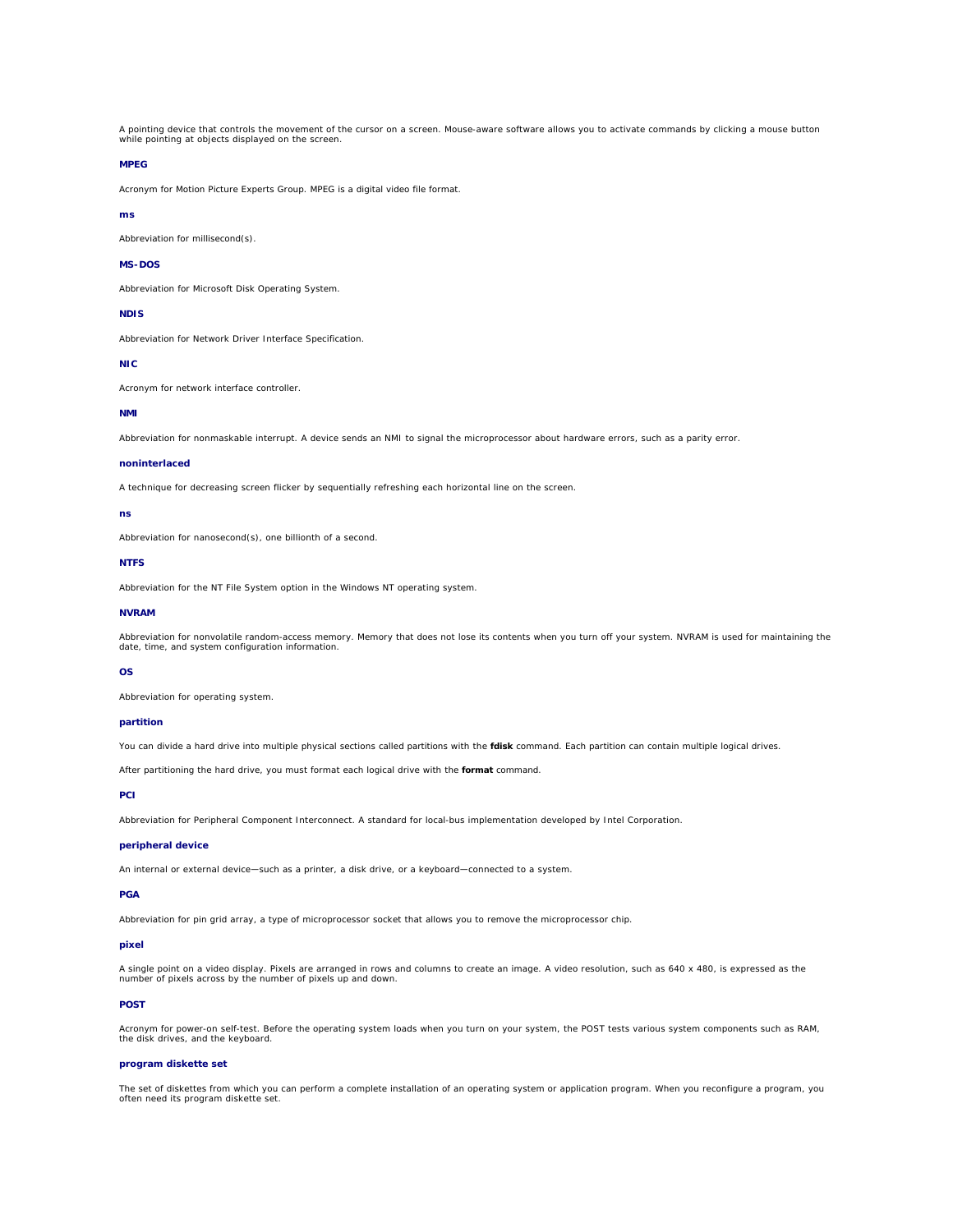A pointing device that controls the movement of the cursor on a screen. Mouse-aware software allows you to activate commands by clicking a mouse button while pointing at objects displayed on the screen.

#### MPEG

Acronym for Motion Picture Experts Group. MPEG is a digital video file format.

#### ms

Abbreviation for millisecond(s).

#### MS-DOS

Abbreviation for Microsoft Disk Operating System.

#### NDIS

Abbreviation for Network Driver Interface Specification.

#### NIC

Acronym for network interface controller.

#### NMI

Abbreviation for nonmaskable interrupt. A device sends an NMI to signal the microprocessor about hardware errors, such as a parity error.

#### noninterlaced

A technique for decreasing screen flicker by sequentially refreshing each horizontal line on the screen.

#### ns

Abbreviation for nanosecond(s), one billionth of a second.

#### NTFS

Abbreviation for the NT File System option in the Windows NT operating system.

#### NVRAM

Abbreviation for nonvolatile random-access memory. Memory that does not lose its contents when you turn off your system. NVRAM is used for maintaining the date, time, and system configuration information.

#### OS

Abbreviation for operating system.

#### partition

You can divide a hard drive into multiple physical sections called partitions with the **fdisk** command. Each partition can contain multiple logical drives.

After partitioning the hard drive, you must format each logical drive with the **format** command.

#### PCI

Abbreviation for Peripheral Component Interconnect. A standard for local-bus implementation developed by Intel Corporation.

#### peripheral device

An internal or external device—such as a printer, a disk drive, or a keyboard—connected to a system.

#### PGA

Abbreviation for pin grid array, a type of microprocessor socket that allows you to remove the microprocessor chip.

#### pixel

A single point on a video display. Pixels are arranged in rows and columns to create an image. A video resolution, such as 640 x 480, is expressed as the number of pixels across by the number of pixels up and down.

#### POST

Acronym for power-on self-test. Before the operating system loads when you turn on your system, the POST tests various system components such as RAM, the disk drives, and the keyboard.

#### program diskette set

The set of diskettes from which you can perform a complete installation of an operating system or application program. When you reconfigure a program, you often need its program diskette set.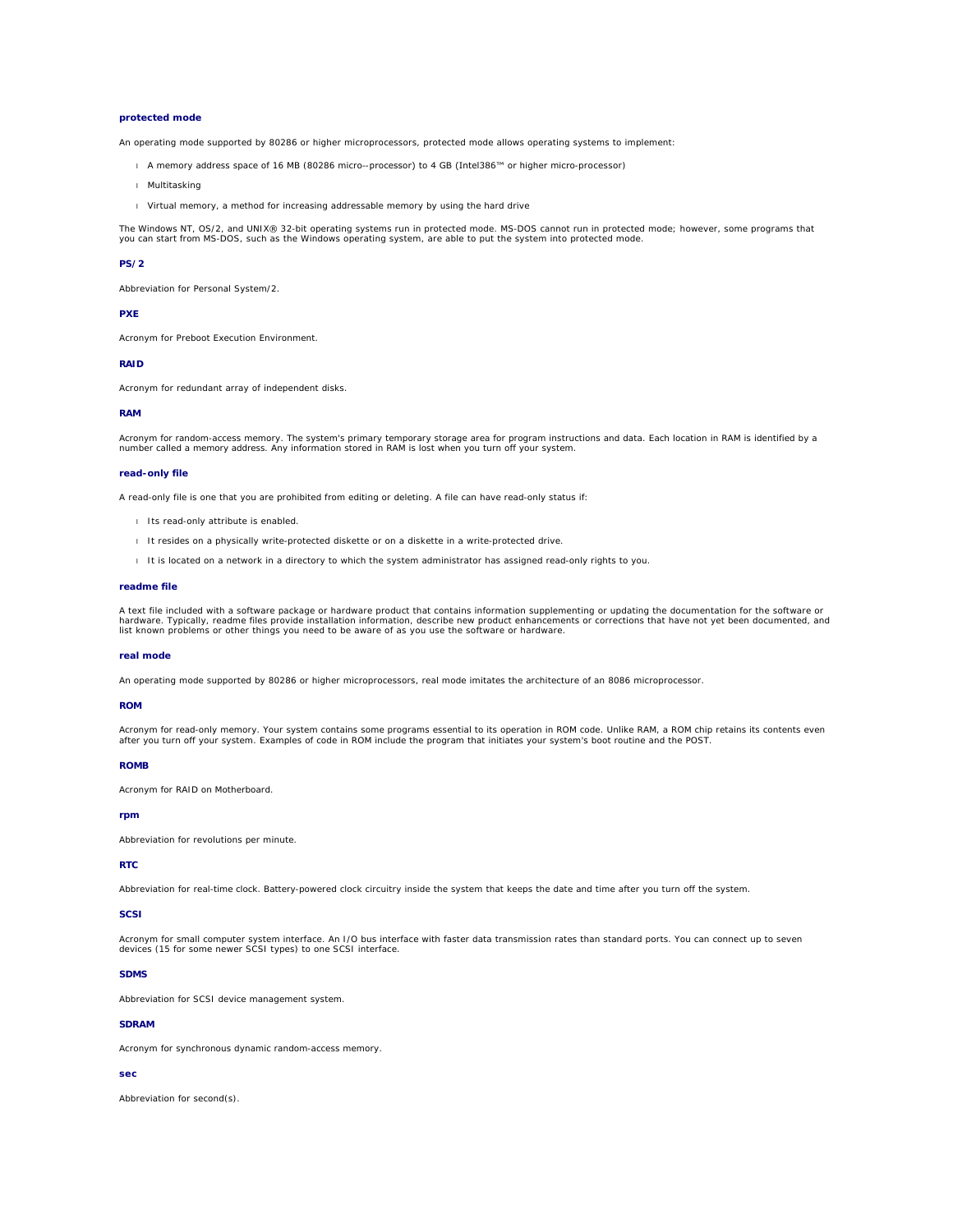### protected mode

An operating mode supported by 80286 or higher microprocessors, protected mode allows operating systems to implement:

- A memory address space of 16 MB (80286 micro--processor) to 4 GB (Intel386™ or higher micro-processor)
- Multitasking
- Virtual memory, a method for increasing addressable memory by using the hard drive

The Windows NT, OS/2, and UNIX® 32-bit operating systems run in protected mode. MS-DOS cannot run in protected mode; however, some programs that you can start from MS-DOS, such as the Windows operating system, are able to put the system into protected mode.

### PS/2

Abbreviation for Personal System/2.

### PXE

Acronym for Preboot Execution Environment.

### RAID

Acronym for redundant array of independent disks.

### RAM

Acronym for random-access memory. The system's primary temporary storage area for program instructions and data. Each location in RAM is identified by a number called a memory address. Any information stored in RAM is lost when you turn off your system.

### read-only file

A read-only file is one that you are prohibited from editing or deleting. A file can have read-only status if:

- Its read-only attribute is enabled.
- It resides on a physically write-protected diskette or on a diskette in a write-protected drive.
- It is located on a network in a directory to which the system administrator has assigned read-only rights to you.

### readme file

A text file included with a software package or hardware product that contains information supplementing or updating the documentation for the software or hardware. Typically, readme files provide installation information, describe new product enhancements or corrections that have not yet been documented, and list known problems or other things you need to be aware of as you use the software or hardware.

### real mode

An operating mode supported by 80286 or higher microprocessors, real mode imitates the architecture of an 8086 microprocessor.

### ROM

Acronym for read-only memory. Your system contains some programs essential to its operation in ROM code. Unlike RAM, a ROM chip retains its contents even after you turn off your system. Examples of code in ROM include the program that initiates your system's boot routine and the POST.

### ROMB

Acronym for RAID on Motherboard.

### rpm

Abbreviation for revolutions per minute.

### RTC

Abbreviation for real-time clock. Battery-powered clock circuitry inside the system that keeps the date and time after you turn off the system.

### SCSI

Acronym for small computer system interface. An I/O bus interface with faster data transmission rates than standard ports. You can connect up to seven devices (15 for some newer SCSI types) to one SCSI interface.

### SDMS

Abbreviation for SCSI device management system.

### SDRAM

Acronym for synchronous dynamic random-access memory.

### sec

Abbreviation for second(s).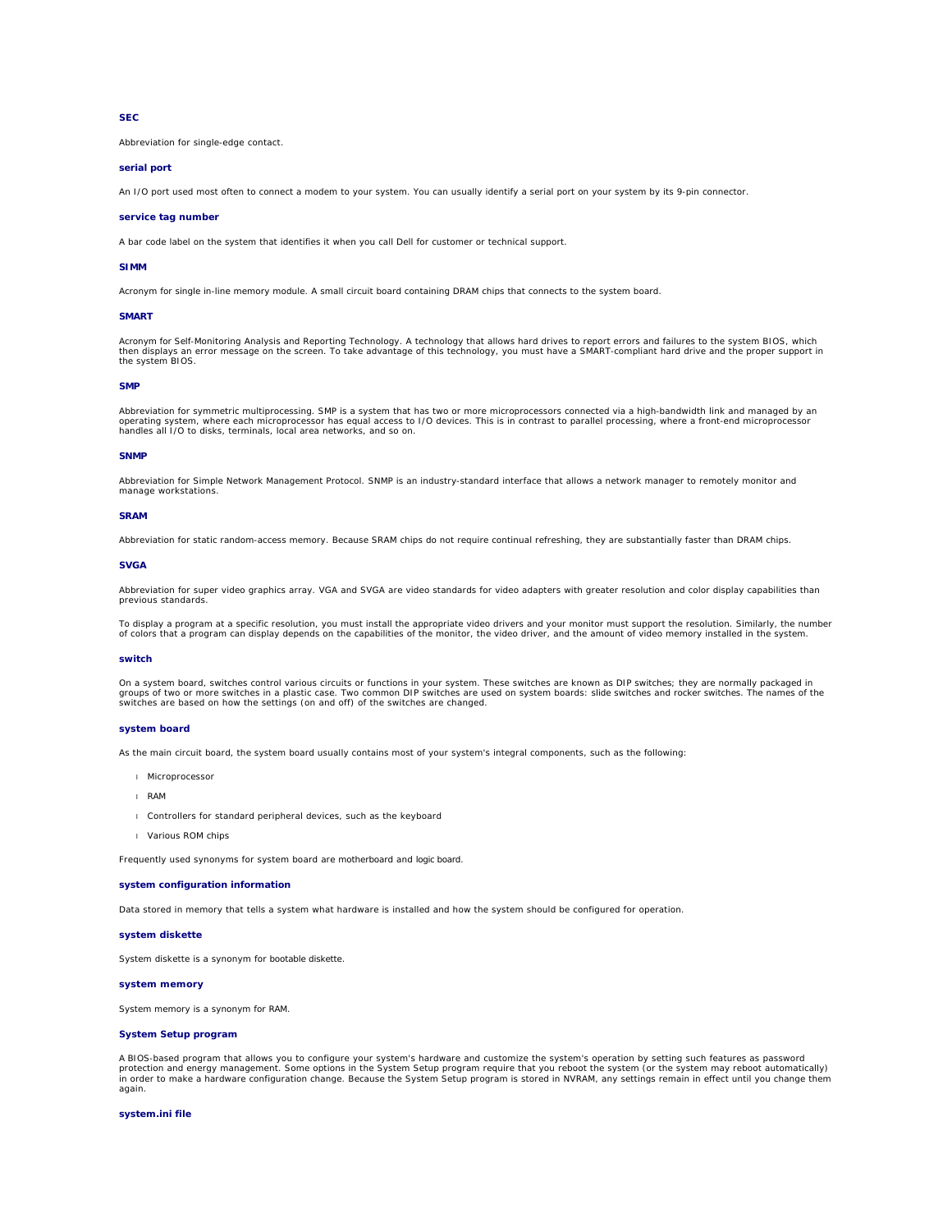#### SEC

Abbreviation for single-edge contact.

#### serial port

An I/O port used most often to connect a modem to your system. You can usually identify a serial port on your system by its 9-pin connector.

#### service tag number

A bar code label on the system that identifies it when you call Dell for customer or technical support.

#### SIMM

Acronym for single in-line memory module. A small circuit board containing DRAM chips that connects to the system board.

#### SMART

Acronym for Self-Monitoring Analysis and Reporting Technology. A technology that allows hard drives to report errors and failures to the system BIOS, which then displays an error message on the screen. To take advantage of this technology, you must have a SMART-compliant hard drive and the proper support in the system BIOS.

#### SMP

Abbreviation for symmetric multiprocessing. SMP is a system that has two or more microprocessors connected via a high-bandwidth link and managed by an operating system, where each microprocessor has equal access to I/O devices. This is in contrast to parallel processing, where a front-end microprocessor handles all I/O to disks, terminals, local area networks, and so on.

#### SNMP

Abbreviation for Simple Network Management Protocol. SNMP is an industry-standard interface that allows a network manager to remotely monitor and manage workstations.

#### SRAM

Abbreviation for static random-access memory. Because SRAM chips do not require continual refreshing, they are substantially faster than DRAM chips.

#### SVGA

Abbreviation for super video graphics array. VGA and SVGA are video standards for video adapters with greater resolution and color display capabilities than previous standards.

To display a program at a specific resolution, you must install the appropriate video drivers and your monitor must support the resolution. Similarly, the number of colors that a program can display depends on the capabilities of the monitor, the video driver, and the amount of video memory installed in the system.

#### switch

On a system board, switches control various circuits or functions in your system. These switches are known as DIP switches; they are normally packaged in groups of two or more switches in a plastic case. Two common DIP switches are used on system boards: slide switches and rocker switches. The names of the switches are based on how the settings (on and off) of the switches are changed.

#### system board

As the main circuit board, the system board usually contains most of your system's integral components, such as the following:

- Microprocessor
- RAM
- Controllers for standard peripheral devices, such as the keyboard
- Various ROM chips

Frequently used synonyms for system board are motherboard and logic board.

#### system configuration information

Data stored in memory that tells a system what hardware is installed and how the system should be configured for operation.

#### system diskette

System diskette is a synonym for bootable diskette.

#### system memory

System memory is a synonym for RAM.

#### System Setup program

A BIOS-based program that allows you to configure your system's hardware and customize the system's operation by setting such features as password protection and energy management. Some options in the System Setup program require that you reboot the system (or the system may reboot automatically) in order to make a hardware configuration change. Because the System Setup program is stored in NVRAM, any settings remain in effect until you change them again.

#### system.ini file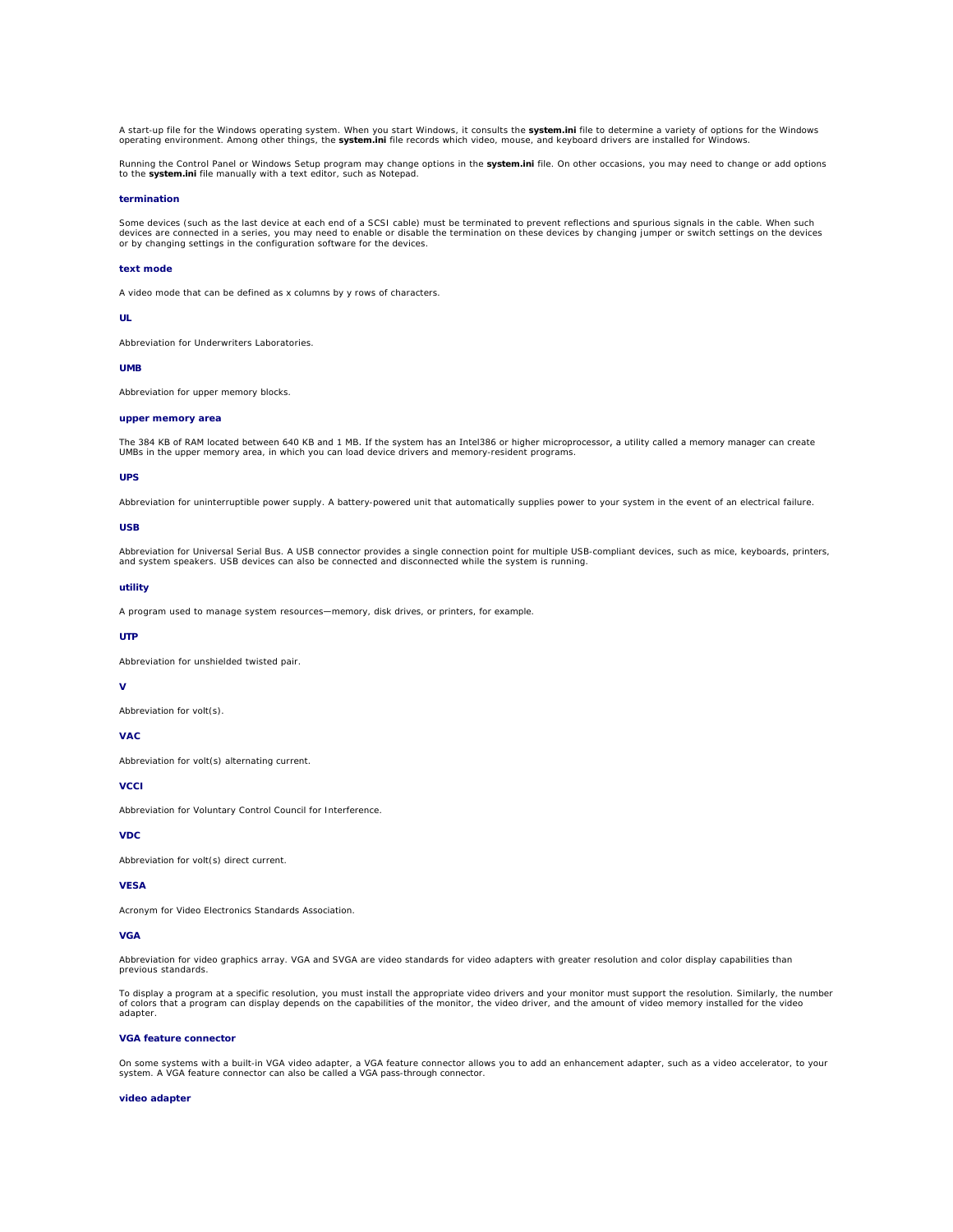A start-up file for the Windows operating system. When you start Windows, it consults the **system.ini** file to determine a variety of options for the Windows operating environment. Among other things, the **system.ini** file records which video, mouse, and keyboard drivers are installed for Windows.

Running the Control Panel or Windows Setup program may change options in the **system.ini** file. On other occasions, you may need to change or add options to the **system.ini** file manually with a text editor, such as Notepad.

#### termination

Some devices (such as the last device at each end of a SCSI cable) must be terminated to prevent reflections and spurious signals in the cable. When such devices are connected in a series, you may need to enable or disable the termination on these devices by changing jumper or switch settings on the devices or by changing settings in the configuration software for the devices.

#### text mode

A video mode that can be defined as x columns by y rows of characters.

#### UL

Abbreviation for Underwriters Laboratories.

#### UMB

Abbreviation for upper memory blocks.

#### upper memory area

The 384 KB of RAM located between 640 KB and 1 MB. If the system has an Intel386 or higher microprocessor, a utility called a memory manager can create UMBs in the upper memory area, in which you can load device drivers and memory-resident programs.

#### UPS

Abbreviation for uninterruptible power supply. A battery-powered unit that automatically supplies power to your system in the event of an electrical failure.

#### USB

Abbreviation for Universal Serial Bus. A USB connector provides a single connection point for multiple USB-compliant devices, such as mice, keyboards, printers, and system speakers. USB devices can also be connected and disconnected while the system is running.

#### utility

A program used to manage system resources—memory, disk drives, or printers, for example.

#### UTP

Abbreviation for unshielded twisted pair.

#### V

Abbreviation for volt(s).

#### VAC

Abbreviation for volt(s) alternating current.

#### VCCI

Abbreviation for Voluntary Control Council for Interference.

#### VDC

Abbreviation for volt(s) direct current.

#### VESA

Acronym for Video Electronics Standards Association.

#### VGA

Abbreviation for video graphics array. VGA and SVGA are video standards for video adapters with greater resolution and color display capabilities than previous standards.

To display a program at a specific resolution, you must install the appropriate video drivers and your monitor must support the resolution. Similarly, the number of colors that a program can display depends on the capabilities of the monitor, the video driver, and the amount of video memory installed for the video adapter.

#### VGA feature connector

On some systems with a built-in VGA video adapter, a VGA feature connector allows you to add an enhancement adapter, such as a video accelerator, to your system. A VGA feature connector can also be called a VGA pass-through connector.

#### video adapter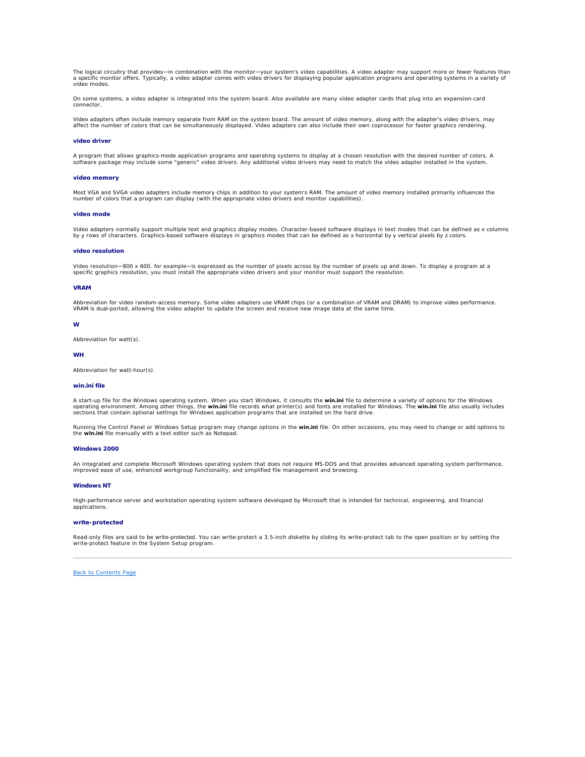The logical circuitry that provides—in combination with the monitor—your system's video capabilities. A video adapter may support more or fewer features than a specific monitor offers. Typically, a video adapter comes with video drivers for displaying popular application programs and operating systems in a variety of video modes.

On some systems, a video adapter is integrated into the system board. Also available are many video adapter cards that plug into an expansion-card connector.

Video adapters often include memory separate from RAM on the system board. The amount of video memory, along with the adapter's video drivers, may affect the number of colors that can be simultaneously displayed. Video adapters can also include their own coprocessor for faster graphics rendering.

#### video driver

A program that allows graphics-mode application programs and operating systems to display at a chosen resolution with the desired number of colors. A software package may include some "generic" video drivers. Any additional video drivers may need to match the video adapter installed in the system.

#### video memory

Most VGA and SVGA video adapters include memory chips in addition to your system's RAM. The amount of video memory installed primarily influences the number of colors that a program can display (with the appropriate video drivers and monitor capabilities).

#### video mode

Video adapters normally support multiple text and graphics display modes. Character-based software displays in text modes that can be defined as x columns by y rows of characters. Graphics-based software displays in graphics modes that can be defined as x horizontal by y vertical pixels by z colors.

#### video resolution

Video resolution—800 x 600, for example—is expressed as the number of pixels across by the number of pixels up and down. To display a program at a specific graphics resolution, you must install the appropriate video drivers and your monitor must support the resolution.

#### VRAM

Abbreviation for video random-access memory. Some video adapters use VRAM chips (or a combination of VRAM and DRAM) to improve video performance. VRAM is dual-ported, allowing the video adapter to update the screen and receive new image data at the same time.

#### W

Abbreviation for watt(s).

#### WH

Abbreviation for watt-hour(s).

#### win.ini file

A start-up file for the Windows operating system. When you start Windows, it consults the **win.ini** file to determine a variety of options for the Windows operating environment. Among other things, the **win.ini** file records what printer(s) and fonts are installed for Windows. The **win.ini** file also usually includes sections that contain optional settings for Windows application programs that are installed on the hard drive.

Running the Control Panel or Windows Setup program may change options in the **win.ini** file. On other occasions, you may need to change or add options to the **win.ini** file manually with a text editor such as Notepad.

#### Windows 2000

An integrated and complete Microsoft Windows operating system that does not require MS-DOS and that provides advanced operating system performance, improved ease of use, enhanced workgroup functionality, and simplified file management and browsing.

#### Windows NT

High-performance server and workstation operating system software developed by Microsoft that is intended for technical, engineering, and financial applications.

#### write-protected

Read-only files are said to be write-protected. You can write-protect a 3.5-inch diskette by sliding its write-protect tab to the open position or by setting the write-protect feature in the System Setup program.

---

Back to Contents Page